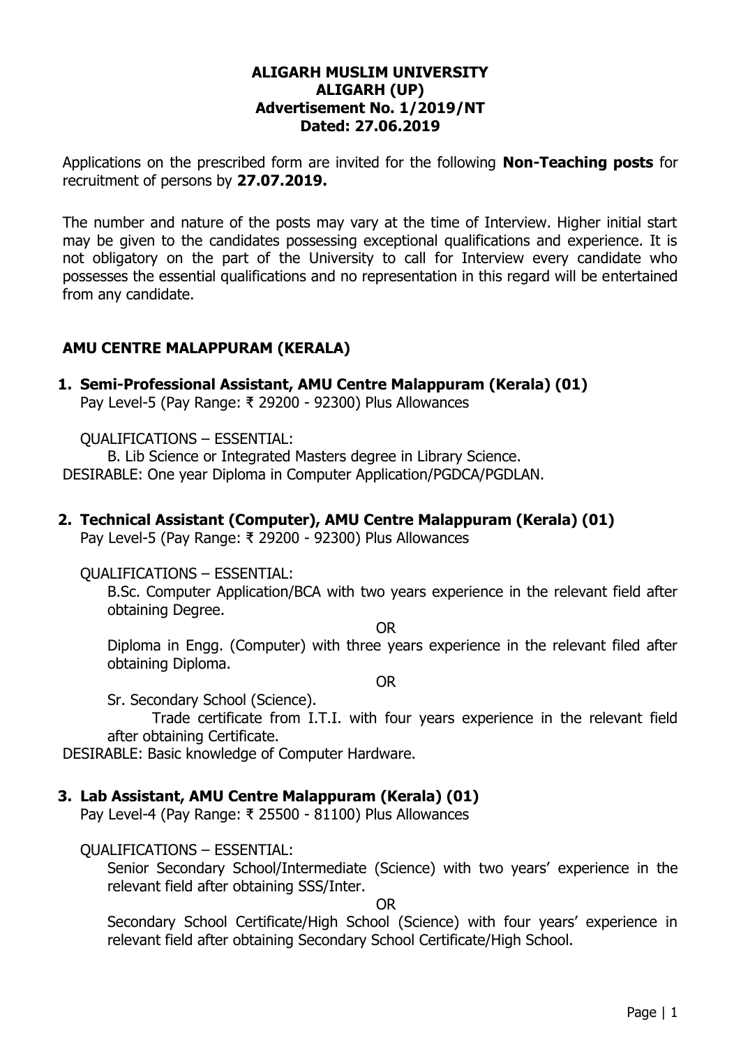**ALIGARH MUSLIM UNIVERSITY**
**ALIGARH (UP)**
**Advertisement No. 1/2019/NT**
**Dated: 27.06.2019**

Applications on the prescribed form are invited for the following **Non-Teaching posts** for recruitment of persons by **27.07.2019.**

The number and nature of the posts may vary at the time of Interview. Higher initial start may be given to the candidates possessing exceptional qualifications and experience. It is not obligatory on the part of the University to call for Interview every candidate who possesses the essential qualifications and no representation in this regard will be entertained from any candidate.

## AMU CENTRE MALAPPURAM (KERALA)

### 1. Semi-Professional Assistant, AMU Centre Malappuram (Kerala) (01)

Pay Level-5 (Pay Range: ₹ 29200 - 92300) Plus Allowances

QUALIFICATIONS – ESSENTIAL:

B. Lib Science or Integrated Masters degree in Library Science.

DESIRABLE: One year Diploma in Computer Application/PGDCA/PGDLAN.

### 2. Technical Assistant (Computer), AMU Centre Malappuram (Kerala) (01)

Pay Level-5 (Pay Range: ₹ 29200 - 92300) Plus Allowances

QUALIFICATIONS – ESSENTIAL:

B.Sc. Computer Application/BCA with two years experience in the relevant field after obtaining Degree.

OR

Diploma in Engg. (Computer) with three years experience in the relevant filed after obtaining Diploma.

OR

Sr. Secondary School (Science).

Trade certificate from I.T.I. with four years experience in the relevant field after obtaining Certificate.

DESIRABLE: Basic knowledge of Computer Hardware.

### 3. Lab Assistant, AMU Centre Malappuram (Kerala) (01)

Pay Level-4 (Pay Range: ₹ 25500 - 81100) Plus Allowances

QUALIFICATIONS – ESSENTIAL:

Senior Secondary School/Intermediate (Science) with two years' experience in the relevant field after obtaining SSS/Inter.

OR

Secondary School Certificate/High School (Science) with four years' experience in relevant field after obtaining Secondary School Certificate/High School.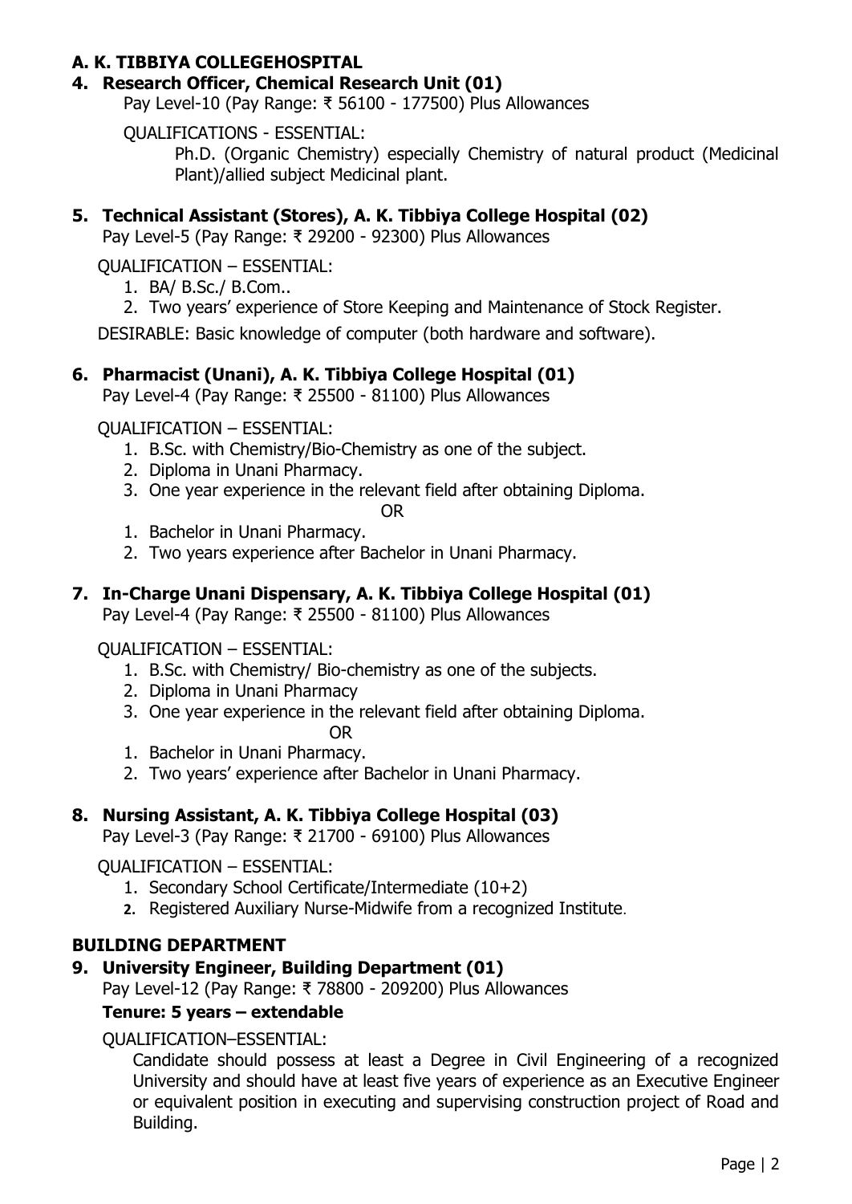**A. K. TIBBIYA COLLEGEHOSPITAL**

**4. Research Officer, Chemical Research Unit (01)**

Pay Level-10 (Pay Range: ₹ 56100 - 177500) Plus Allowances

QUALIFICATIONS - ESSENTIAL:

Ph.D. (Organic Chemistry) especially Chemistry of natural product (Medicinal Plant)/allied subject Medicinal plant.

**5. Technical Assistant (Stores), A. K. Tibbiya College Hospital (02)**

Pay Level-5 (Pay Range: ₹ 29200 - 92300) Plus Allowances

QUALIFICATION – ESSENTIAL:

1. BA/ B.Sc./ B.Com..
2. Two years' experience of Store Keeping and Maintenance of Stock Register.

DESIRABLE: Basic knowledge of computer (both hardware and software).

**6. Pharmacist (Unani), A. K. Tibbiya College Hospital (01)**

Pay Level-4 (Pay Range: ₹ 25500 - 81100) Plus Allowances

QUALIFICATION – ESSENTIAL:

1. B.Sc. with Chemistry/Bio-Chemistry as one of the subject.
2. Diploma in Unani Pharmacy.
3. One year experience in the relevant field after obtaining Diploma.

OR

1. Bachelor in Unani Pharmacy.
2. Two years experience after Bachelor in Unani Pharmacy.

**7. In-Charge Unani Dispensary, A. K. Tibbiya College Hospital (01)**

Pay Level-4 (Pay Range: ₹ 25500 - 81100) Plus Allowances

QUALIFICATION – ESSENTIAL:

1. B.Sc. with Chemistry/ Bio-chemistry as one of the subjects.
2. Diploma in Unani Pharmacy
3. One year experience in the relevant field after obtaining Diploma.

OR

1. Bachelor in Unani Pharmacy.
2. Two years' experience after Bachelor in Unani Pharmacy.

**8. Nursing Assistant, A. K. Tibbiya College Hospital (03)**

Pay Level-3 (Pay Range: ₹ 21700 - 69100) Plus Allowances

QUALIFICATION – ESSENTIAL:

1. Secondary School Certificate/Intermediate (10+2)
2. Registered Auxiliary Nurse-Midwife from a recognized Institute.

**BUILDING DEPARTMENT**

**9. University Engineer, Building Department (01)**

Pay Level-12 (Pay Range: ₹ 78800 - 209200) Plus Allowances

**Tenure: 5 years – extendable**

QUALIFICATION–ESSENTIAL:

Candidate should possess at least a Degree in Civil Engineering of a recognized University and should have at least five years of experience as an Executive Engineer or equivalent position in executing and supervising construction project of Road and Building.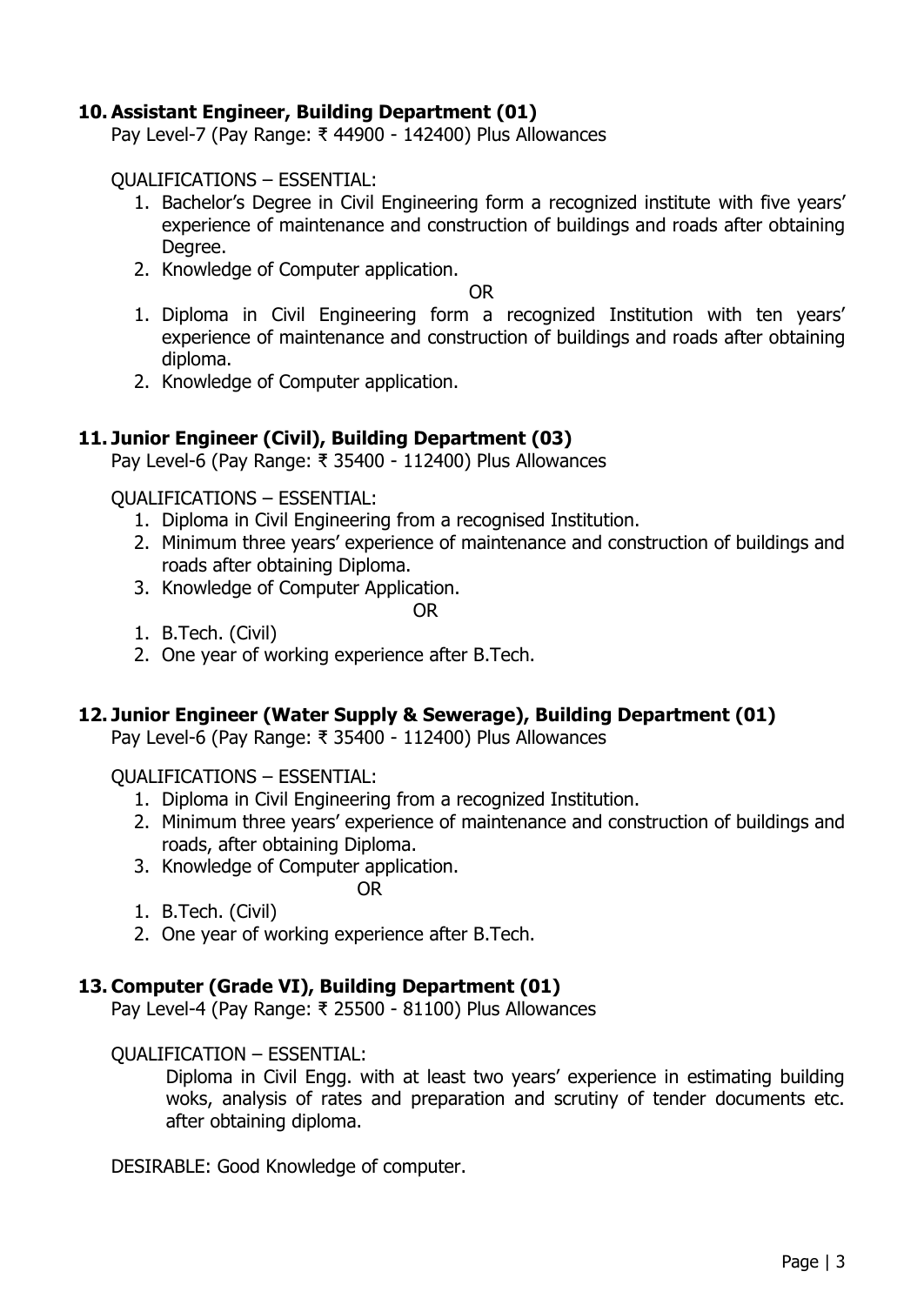### 10. Assistant Engineer, Building Department (01)

Pay Level-7 (Pay Range: ₹ 44900 - 142400) Plus Allowances

QUALIFICATIONS – ESSENTIAL:

1. Bachelor's Degree in Civil Engineering form a recognized institute with five years' experience of maintenance and construction of buildings and roads after obtaining Degree.
2. Knowledge of Computer application.

OR

1. Diploma in Civil Engineering form a recognized Institution with ten years' experience of maintenance and construction of buildings and roads after obtaining diploma.
2. Knowledge of Computer application.

### 11. Junior Engineer (Civil), Building Department (03)

Pay Level-6 (Pay Range: ₹ 35400 - 112400) Plus Allowances

QUALIFICATIONS – ESSENTIAL:

1. Diploma in Civil Engineering from a recognised Institution.
2. Minimum three years' experience of maintenance and construction of buildings and roads after obtaining Diploma.
3. Knowledge of Computer Application.

OR

1. B.Tech. (Civil)
2. One year of working experience after B.Tech.

### 12. Junior Engineer (Water Supply & Sewerage), Building Department (01)

Pay Level-6 (Pay Range: ₹ 35400 - 112400) Plus Allowances

QUALIFICATIONS – ESSENTIAL:

1. Diploma in Civil Engineering from a recognized Institution.
2. Minimum three years' experience of maintenance and construction of buildings and roads, after obtaining Diploma.
3. Knowledge of Computer application.

OR

1. B.Tech. (Civil)
2. One year of working experience after B.Tech.

### 13. Computer (Grade VI), Building Department (01)

Pay Level-4 (Pay Range: ₹ 25500 - 81100) Plus Allowances

QUALIFICATION – ESSENTIAL:

Diploma in Civil Engg. with at least two years' experience in estimating building woks, analysis of rates and preparation and scrutiny of tender documents etc. after obtaining diploma.

DESIRABLE: Good Knowledge of computer.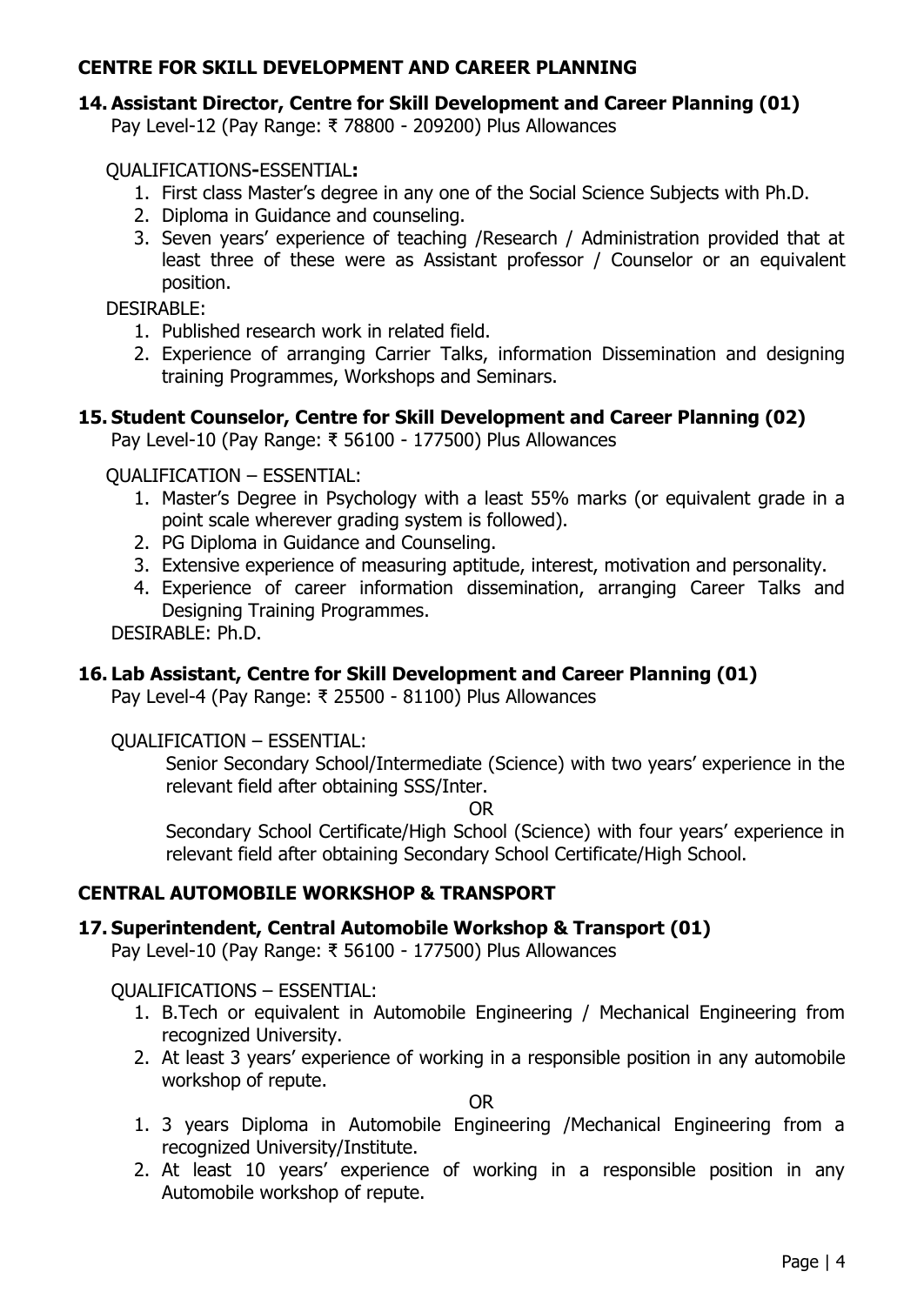## CENTRE FOR SKILL DEVELOPMENT AND CAREER PLANNING

### 14. Assistant Director, Centre for Skill Development and Career Planning (01)

Pay Level-12 (Pay Range: ₹ 78800 - 209200) Plus Allowances

QUALIFICATIONS-ESSENTIAL:

1. First class Master's degree in any one of the Social Science Subjects with Ph.D.
2. Diploma in Guidance and counseling.
3. Seven years' experience of teaching /Research / Administration provided that at least three of these were as Assistant professor / Counselor or an equivalent position.

DESIRABLE:

1. Published research work in related field.
2. Experience of arranging Carrier Talks, information Dissemination and designing training Programmes, Workshops and Seminars.

### 15. Student Counselor, Centre for Skill Development and Career Planning (02)

Pay Level-10 (Pay Range: ₹ 56100 - 177500) Plus Allowances

QUALIFICATION – ESSENTIAL:

1. Master's Degree in Psychology with a least 55% marks (or equivalent grade in a point scale wherever grading system is followed).
2. PG Diploma in Guidance and Counseling.
3. Extensive experience of measuring aptitude, interest, motivation and personality.
4. Experience of career information dissemination, arranging Career Talks and Designing Training Programmes.

DESIRABLE: Ph.D.

### 16. Lab Assistant, Centre for Skill Development and Career Planning (01)

Pay Level-4 (Pay Range: ₹ 25500 - 81100) Plus Allowances

QUALIFICATION – ESSENTIAL:

Senior Secondary School/Intermediate (Science) with two years' experience in the relevant field after obtaining SSS/Inter.

OR

Secondary School Certificate/High School (Science) with four years' experience in relevant field after obtaining Secondary School Certificate/High School.

## CENTRAL AUTOMOBILE WORKSHOP & TRANSPORT

### 17. Superintendent, Central Automobile Workshop & Transport (01)

Pay Level-10 (Pay Range: ₹ 56100 - 177500) Plus Allowances

QUALIFICATIONS – ESSENTIAL:

1. B.Tech or equivalent in Automobile Engineering / Mechanical Engineering from recognized University.
2. At least 3 years' experience of working in a responsible position in any automobile workshop of repute.

OR

1. 3 years Diploma in Automobile Engineering /Mechanical Engineering from a recognized University/Institute.
2. At least 10 years' experience of working in a responsible position in any Automobile workshop of repute.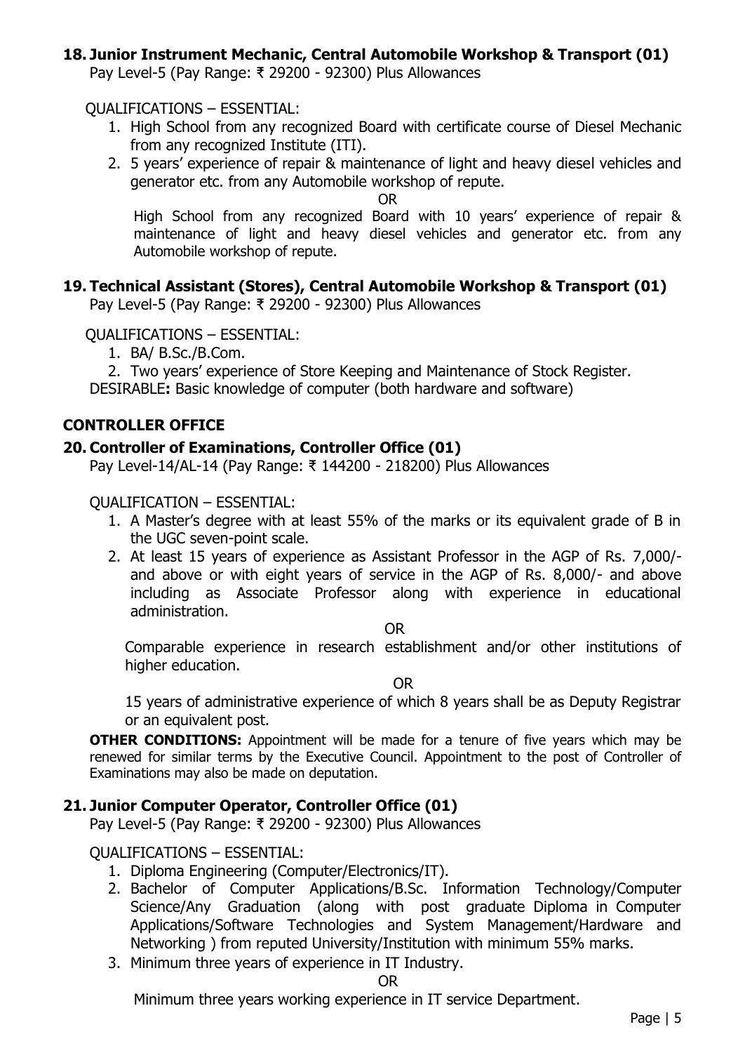### 18. Junior Instrument Mechanic, Central Automobile Workshop & Transport (01)

Pay Level-5 (Pay Range: ₹ 29200 - 92300) Plus Allowances

QUALIFICATIONS – ESSENTIAL:

1. High School from any recognized Board with certificate course of Diesel Mechanic from any recognized Institute (ITI).
2. 5 years' experience of repair & maintenance of light and heavy diesel vehicles and generator etc. from any Automobile workshop of repute.

OR

High School from any recognized Board with 10 years' experience of repair & maintenance of light and heavy diesel vehicles and generator etc. from any Automobile workshop of repute.

### 19. Technical Assistant (Stores), Central Automobile Workshop & Transport (01)

Pay Level-5 (Pay Range: ₹ 29200 - 92300) Plus Allowances

QUALIFICATIONS – ESSENTIAL:

1. BA/ B.Sc./B.Com.
2. Two years' experience of Store Keeping and Maintenance of Stock Register.

DESIRABLE**:** Basic knowledge of computer (both hardware and software)

## CONTROLLER OFFICE

### 20. Controller of Examinations, Controller Office (01)

Pay Level-14/AL-14 (Pay Range: ₹ 144200 - 218200) Plus Allowances

QUALIFICATION – ESSENTIAL:

1. A Master's degree with at least 55% of the marks or its equivalent grade of B in the UGC seven-point scale.
2. At least 15 years of experience as Assistant Professor in the AGP of Rs. 7,000/- and above or with eight years of service in the AGP of Rs. 8,000/- and above including as Associate Professor along with experience in educational administration.

OR

Comparable experience in research establishment and/or other institutions of higher education.

OR

15 years of administrative experience of which 8 years shall be as Deputy Registrar or an equivalent post.

**OTHER CONDITIONS:** Appointment will be made for a tenure of five years which may be renewed for similar terms by the Executive Council. Appointment to the post of Controller of Examinations may also be made on deputation.

### 21. Junior Computer Operator, Controller Office (01)

Pay Level-5 (Pay Range: ₹ 29200 - 92300) Plus Allowances

QUALIFICATIONS – ESSENTIAL:

1. Diploma Engineering (Computer/Electronics/IT).
2. Bachelor of Computer Applications/B.Sc. Information Technology/Computer Science/Any Graduation (along with post graduate Diploma in Computer Applications/Software Technologies and System Management/Hardware and Networking ) from reputed University/Institution with minimum 55% marks.
3. Minimum three years of experience in IT Industry.

OR

Minimum three years working experience in IT service Department.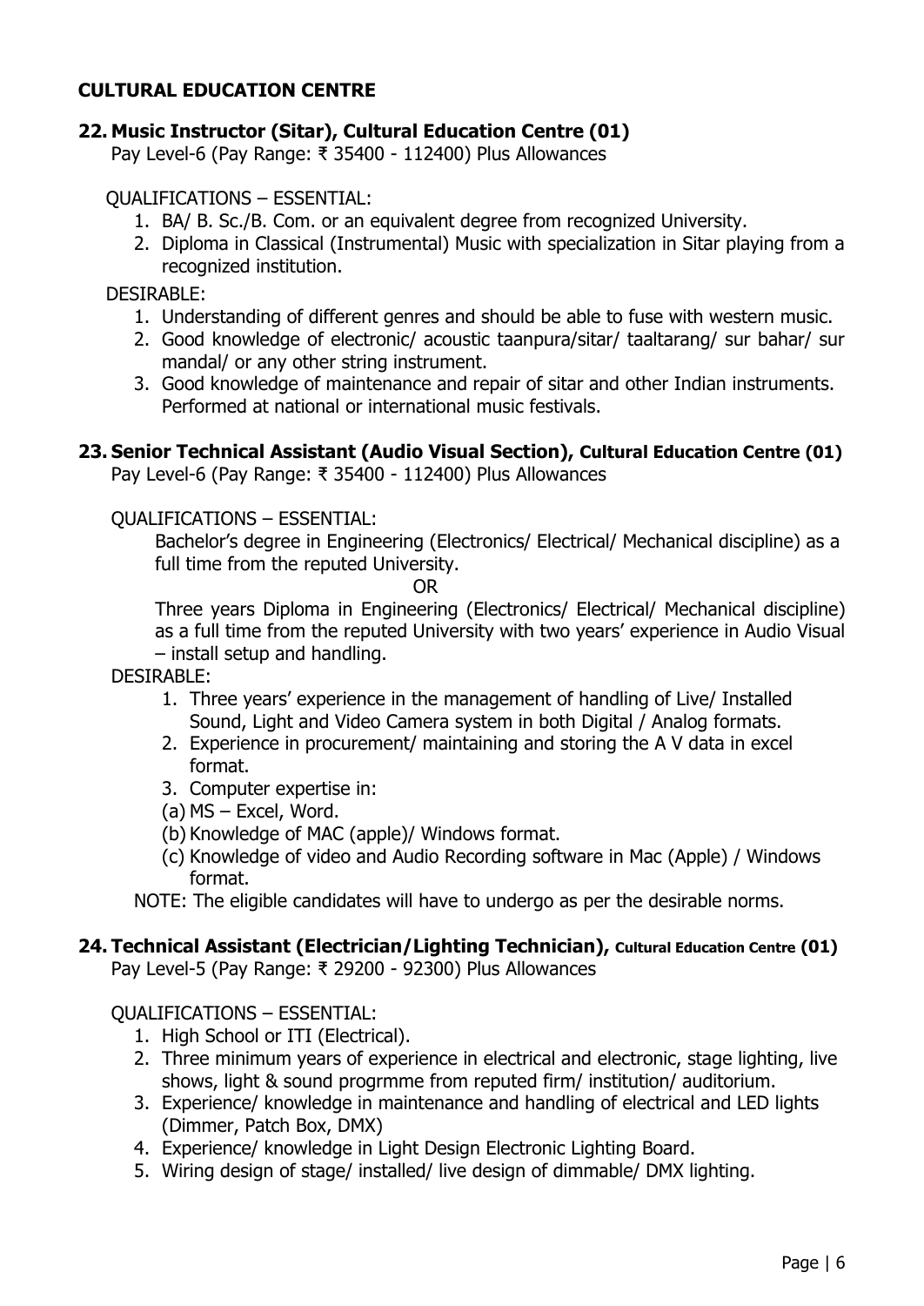## CULTURAL EDUCATION CENTRE

### 22. Music Instructor (Sitar), Cultural Education Centre (01)

Pay Level-6 (Pay Range: ₹ 35400 - 112400) Plus Allowances

QUALIFICATIONS – ESSENTIAL:

1. BA/ B. Sc./B. Com. or an equivalent degree from recognized University.
2. Diploma in Classical (Instrumental) Music with specialization in Sitar playing from a recognized institution.

DESIRABLE:

1. Understanding of different genres and should be able to fuse with western music.
2. Good knowledge of electronic/ acoustic taanpura/sitar/ taaltarang/ sur bahar/ sur mandal/ or any other string instrument.
3. Good knowledge of maintenance and repair of sitar and other Indian instruments. Performed at national or international music festivals.

### 23. Senior Technical Assistant (Audio Visual Section), Cultural Education Centre (01)

Pay Level-6 (Pay Range: ₹ 35400 - 112400) Plus Allowances

QUALIFICATIONS – ESSENTIAL:

Bachelor's degree in Engineering (Electronics/ Electrical/ Mechanical discipline) as a full time from the reputed University.

OR

Three years Diploma in Engineering (Electronics/ Electrical/ Mechanical discipline) as a full time from the reputed University with two years' experience in Audio Visual – install setup and handling.

DESIRABLE:

1. Three years' experience in the management of handling of Live/ Installed Sound, Light and Video Camera system in both Digital / Analog formats.
2. Experience in procurement/ maintaining and storing the A V data in excel format.
3. Computer expertise in:
   (a) MS – Excel, Word.
   (b) Knowledge of MAC (apple)/ Windows format.
   (c) Knowledge of video and Audio Recording software in Mac (Apple) / Windows format.

NOTE: The eligible candidates will have to undergo as per the desirable norms.

### 24. Technical Assistant (Electrician/Lighting Technician), Cultural Education Centre (01)

Pay Level-5 (Pay Range: ₹ 29200 - 92300) Plus Allowances

QUALIFICATIONS – ESSENTIAL:

1. High School or ITI (Electrical).
2. Three minimum years of experience in electrical and electronic, stage lighting, live shows, light & sound progrmme from reputed firm/ institution/ auditorium.
3. Experience/ knowledge in maintenance and handling of electrical and LED lights (Dimmer, Patch Box, DMX)
4. Experience/ knowledge in Light Design Electronic Lighting Board.
5. Wiring design of stage/ installed/ live design of dimmable/ DMX lighting.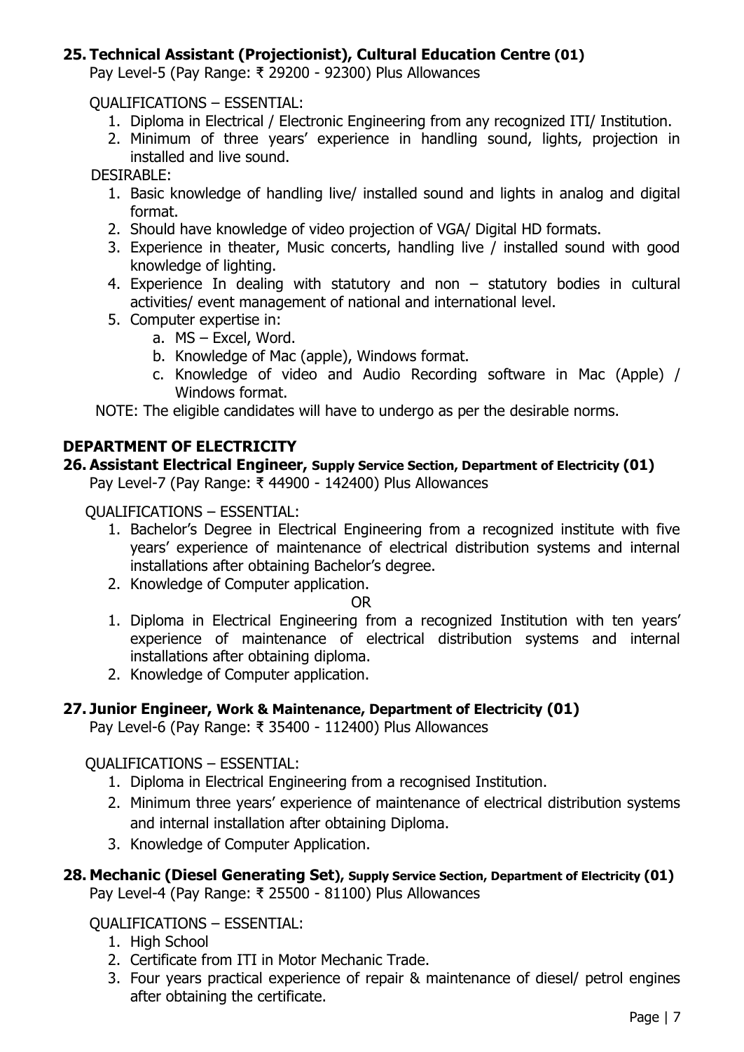### 25. Technical Assistant (Projectionist), Cultural Education Centre (01)

Pay Level-5 (Pay Range: ₹ 29200 - 92300) Plus Allowances

QUALIFICATIONS – ESSENTIAL:

1. Diploma in Electrical / Electronic Engineering from any recognized ITI/ Institution.
2. Minimum of three years' experience in handling sound, lights, projection in installed and live sound.

DESIRABLE:

1. Basic knowledge of handling live/ installed sound and lights in analog and digital format.
2. Should have knowledge of video projection of VGA/ Digital HD formats.
3. Experience in theater, Music concerts, handling live / installed sound with good knowledge of lighting.
4. Experience In dealing with statutory and non – statutory bodies in cultural activities/ event management of national and international level.
5. Computer expertise in:
   a. MS – Excel, Word.
   b. Knowledge of Mac (apple), Windows format.
   c. Knowledge of video and Audio Recording software in Mac (Apple) / Windows format.

NOTE: The eligible candidates will have to undergo as per the desirable norms.

## DEPARTMENT OF ELECTRICITY

### 26. Assistant Electrical Engineer, Supply Service Section, Department of Electricity (01)

Pay Level-7 (Pay Range: ₹ 44900 - 142400) Plus Allowances

QUALIFICATIONS – ESSENTIAL:

1. Bachelor's Degree in Electrical Engineering from a recognized institute with five years' experience of maintenance of electrical distribution systems and internal installations after obtaining Bachelor's degree.
2. Knowledge of Computer application.

OR

1. Diploma in Electrical Engineering from a recognized Institution with ten years' experience of maintenance of electrical distribution systems and internal installations after obtaining diploma.
2. Knowledge of Computer application.

### 27. Junior Engineer, Work & Maintenance, Department of Electricity (01)

Pay Level-6 (Pay Range: ₹ 35400 - 112400) Plus Allowances

QUALIFICATIONS – ESSENTIAL:

1. Diploma in Electrical Engineering from a recognised Institution.
2. Minimum three years' experience of maintenance of electrical distribution systems and internal installation after obtaining Diploma.
3. Knowledge of Computer Application.

### 28. Mechanic (Diesel Generating Set), Supply Service Section, Department of Electricity (01)

Pay Level-4 (Pay Range: ₹ 25500 - 81100) Plus Allowances

QUALIFICATIONS – ESSENTIAL:

1. High School
2. Certificate from ITI in Motor Mechanic Trade.
3. Four years practical experience of repair & maintenance of diesel/ petrol engines after obtaining the certificate.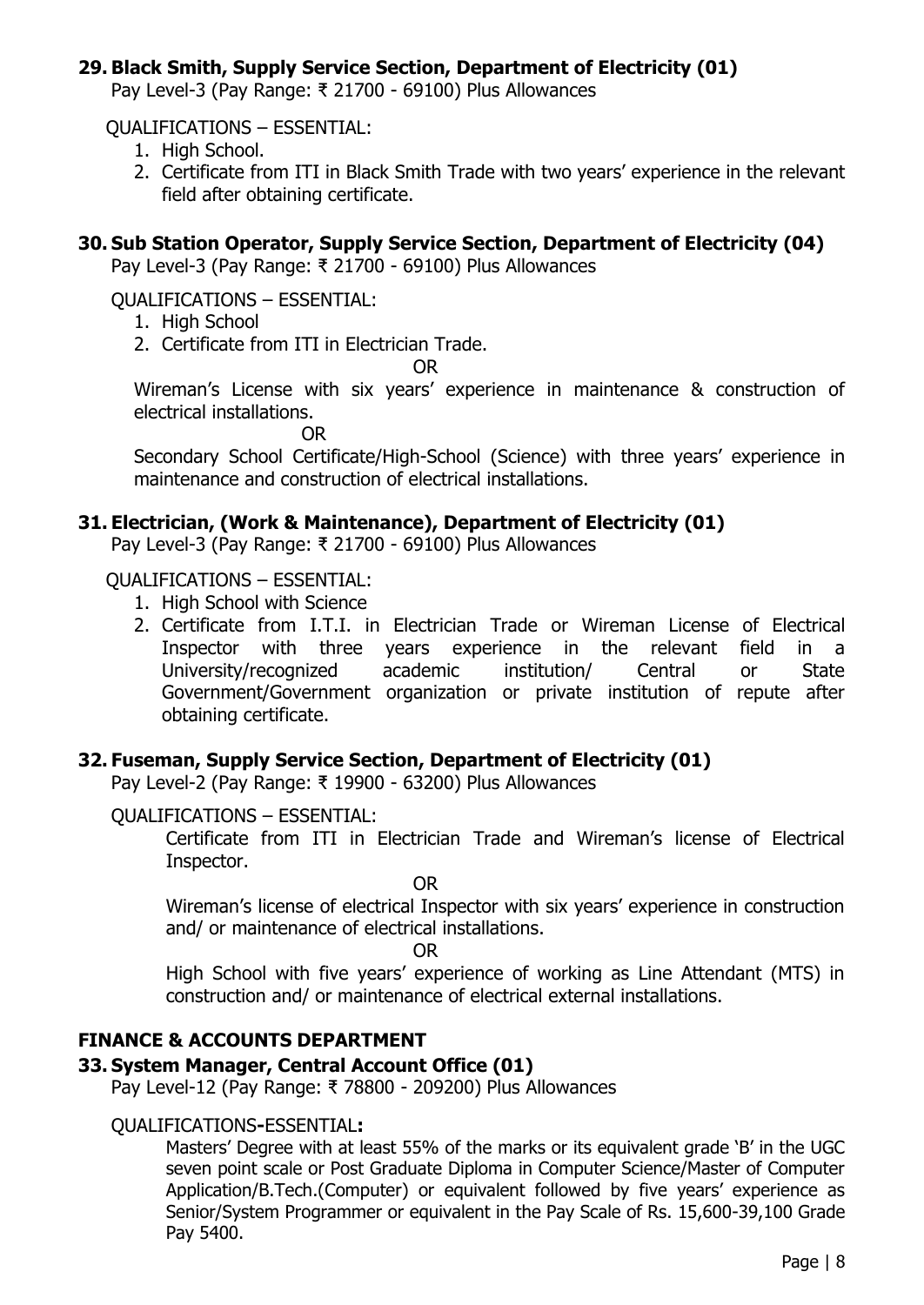### 29. Black Smith, Supply Service Section, Department of Electricity (01)

Pay Level-3 (Pay Range: ₹ 21700 - 69100) Plus Allowances

QUALIFICATIONS – ESSENTIAL:

1. High School.
2. Certificate from ITI in Black Smith Trade with two years' experience in the relevant field after obtaining certificate.

### 30. Sub Station Operator, Supply Service Section, Department of Electricity (04)

Pay Level-3 (Pay Range: ₹ 21700 - 69100) Plus Allowances

QUALIFICATIONS – ESSENTIAL:

1. High School
2. Certificate from ITI in Electrician Trade.

OR

Wireman's License with six years' experience in maintenance & construction of electrical installations.

OR

Secondary School Certificate/High-School (Science) with three years' experience in maintenance and construction of electrical installations.

### 31. Electrician, (Work & Maintenance), Department of Electricity (01)

Pay Level-3 (Pay Range: ₹ 21700 - 69100) Plus Allowances

QUALIFICATIONS – ESSENTIAL:

1. High School with Science
2. Certificate from I.T.I. in Electrician Trade or Wireman License of Electrical Inspector with three years experience in the relevant field in a University/recognized academic institution/ Central or State Government/Government organization or private institution of repute after obtaining certificate.

### 32. Fuseman, Supply Service Section, Department of Electricity (01)

Pay Level-2 (Pay Range: ₹ 19900 - 63200) Plus Allowances

QUALIFICATIONS – ESSENTIAL:

Certificate from ITI in Electrician Trade and Wireman's license of Electrical Inspector.

OR

Wireman's license of electrical Inspector with six years' experience in construction and/ or maintenance of electrical installations.

OR

High School with five years' experience of working as Line Attendant (MTS) in construction and/ or maintenance of electrical external installations.

## FINANCE & ACCOUNTS DEPARTMENT

### 33. System Manager, Central Account Office (01)

Pay Level-12 (Pay Range: ₹ 78800 - 209200) Plus Allowances

QUALIFICATIONS-ESSENTIAL**:**

Masters' Degree with at least 55% of the marks or its equivalent grade 'B' in the UGC seven point scale or Post Graduate Diploma in Computer Science/Master of Computer Application/B.Tech.(Computer) or equivalent followed by five years' experience as Senior/System Programmer or equivalent in the Pay Scale of Rs. 15,600-39,100 Grade Pay 5400.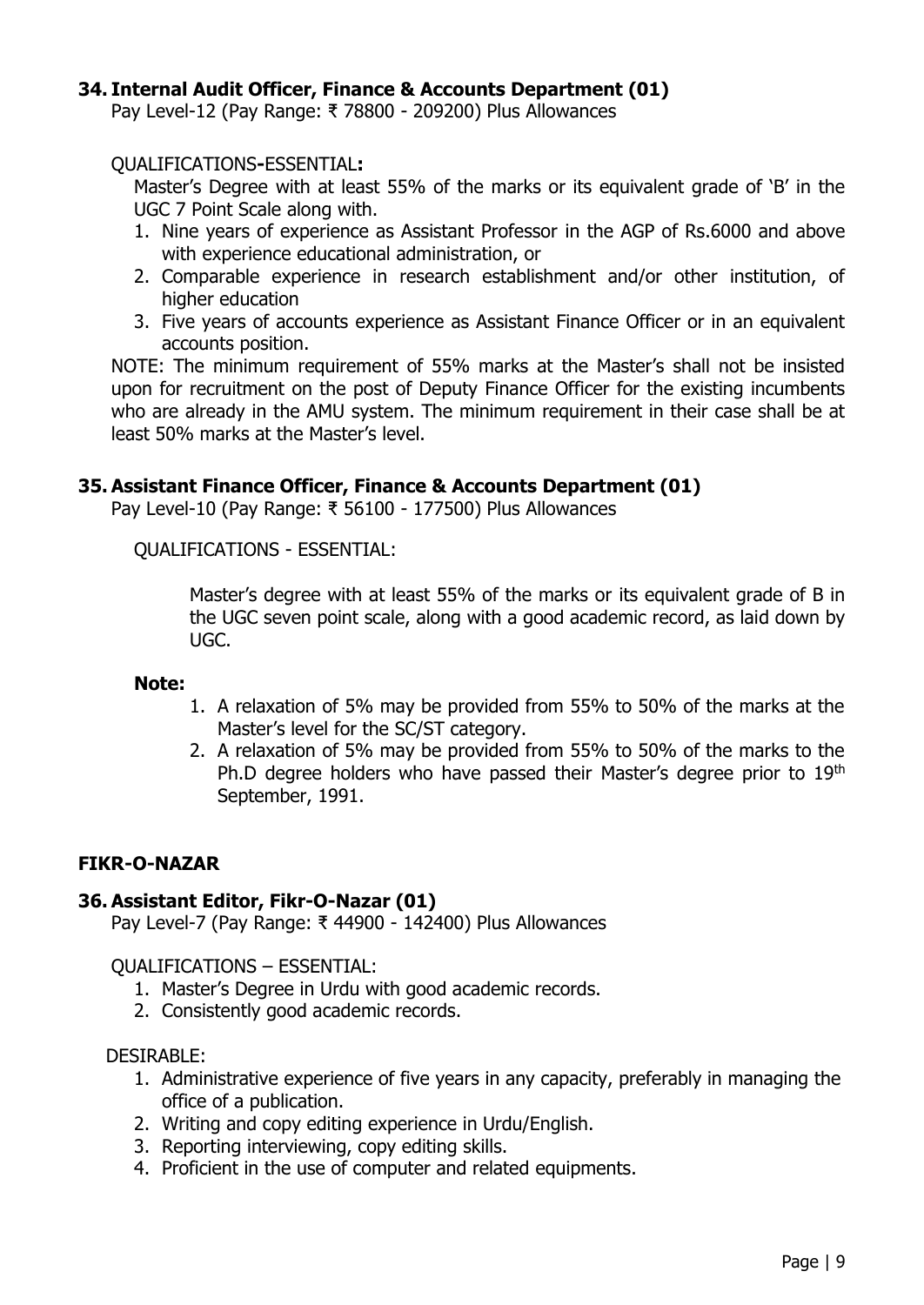### 34. Internal Audit Officer, Finance & Accounts Department (01)

Pay Level-12 (Pay Range: ₹ 78800 - 209200) Plus Allowances

QUALIFICATIONS**-**ESSENTIAL**:**

Master's Degree with at least 55% of the marks or its equivalent grade of 'B' in the UGC 7 Point Scale along with.

1. Nine years of experience as Assistant Professor in the AGP of Rs.6000 and above with experience educational administration, or
2. Comparable experience in research establishment and/or other institution, of higher education
3. Five years of accounts experience as Assistant Finance Officer or in an equivalent accounts position.

NOTE: The minimum requirement of 55% marks at the Master's shall not be insisted upon for recruitment on the post of Deputy Finance Officer for the existing incumbents who are already in the AMU system. The minimum requirement in their case shall be at least 50% marks at the Master's level.

### 35. Assistant Finance Officer, Finance & Accounts Department (01)

Pay Level-10 (Pay Range: ₹ 56100 - 177500) Plus Allowances

QUALIFICATIONS - ESSENTIAL:

Master's degree with at least 55% of the marks or its equivalent grade of B in the UGC seven point scale, along with a good academic record, as laid down by UGC.

**Note:**

1. A relaxation of 5% may be provided from 55% to 50% of the marks at the Master's level for the SC/ST category.
2. A relaxation of 5% may be provided from 55% to 50% of the marks to the Ph.D degree holders who have passed their Master's degree prior to 19th September, 1991.

## FIKR-O-NAZAR

### 36. Assistant Editor, Fikr-O-Nazar (01)

Pay Level-7 (Pay Range: ₹ 44900 - 142400) Plus Allowances

QUALIFICATIONS – ESSENTIAL:

1. Master's Degree in Urdu with good academic records.
2. Consistently good academic records.

DESIRABLE:

1. Administrative experience of five years in any capacity, preferably in managing the office of a publication.
2. Writing and copy editing experience in Urdu/English.
3. Reporting interviewing, copy editing skills.
4. Proficient in the use of computer and related equipments.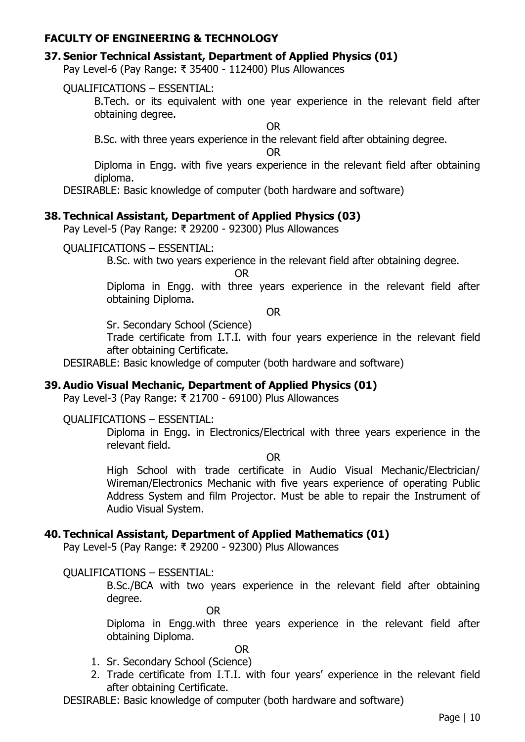## FACULTY OF ENGINEERING & TECHNOLOGY

### 37. Senior Technical Assistant, Department of Applied Physics (01)

Pay Level-6 (Pay Range: ₹ 35400 - 112400) Plus Allowances

QUALIFICATIONS – ESSENTIAL:

B.Tech. or its equivalent with one year experience in the relevant field after obtaining degree.

OR

B.Sc. with three years experience in the relevant field after obtaining degree.

OR

Diploma in Engg. with five years experience in the relevant field after obtaining diploma.

DESIRABLE: Basic knowledge of computer (both hardware and software)

### 38. Technical Assistant, Department of Applied Physics (03)

Pay Level-5 (Pay Range: ₹ 29200 - 92300) Plus Allowances

QUALIFICATIONS – ESSENTIAL:

B.Sc. with two years experience in the relevant field after obtaining degree.

OR

Diploma in Engg. with three years experience in the relevant field after obtaining Diploma.

OR

Sr. Secondary School (Science)

Trade certificate from I.T.I. with four years experience in the relevant field after obtaining Certificate.

DESIRABLE: Basic knowledge of computer (both hardware and software)

### 39. Audio Visual Mechanic, Department of Applied Physics (01)

Pay Level-3 (Pay Range: ₹ 21700 - 69100) Plus Allowances

QUALIFICATIONS – ESSENTIAL:

Diploma in Engg. in Electronics/Electrical with three years experience in the relevant field.

OR

High School with trade certificate in Audio Visual Mechanic/Electrician/ Wireman/Electronics Mechanic with five years experience of operating Public Address System and film Projector. Must be able to repair the Instrument of Audio Visual System.

### 40. Technical Assistant, Department of Applied Mathematics (01)

Pay Level-5 (Pay Range: ₹ 29200 - 92300) Plus Allowances

QUALIFICATIONS – ESSENTIAL:

B.Sc./BCA with two years experience in the relevant field after obtaining degree.

OR

Diploma in Engg.with three years experience in the relevant field after obtaining Diploma.

OR

1. Sr. Secondary School (Science)
2. Trade certificate from I.T.I. with four years' experience in the relevant field after obtaining Certificate.

DESIRABLE: Basic knowledge of computer (both hardware and software)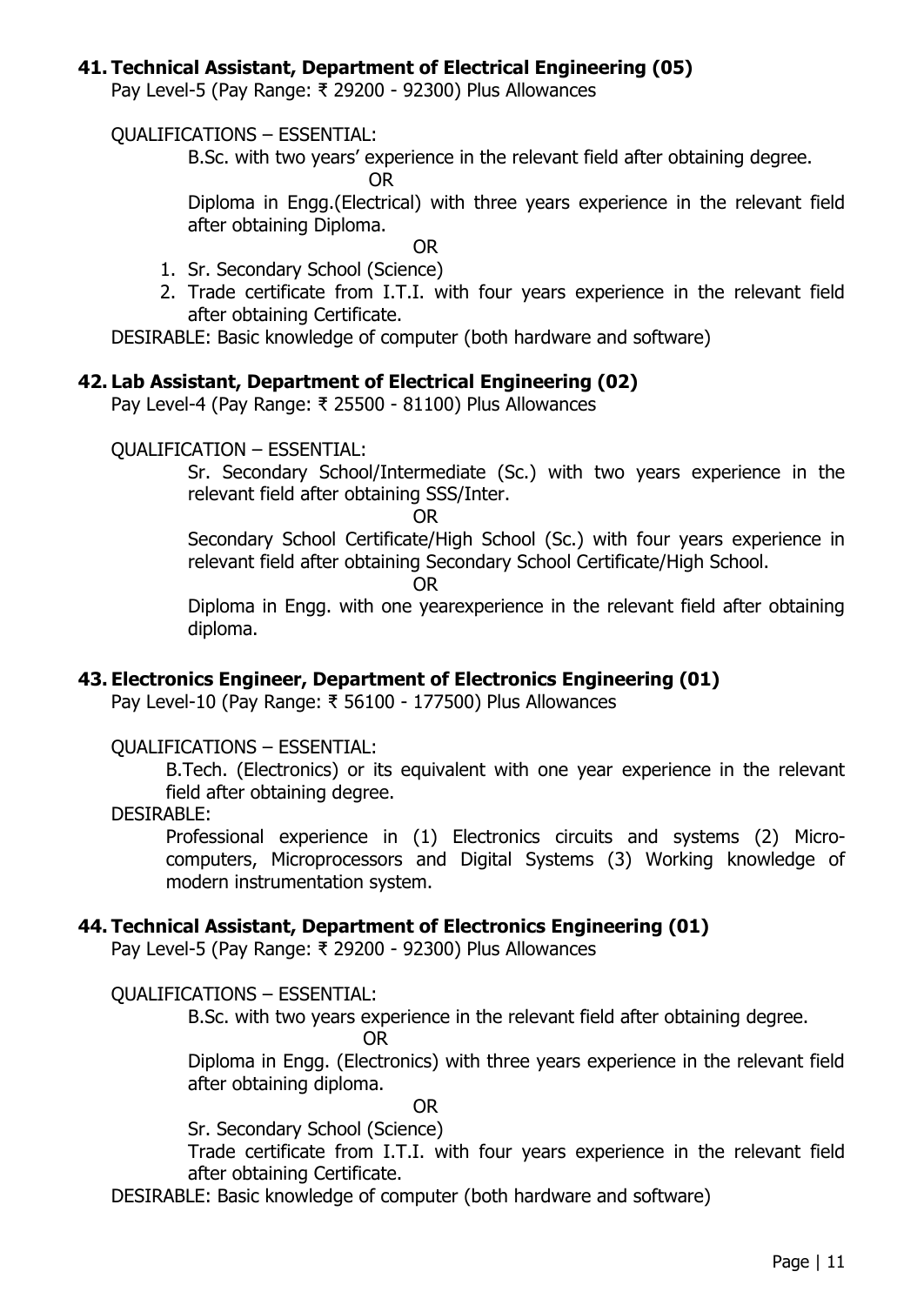### 41. Technical Assistant, Department of Electrical Engineering (05)

Pay Level-5 (Pay Range: ₹ 29200 - 92300) Plus Allowances

QUALIFICATIONS – ESSENTIAL:

B.Sc. with two years' experience in the relevant field after obtaining degree.

OR

Diploma in Engg.(Electrical) with three years experience in the relevant field after obtaining Diploma.

OR

1. Sr. Secondary School (Science)
2. Trade certificate from I.T.I. with four years experience in the relevant field after obtaining Certificate.

DESIRABLE: Basic knowledge of computer (both hardware and software)

### 42. Lab Assistant, Department of Electrical Engineering (02)

Pay Level-4 (Pay Range: ₹ 25500 - 81100) Plus Allowances

QUALIFICATION – ESSENTIAL:

Sr. Secondary School/Intermediate (Sc.) with two years experience in the relevant field after obtaining SSS/Inter.

OR

Secondary School Certificate/High School (Sc.) with four years experience in relevant field after obtaining Secondary School Certificate/High School.

OR

Diploma in Engg. with one yearexperience in the relevant field after obtaining diploma.

### 43. Electronics Engineer, Department of Electronics Engineering (01)

Pay Level-10 (Pay Range: ₹ 56100 - 177500) Plus Allowances

QUALIFICATIONS – ESSENTIAL:

B.Tech. (Electronics) or its equivalent with one year experience in the relevant field after obtaining degree.

DESIRABLE:

Professional experience in (1) Electronics circuits and systems (2) Micro-computers, Microprocessors and Digital Systems (3) Working knowledge of modern instrumentation system.

### 44. Technical Assistant, Department of Electronics Engineering (01)

Pay Level-5 (Pay Range: ₹ 29200 - 92300) Plus Allowances

QUALIFICATIONS – ESSENTIAL:

B.Sc. with two years experience in the relevant field after obtaining degree.

OR

Diploma in Engg. (Electronics) with three years experience in the relevant field after obtaining diploma.

OR

Sr. Secondary School (Science)

Trade certificate from I.T.I. with four years experience in the relevant field after obtaining Certificate.

DESIRABLE: Basic knowledge of computer (both hardware and software)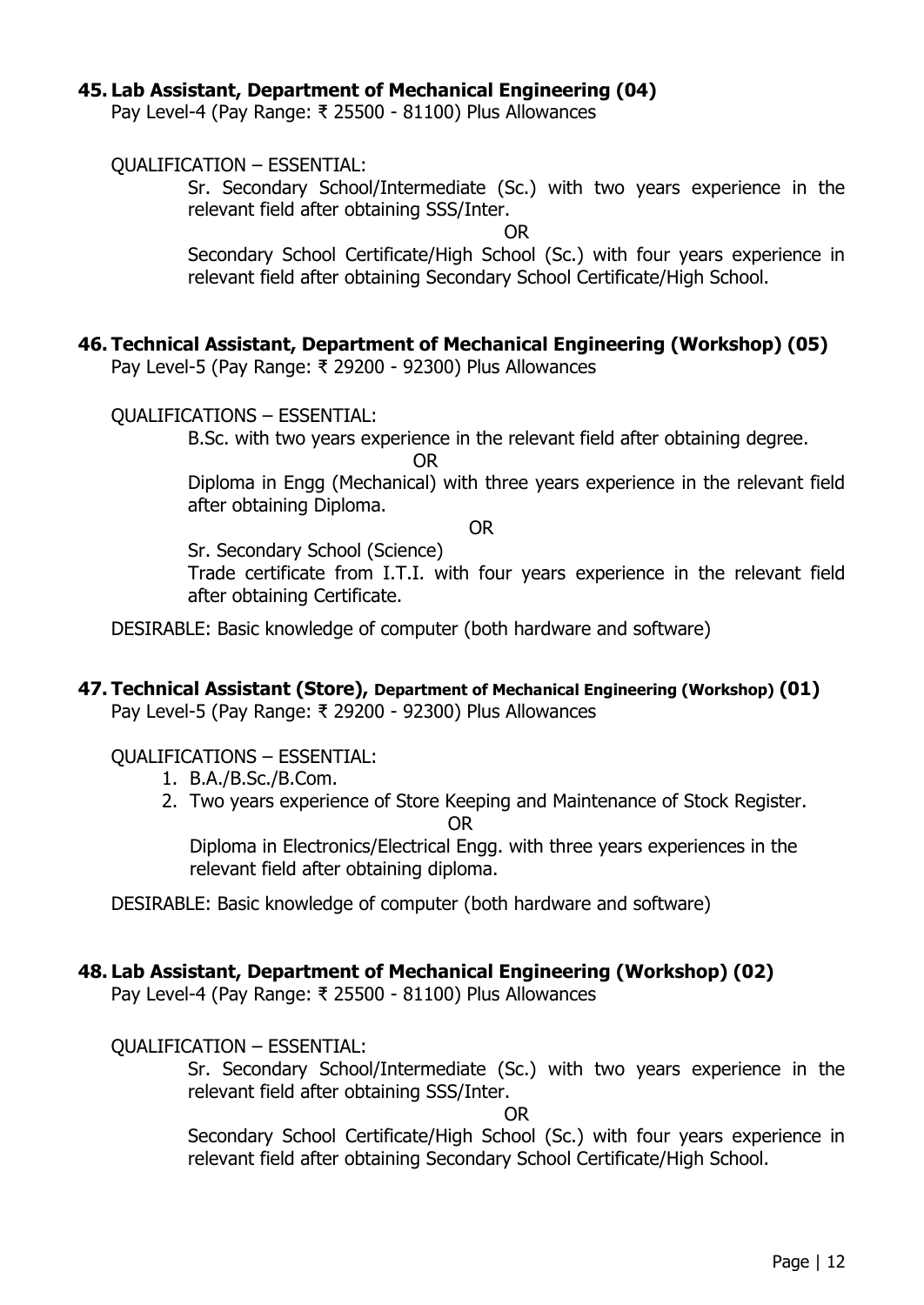## 45. Lab Assistant, Department of Mechanical Engineering (04)

Pay Level-4 (Pay Range: ₹ 25500 - 81100) Plus Allowances

QUALIFICATION – ESSENTIAL:

Sr. Secondary School/Intermediate (Sc.) with two years experience in the relevant field after obtaining SSS/Inter.

OR

Secondary School Certificate/High School (Sc.) with four years experience in relevant field after obtaining Secondary School Certificate/High School.

## 46. Technical Assistant, Department of Mechanical Engineering (Workshop) (05)

Pay Level-5 (Pay Range: ₹ 29200 - 92300) Plus Allowances

QUALIFICATIONS – ESSENTIAL:

B.Sc. with two years experience in the relevant field after obtaining degree.

OR

Diploma in Engg (Mechanical) with three years experience in the relevant field after obtaining Diploma.

OR

Sr. Secondary School (Science)

Trade certificate from I.T.I. with four years experience in the relevant field after obtaining Certificate.

DESIRABLE: Basic knowledge of computer (both hardware and software)

## 47. Technical Assistant (Store), Department of Mechanical Engineering (Workshop) (01)

Pay Level-5 (Pay Range: ₹ 29200 - 92300) Plus Allowances

QUALIFICATIONS – ESSENTIAL:

1. B.A./B.Sc./B.Com.
2. Two years experience of Store Keeping and Maintenance of Stock Register.

   OR

   Diploma in Electronics/Electrical Engg. with three years experiences in the relevant field after obtaining diploma.

DESIRABLE: Basic knowledge of computer (both hardware and software)

## 48. Lab Assistant, Department of Mechanical Engineering (Workshop) (02)

Pay Level-4 (Pay Range: ₹ 25500 - 81100) Plus Allowances

QUALIFICATION – ESSENTIAL:

Sr. Secondary School/Intermediate (Sc.) with two years experience in the relevant field after obtaining SSS/Inter.

OR

Secondary School Certificate/High School (Sc.) with four years experience in relevant field after obtaining Secondary School Certificate/High School.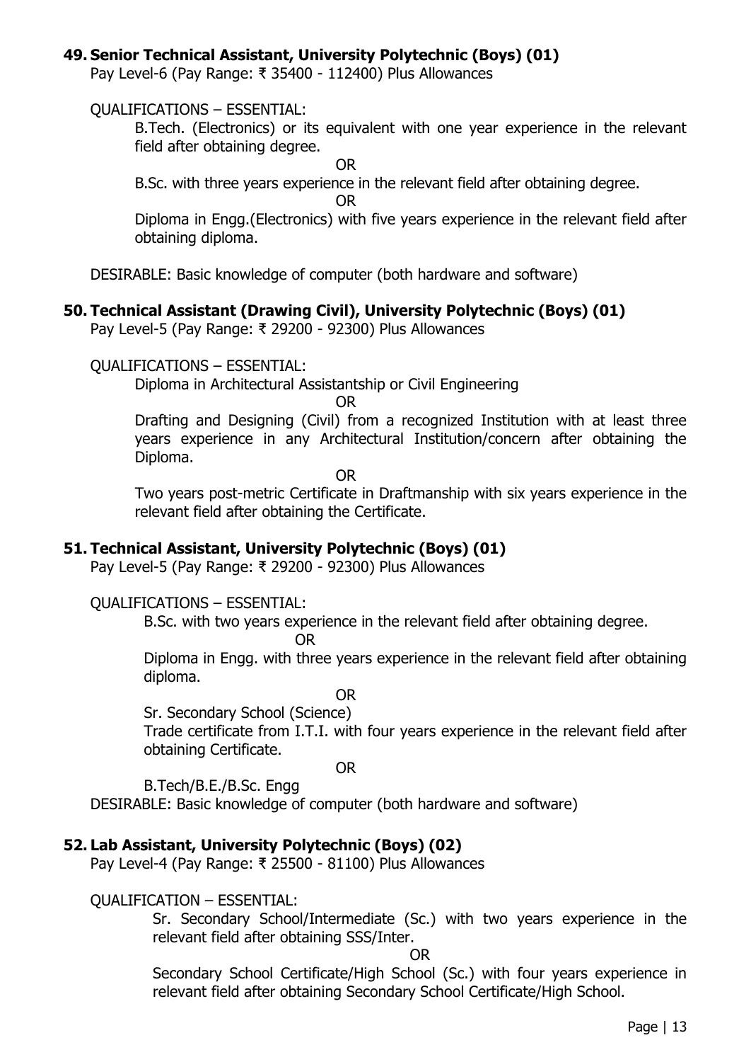### 49. Senior Technical Assistant, University Polytechnic (Boys) (01)

Pay Level-6 (Pay Range: ₹ 35400 - 112400) Plus Allowances

QUALIFICATIONS – ESSENTIAL:

B.Tech. (Electronics) or its equivalent with one year experience in the relevant field after obtaining degree.

OR

B.Sc. with three years experience in the relevant field after obtaining degree.

OR

Diploma in Engg.(Electronics) with five years experience in the relevant field after obtaining diploma.

DESIRABLE: Basic knowledge of computer (both hardware and software)

### 50. Technical Assistant (Drawing Civil), University Polytechnic (Boys) (01)

Pay Level-5 (Pay Range: ₹ 29200 - 92300) Plus Allowances

QUALIFICATIONS – ESSENTIAL:

Diploma in Architectural Assistantship or Civil Engineering

OR

Drafting and Designing (Civil) from a recognized Institution with at least three years experience in any Architectural Institution/concern after obtaining the Diploma.

OR

Two years post-metric Certificate in Draftmanship with six years experience in the relevant field after obtaining the Certificate.

### 51. Technical Assistant, University Polytechnic (Boys) (01)

Pay Level-5 (Pay Range: ₹ 29200 - 92300) Plus Allowances

QUALIFICATIONS – ESSENTIAL:

B.Sc. with two years experience in the relevant field after obtaining degree.

OR

Diploma in Engg. with three years experience in the relevant field after obtaining diploma.

OR

Sr. Secondary School (Science)
Trade certificate from I.T.I. with four years experience in the relevant field after obtaining Certificate.

OR

B.Tech/B.E./B.Sc. Engg

DESIRABLE: Basic knowledge of computer (both hardware and software)

### 52. Lab Assistant, University Polytechnic (Boys) (02)

Pay Level-4 (Pay Range: ₹ 25500 - 81100) Plus Allowances

QUALIFICATION – ESSENTIAL:

Sr. Secondary School/Intermediate (Sc.) with two years experience in the relevant field after obtaining SSS/Inter.

OR

Secondary School Certificate/High School (Sc.) with four years experience in relevant field after obtaining Secondary School Certificate/High School.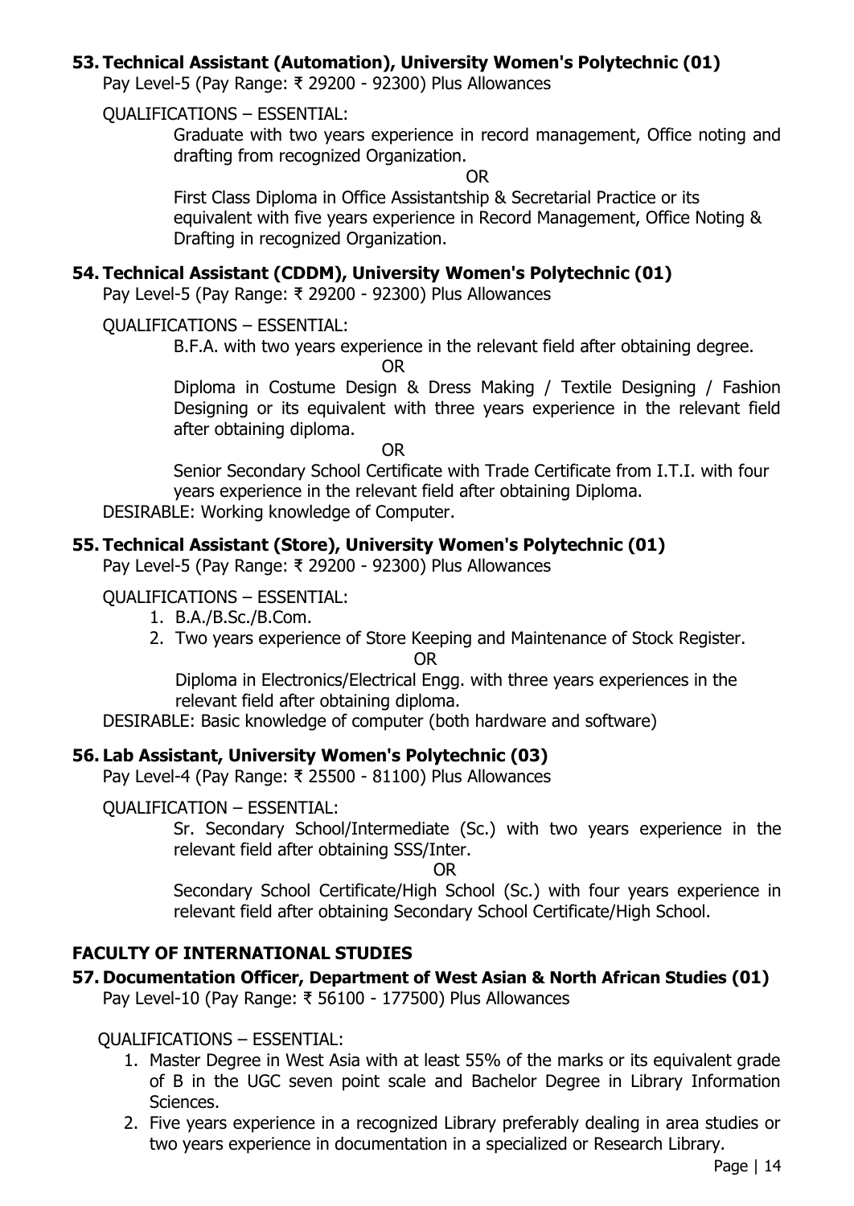### 53. Technical Assistant (Automation), University Women's Polytechnic (01)

Pay Level-5 (Pay Range: ₹ 29200 - 92300) Plus Allowances

QUALIFICATIONS – ESSENTIAL:

Graduate with two years experience in record management, Office noting and drafting from recognized Organization.

OR

First Class Diploma in Office Assistantship & Secretarial Practice or its equivalent with five years experience in Record Management, Office Noting & Drafting in recognized Organization.

### 54. Technical Assistant (CDDM), University Women's Polytechnic (01)

Pay Level-5 (Pay Range: ₹ 29200 - 92300) Plus Allowances

QUALIFICATIONS – ESSENTIAL:

B.F.A. with two years experience in the relevant field after obtaining degree.

OR

Diploma in Costume Design & Dress Making / Textile Designing / Fashion Designing or its equivalent with three years experience in the relevant field after obtaining diploma.

OR

Senior Secondary School Certificate with Trade Certificate from I.T.I. with four years experience in the relevant field after obtaining Diploma.

DESIRABLE: Working knowledge of Computer.

### 55. Technical Assistant (Store), University Women's Polytechnic (01)

Pay Level-5 (Pay Range: ₹ 29200 - 92300) Plus Allowances

QUALIFICATIONS – ESSENTIAL:

1. B.A./B.Sc./B.Com.
2. Two years experience of Store Keeping and Maintenance of Stock Register.

OR

Diploma in Electronics/Electrical Engg. with three years experiences in the relevant field after obtaining diploma.

DESIRABLE: Basic knowledge of computer (both hardware and software)

### 56. Lab Assistant, University Women's Polytechnic (03)

Pay Level-4 (Pay Range: ₹ 25500 - 81100) Plus Allowances

QUALIFICATION – ESSENTIAL:

Sr. Secondary School/Intermediate (Sc.) with two years experience in the relevant field after obtaining SSS/Inter.

OR

Secondary School Certificate/High School (Sc.) with four years experience in relevant field after obtaining Secondary School Certificate/High School.

## FACULTY OF INTERNATIONAL STUDIES

### 57. Documentation Officer, Department of West Asian & North African Studies (01)

Pay Level-10 (Pay Range: ₹ 56100 - 177500) Plus Allowances

QUALIFICATIONS – ESSENTIAL:

1. Master Degree in West Asia with at least 55% of the marks or its equivalent grade of B in the UGC seven point scale and Bachelor Degree in Library Information Sciences.
2. Five years experience in a recognized Library preferably dealing in area studies or two years experience in documentation in a specialized or Research Library.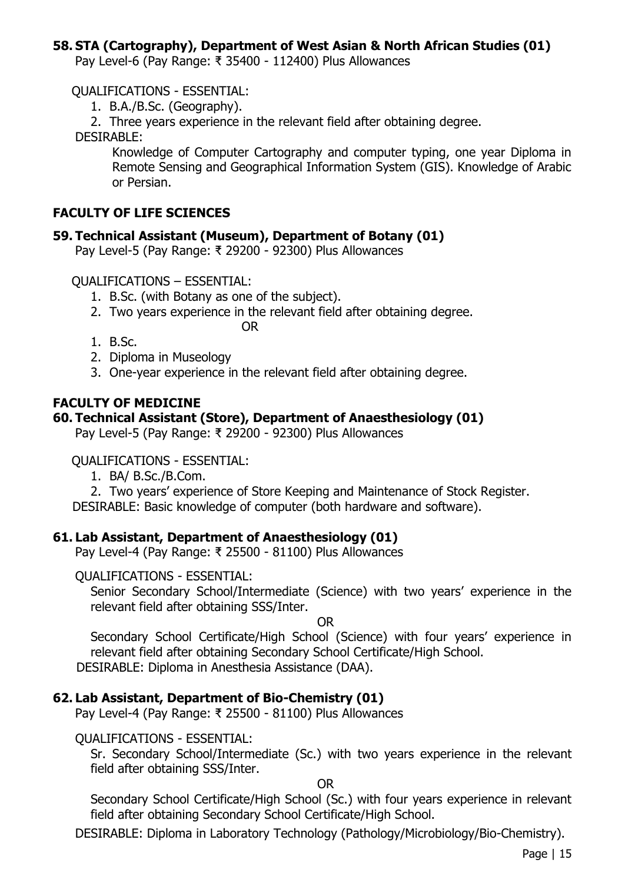### 58. STA (Cartography), Department of West Asian & North African Studies (01)

Pay Level-6 (Pay Range: ₹ 35400 - 112400) Plus Allowances

QUALIFICATIONS - ESSENTIAL:

1. B.A./B.Sc. (Geography).
2. Three years experience in the relevant field after obtaining degree.

DESIRABLE:

Knowledge of Computer Cartography and computer typing, one year Diploma in Remote Sensing and Geographical Information System (GIS). Knowledge of Arabic or Persian.

## FACULTY OF LIFE SCIENCES

### 59. Technical Assistant (Museum), Department of Botany (01)

Pay Level-5 (Pay Range: ₹ 29200 - 92300) Plus Allowances

QUALIFICATIONS – ESSENTIAL:

1. B.Sc. (with Botany as one of the subject).
2. Two years experience in the relevant field after obtaining degree.

OR

1. B.Sc.
2. Diploma in Museology
3. One-year experience in the relevant field after obtaining degree.

## FACULTY OF MEDICINE

### 60. Technical Assistant (Store), Department of Anaesthesiology (01)

Pay Level-5 (Pay Range: ₹ 29200 - 92300) Plus Allowances

QUALIFICATIONS - ESSENTIAL:

1. BA/ B.Sc./B.Com.
2. Two years' experience of Store Keeping and Maintenance of Stock Register.

DESIRABLE: Basic knowledge of computer (both hardware and software).

### 61. Lab Assistant, Department of Anaesthesiology (01)

Pay Level-4 (Pay Range: ₹ 25500 - 81100) Plus Allowances

QUALIFICATIONS - ESSENTIAL:

Senior Secondary School/Intermediate (Science) with two years' experience in the relevant field after obtaining SSS/Inter.

OR

Secondary School Certificate/High School (Science) with four years' experience in relevant field after obtaining Secondary School Certificate/High School.

DESIRABLE: Diploma in Anesthesia Assistance (DAA).

### 62. Lab Assistant, Department of Bio-Chemistry (01)

Pay Level-4 (Pay Range: ₹ 25500 - 81100) Plus Allowances

QUALIFICATIONS - ESSENTIAL:

Sr. Secondary School/Intermediate (Sc.) with two years experience in the relevant field after obtaining SSS/Inter.

OR

Secondary School Certificate/High School (Sc.) with four years experience in relevant field after obtaining Secondary School Certificate/High School.

DESIRABLE: Diploma in Laboratory Technology (Pathology/Microbiology/Bio-Chemistry).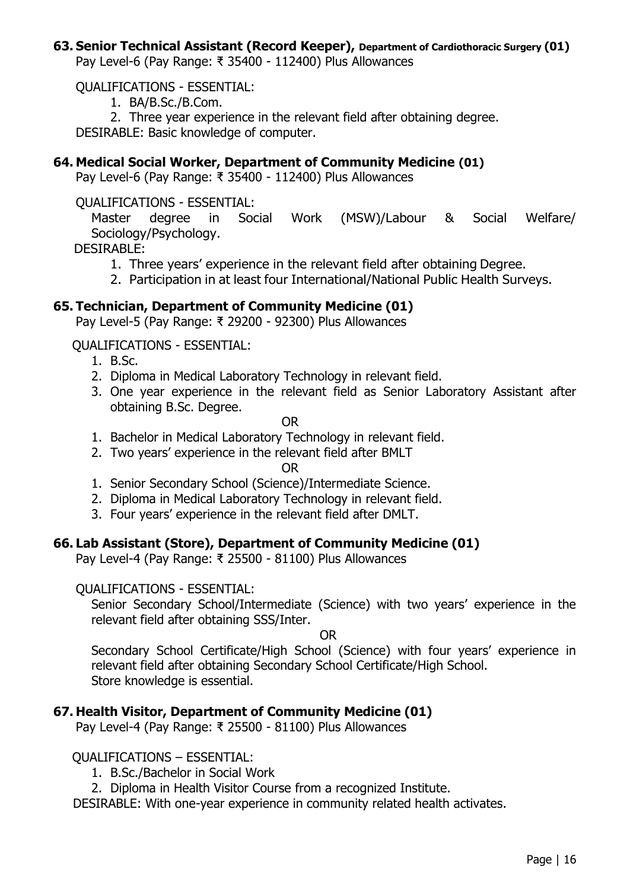### 63. Senior Technical Assistant (Record Keeper), Department of Cardiothoracic Surgery (01)

Pay Level-6 (Pay Range: ₹ 35400 - 112400) Plus Allowances

QUALIFICATIONS - ESSENTIAL:

1. BA/B.Sc./B.Com.
2. Three year experience in the relevant field after obtaining degree.

DESIRABLE: Basic knowledge of computer.

### 64. Medical Social Worker, Department of Community Medicine (01)

Pay Level-6 (Pay Range: ₹ 35400 - 112400) Plus Allowances

QUALIFICATIONS - ESSENTIAL:

Master degree in Social Work (MSW)/Labour & Social Welfare/ Sociology/Psychology.

DESIRABLE:

1. Three years' experience in the relevant field after obtaining Degree.
2. Participation in at least four International/National Public Health Surveys.

### 65. Technician, Department of Community Medicine (01)

Pay Level-5 (Pay Range: ₹ 29200 - 92300) Plus Allowances

QUALIFICATIONS - ESSENTIAL:

1. B.Sc.
2. Diploma in Medical Laboratory Technology in relevant field.
3. One year experience in the relevant field as Senior Laboratory Assistant after obtaining B.Sc. Degree.

OR

1. Bachelor in Medical Laboratory Technology in relevant field.
2. Two years' experience in the relevant field after BMLT

OR

1. Senior Secondary School (Science)/Intermediate Science.
2. Diploma in Medical Laboratory Technology in relevant field.
3. Four years' experience in the relevant field after DMLT.

### 66. Lab Assistant (Store), Department of Community Medicine (01)

Pay Level-4 (Pay Range: ₹ 25500 - 81100) Plus Allowances

QUALIFICATIONS - ESSENTIAL:

Senior Secondary School/Intermediate (Science) with two years' experience in the relevant field after obtaining SSS/Inter.

OR

Secondary School Certificate/High School (Science) with four years' experience in relevant field after obtaining Secondary School Certificate/High School.
Store knowledge is essential.

### 67. Health Visitor, Department of Community Medicine (01)

Pay Level-4 (Pay Range: ₹ 25500 - 81100) Plus Allowances

QUALIFICATIONS – ESSENTIAL:

1. B.Sc./Bachelor in Social Work
2. Diploma in Health Visitor Course from a recognized Institute.

DESIRABLE: With one-year experience in community related health activates.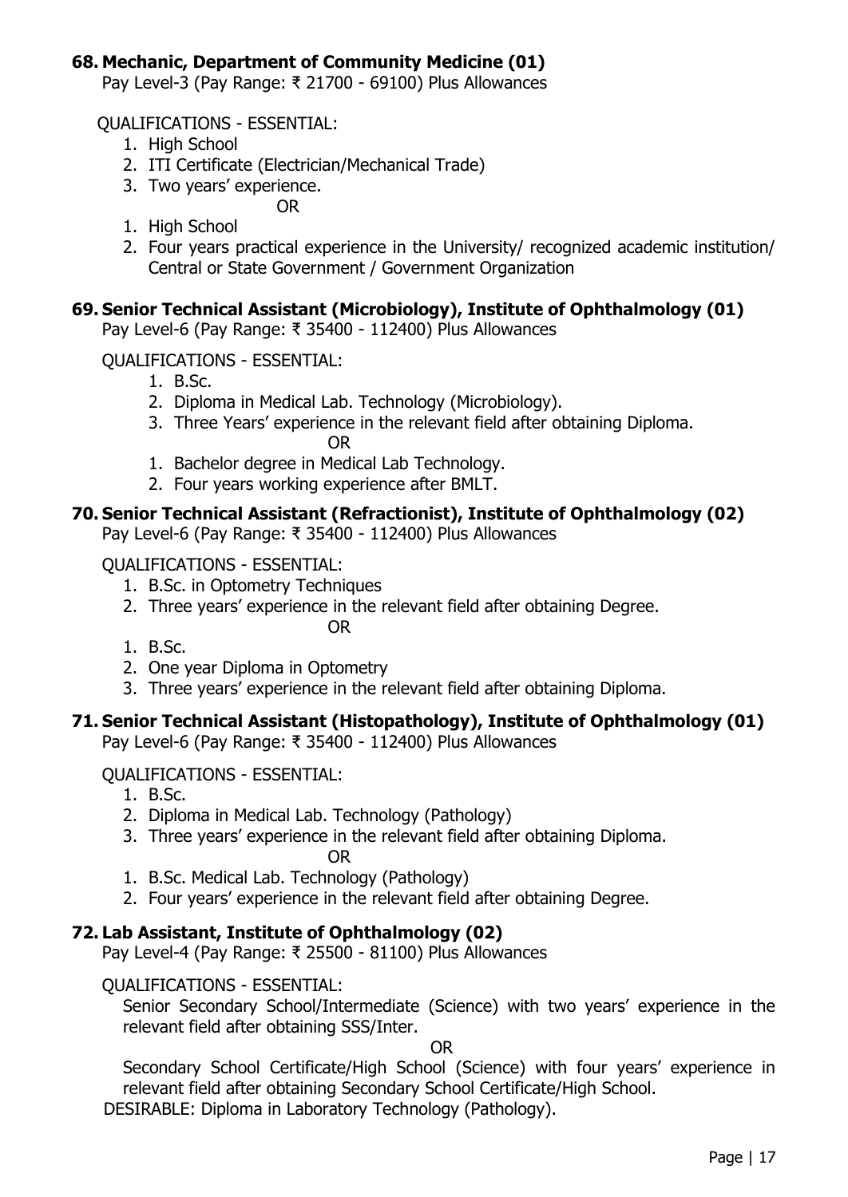**68. Mechanic, Department of Community Medicine (01)**

Pay Level-3 (Pay Range: ₹ 21700 - 69100) Plus Allowances

QUALIFICATIONS - ESSENTIAL:

1. High School
2. ITI Certificate (Electrician/Mechanical Trade)
3. Two years' experience.

OR

1. High School
2. Four years practical experience in the University/ recognized academic institution/ Central or State Government / Government Organization

**69. Senior Technical Assistant (Microbiology), Institute of Ophthalmology (01)**

Pay Level-6 (Pay Range: ₹ 35400 - 112400) Plus Allowances

QUALIFICATIONS - ESSENTIAL:

1. B.Sc.
2. Diploma in Medical Lab. Technology (Microbiology).
3. Three Years' experience in the relevant field after obtaining Diploma.

OR

1. Bachelor degree in Medical Lab Technology.
2. Four years working experience after BMLT.

**70. Senior Technical Assistant (Refractionist), Institute of Ophthalmology (02)**

Pay Level-6 (Pay Range: ₹ 35400 - 112400) Plus Allowances

QUALIFICATIONS - ESSENTIAL:

1. B.Sc. in Optometry Techniques
2. Three years' experience in the relevant field after obtaining Degree.

OR

1. B.Sc.
2. One year Diploma in Optometry
3. Three years' experience in the relevant field after obtaining Diploma.

**71. Senior Technical Assistant (Histopathology), Institute of Ophthalmology (01)**

Pay Level-6 (Pay Range: ₹ 35400 - 112400) Plus Allowances

QUALIFICATIONS - ESSENTIAL:

1. B.Sc.
2. Diploma in Medical Lab. Technology (Pathology)
3. Three years' experience in the relevant field after obtaining Diploma.

OR

1. B.Sc. Medical Lab. Technology (Pathology)
2. Four years' experience in the relevant field after obtaining Degree.

**72. Lab Assistant, Institute of Ophthalmology (02)**

Pay Level-4 (Pay Range: ₹ 25500 - 81100) Plus Allowances

QUALIFICATIONS - ESSENTIAL:

Senior Secondary School/Intermediate (Science) with two years' experience in the relevant field after obtaining SSS/Inter.

OR

Secondary School Certificate/High School (Science) with four years' experience in relevant field after obtaining Secondary School Certificate/High School.

DESIRABLE: Diploma in Laboratory Technology (Pathology).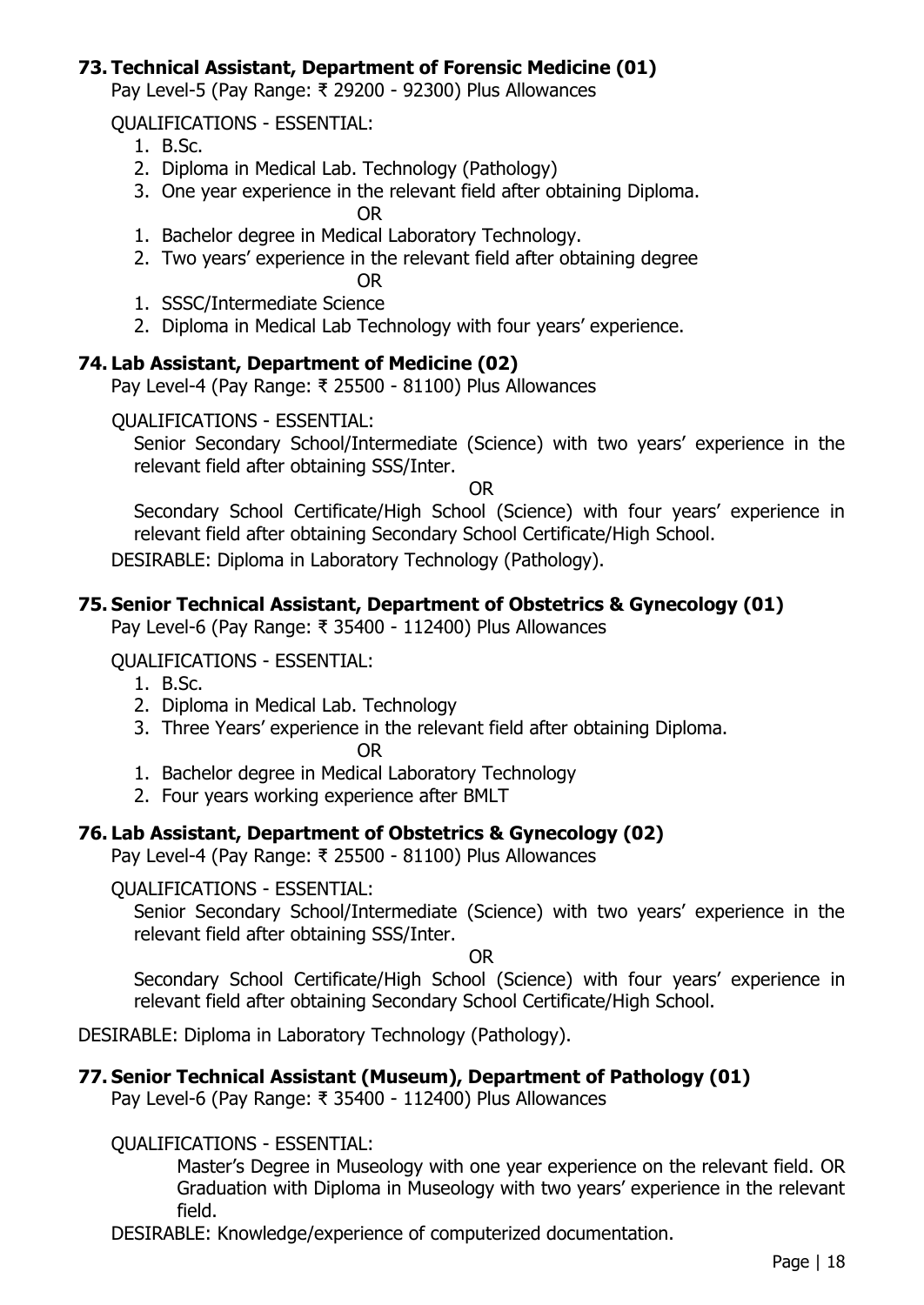### 73. Technical Assistant, Department of Forensic Medicine (01)

Pay Level-5 (Pay Range: ₹ 29200 - 92300) Plus Allowances

QUALIFICATIONS - ESSENTIAL:

1. B.Sc.
2. Diploma in Medical Lab. Technology (Pathology)
3. One year experience in the relevant field after obtaining Diploma.

OR

1. Bachelor degree in Medical Laboratory Technology.
2. Two years' experience in the relevant field after obtaining degree

OR

1. SSSC/Intermediate Science
2. Diploma in Medical Lab Technology with four years' experience.

### 74. Lab Assistant, Department of Medicine (02)

Pay Level-4 (Pay Range: ₹ 25500 - 81100) Plus Allowances

QUALIFICATIONS - ESSENTIAL:

Senior Secondary School/Intermediate (Science) with two years' experience in the relevant field after obtaining SSS/Inter.

OR

Secondary School Certificate/High School (Science) with four years' experience in relevant field after obtaining Secondary School Certificate/High School.

DESIRABLE: Diploma in Laboratory Technology (Pathology).

### 75. Senior Technical Assistant, Department of Obstetrics & Gynecology (01)

Pay Level-6 (Pay Range: ₹ 35400 - 112400) Plus Allowances

QUALIFICATIONS - ESSENTIAL:

1. B.Sc.
2. Diploma in Medical Lab. Technology
3. Three Years' experience in the relevant field after obtaining Diploma.

OR

1. Bachelor degree in Medical Laboratory Technology
2. Four years working experience after BMLT

### 76. Lab Assistant, Department of Obstetrics & Gynecology (02)

Pay Level-4 (Pay Range: ₹ 25500 - 81100) Plus Allowances

QUALIFICATIONS - ESSENTIAL:

Senior Secondary School/Intermediate (Science) with two years' experience in the relevant field after obtaining SSS/Inter.

OR

Secondary School Certificate/High School (Science) with four years' experience in relevant field after obtaining Secondary School Certificate/High School.

DESIRABLE: Diploma in Laboratory Technology (Pathology).

### 77. Senior Technical Assistant (Museum), Department of Pathology (01)

Pay Level-6 (Pay Range: ₹ 35400 - 112400) Plus Allowances

QUALIFICATIONS - ESSENTIAL:

Master's Degree in Museology with one year experience on the relevant field. OR Graduation with Diploma in Museology with two years' experience in the relevant field.

DESIRABLE: Knowledge/experience of computerized documentation.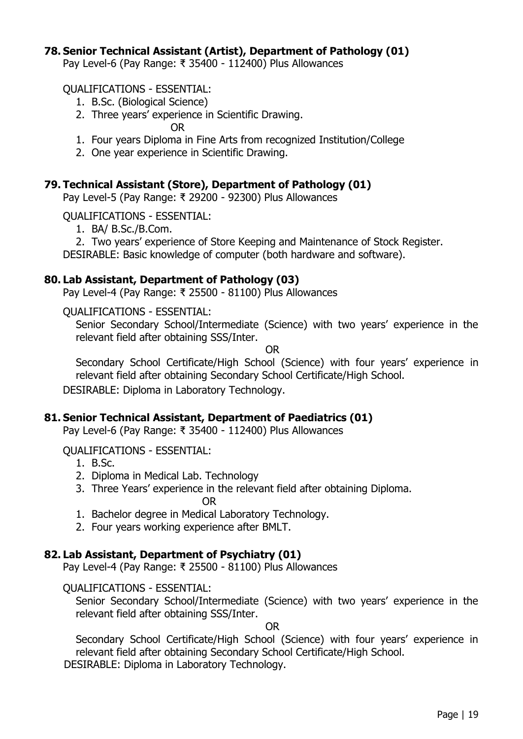### 78. Senior Technical Assistant (Artist), Department of Pathology (01)

Pay Level-6 (Pay Range: ₹ 35400 - 112400) Plus Allowances

QUALIFICATIONS - ESSENTIAL:

1. B.Sc. (Biological Science)
2. Three years' experience in Scientific Drawing.

OR

1. Four years Diploma in Fine Arts from recognized Institution/College
2. One year experience in Scientific Drawing.

### 79. Technical Assistant (Store), Department of Pathology (01)

Pay Level-5 (Pay Range: ₹ 29200 - 92300) Plus Allowances

QUALIFICATIONS - ESSENTIAL:

1. BA/ B.Sc./B.Com.
2. Two years' experience of Store Keeping and Maintenance of Stock Register.

DESIRABLE: Basic knowledge of computer (both hardware and software).

### 80. Lab Assistant, Department of Pathology (03)

Pay Level-4 (Pay Range: ₹ 25500 - 81100) Plus Allowances

QUALIFICATIONS - ESSENTIAL:

Senior Secondary School/Intermediate (Science) with two years' experience in the relevant field after obtaining SSS/Inter.

OR

Secondary School Certificate/High School (Science) with four years' experience in relevant field after obtaining Secondary School Certificate/High School.

DESIRABLE: Diploma in Laboratory Technology.

### 81. Senior Technical Assistant, Department of Paediatrics (01)

Pay Level-6 (Pay Range: ₹ 35400 - 112400) Plus Allowances

QUALIFICATIONS - ESSENTIAL:

1. B.Sc.
2. Diploma in Medical Lab. Technology
3. Three Years' experience in the relevant field after obtaining Diploma.

OR

1. Bachelor degree in Medical Laboratory Technology.
2. Four years working experience after BMLT.

### 82. Lab Assistant, Department of Psychiatry (01)

Pay Level-4 (Pay Range: ₹ 25500 - 81100) Plus Allowances

QUALIFICATIONS - ESSENTIAL:

Senior Secondary School/Intermediate (Science) with two years' experience in the relevant field after obtaining SSS/Inter.

OR

Secondary School Certificate/High School (Science) with four years' experience in relevant field after obtaining Secondary School Certificate/High School.

DESIRABLE: Diploma in Laboratory Technology.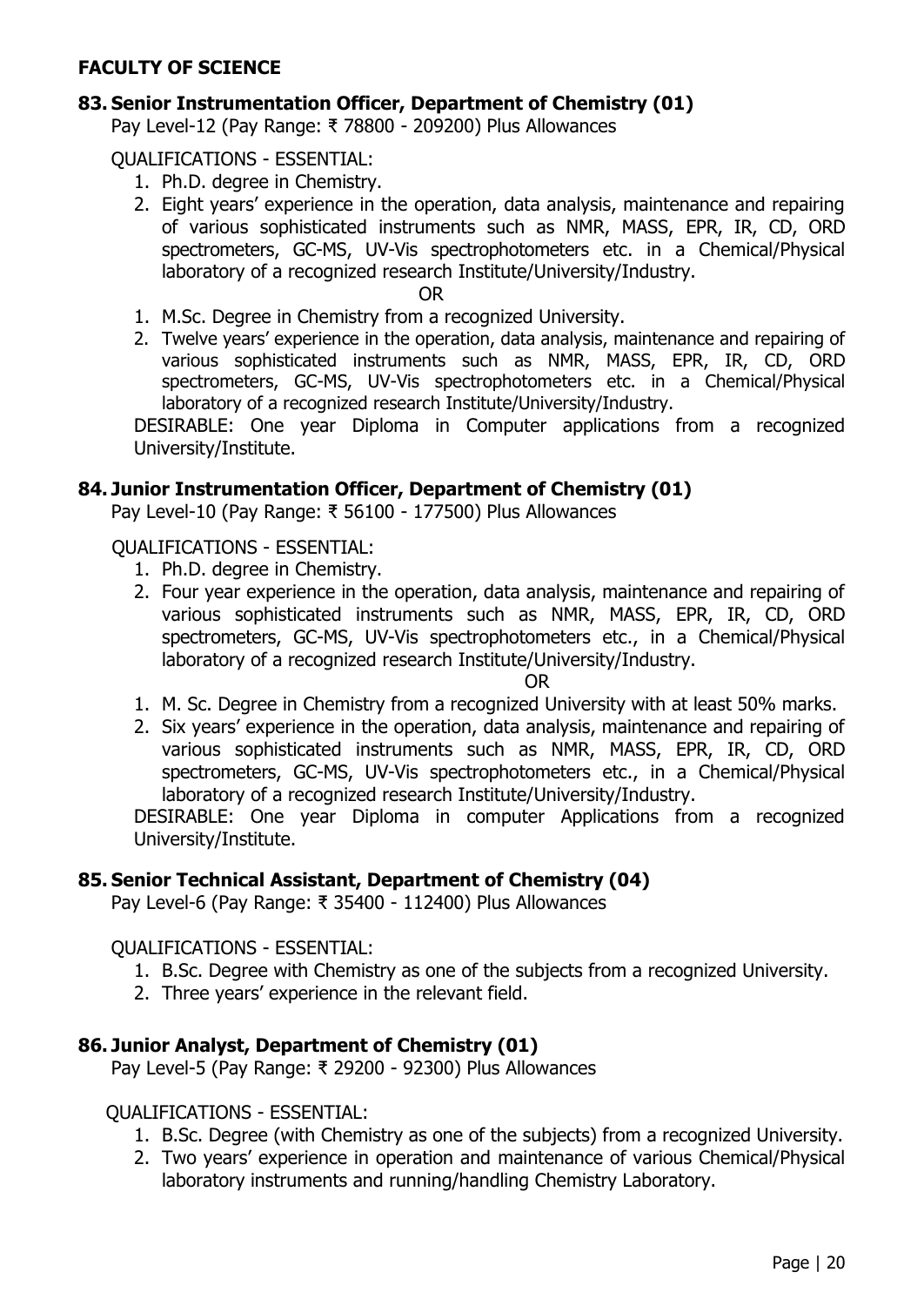## FACULTY OF SCIENCE

### 83. Senior Instrumentation Officer, Department of Chemistry (01)

Pay Level-12 (Pay Range: ₹ 78800 - 209200) Plus Allowances

QUALIFICATIONS - ESSENTIAL:

1. Ph.D. degree in Chemistry.
2. Eight years' experience in the operation, data analysis, maintenance and repairing of various sophisticated instruments such as NMR, MASS, EPR, IR, CD, ORD spectrometers, GC-MS, UV-Vis spectrophotometers etc. in a Chemical/Physical laboratory of a recognized research Institute/University/Industry.

OR

1. M.Sc. Degree in Chemistry from a recognized University.
2. Twelve years' experience in the operation, data analysis, maintenance and repairing of various sophisticated instruments such as NMR, MASS, EPR, IR, CD, ORD spectrometers, GC-MS, UV-Vis spectrophotometers etc. in a Chemical/Physical laboratory of a recognized research Institute/University/Industry.

DESIRABLE: One year Diploma in Computer applications from a recognized University/Institute.

### 84. Junior Instrumentation Officer, Department of Chemistry (01)

Pay Level-10 (Pay Range: ₹ 56100 - 177500) Plus Allowances

QUALIFICATIONS - ESSENTIAL:

1. Ph.D. degree in Chemistry.
2. Four year experience in the operation, data analysis, maintenance and repairing of various sophisticated instruments such as NMR, MASS, EPR, IR, CD, ORD spectrometers, GC-MS, UV-Vis spectrophotometers etc., in a Chemical/Physical laboratory of a recognized research Institute/University/Industry.

OR

1. M. Sc. Degree in Chemistry from a recognized University with at least 50% marks.
2. Six years' experience in the operation, data analysis, maintenance and repairing of various sophisticated instruments such as NMR, MASS, EPR, IR, CD, ORD spectrometers, GC-MS, UV-Vis spectrophotometers etc., in a Chemical/Physical laboratory of a recognized research Institute/University/Industry.

DESIRABLE: One year Diploma in computer Applications from a recognized University/Institute.

### 85. Senior Technical Assistant, Department of Chemistry (04)

Pay Level-6 (Pay Range: ₹ 35400 - 112400) Plus Allowances

QUALIFICATIONS - ESSENTIAL:

1. B.Sc. Degree with Chemistry as one of the subjects from a recognized University.
2. Three years' experience in the relevant field.

### 86. Junior Analyst, Department of Chemistry (01)

Pay Level-5 (Pay Range: ₹ 29200 - 92300) Plus Allowances

QUALIFICATIONS - ESSENTIAL:

1. B.Sc. Degree (with Chemistry as one of the subjects) from a recognized University.
2. Two years' experience in operation and maintenance of various Chemical/Physical laboratory instruments and running/handling Chemistry Laboratory.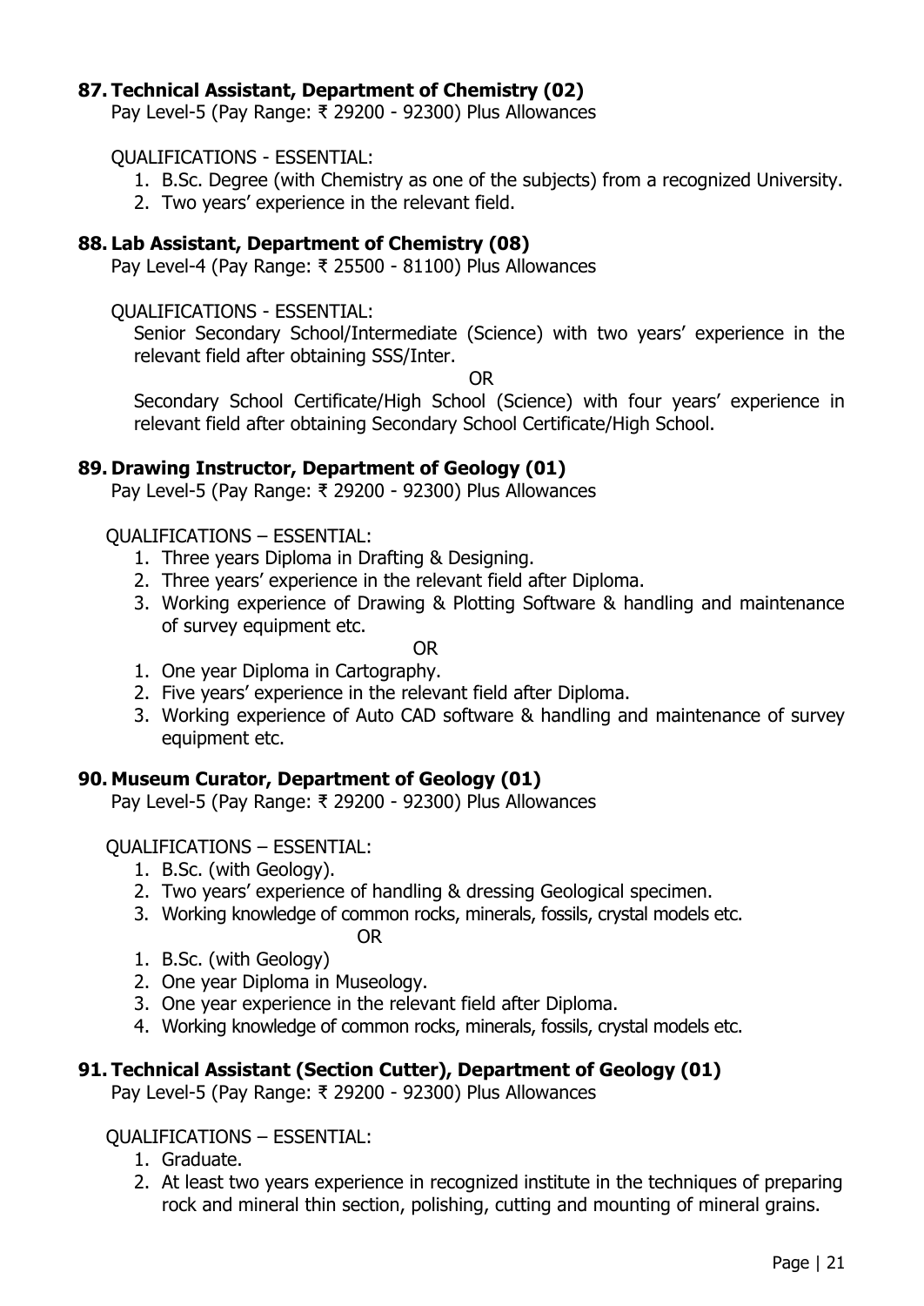### 87. Technical Assistant, Department of Chemistry (02)

Pay Level-5 (Pay Range: ₹ 29200 - 92300) Plus Allowances

QUALIFICATIONS - ESSENTIAL:

1. B.Sc. Degree (with Chemistry as one of the subjects) from a recognized University.
2. Two years' experience in the relevant field.

### 88. Lab Assistant, Department of Chemistry (08)

Pay Level-4 (Pay Range: ₹ 25500 - 81100) Plus Allowances

QUALIFICATIONS - ESSENTIAL:

Senior Secondary School/Intermediate (Science) with two years' experience in the relevant field after obtaining SSS/Inter.

OR

Secondary School Certificate/High School (Science) with four years' experience in relevant field after obtaining Secondary School Certificate/High School.

### 89. Drawing Instructor, Department of Geology (01)

Pay Level-5 (Pay Range: ₹ 29200 - 92300) Plus Allowances

QUALIFICATIONS – ESSENTIAL:

1. Three years Diploma in Drafting & Designing.
2. Three years' experience in the relevant field after Diploma.
3. Working experience of Drawing & Plotting Software & handling and maintenance of survey equipment etc.

OR

1. One year Diploma in Cartography.
2. Five years' experience in the relevant field after Diploma.
3. Working experience of Auto CAD software & handling and maintenance of survey equipment etc.

### 90. Museum Curator, Department of Geology (01)

Pay Level-5 (Pay Range: ₹ 29200 - 92300) Plus Allowances

QUALIFICATIONS – ESSENTIAL:

1. B.Sc. (with Geology).
2. Two years' experience of handling & dressing Geological specimen.
3. Working knowledge of common rocks, minerals, fossils, crystal models etc.

OR

1. B.Sc. (with Geology)
2. One year Diploma in Museology.
3. One year experience in the relevant field after Diploma.
4. Working knowledge of common rocks, minerals, fossils, crystal models etc.

### 91. Technical Assistant (Section Cutter), Department of Geology (01)

Pay Level-5 (Pay Range: ₹ 29200 - 92300) Plus Allowances

QUALIFICATIONS – ESSENTIAL:

1. Graduate.
2. At least two years experience in recognized institute in the techniques of preparing rock and mineral thin section, polishing, cutting and mounting of mineral grains.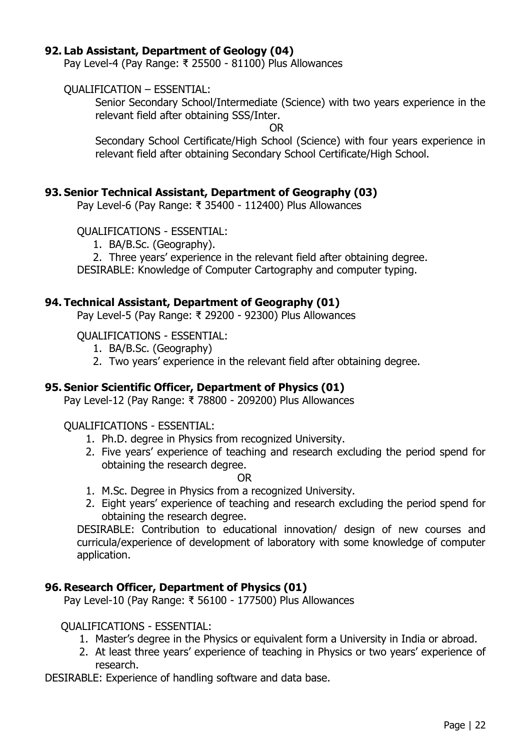### 92. Lab Assistant, Department of Geology (04)

Pay Level-4 (Pay Range: ₹ 25500 - 81100) Plus Allowances

QUALIFICATION – ESSENTIAL:

Senior Secondary School/Intermediate (Science) with two years experience in the relevant field after obtaining SSS/Inter.

OR

Secondary School Certificate/High School (Science) with four years experience in relevant field after obtaining Secondary School Certificate/High School.

### 93. Senior Technical Assistant, Department of Geography (03)

Pay Level-6 (Pay Range: ₹ 35400 - 112400) Plus Allowances

QUALIFICATIONS - ESSENTIAL:

1. BA/B.Sc. (Geography).
2. Three years' experience in the relevant field after obtaining degree.

DESIRABLE: Knowledge of Computer Cartography and computer typing.

### 94. Technical Assistant, Department of Geography (01)

Pay Level-5 (Pay Range: ₹ 29200 - 92300) Plus Allowances

QUALIFICATIONS - ESSENTIAL:

1. BA/B.Sc. (Geography)
2. Two years' experience in the relevant field after obtaining degree.

### 95. Senior Scientific Officer, Department of Physics (01)

Pay Level-12 (Pay Range: ₹ 78800 - 209200) Plus Allowances

QUALIFICATIONS - ESSENTIAL:

1. Ph.D. degree in Physics from recognized University.
2. Five years' experience of teaching and research excluding the period spend for obtaining the research degree.

OR

1. M.Sc. Degree in Physics from a recognized University.
2. Eight years' experience of teaching and research excluding the period spend for obtaining the research degree.

DESIRABLE: Contribution to educational innovation/ design of new courses and curricula/experience of development of laboratory with some knowledge of computer application.

### 96. Research Officer, Department of Physics (01)

Pay Level-10 (Pay Range: ₹ 56100 - 177500) Plus Allowances

QUALIFICATIONS - ESSENTIAL:

1. Master's degree in the Physics or equivalent form a University in India or abroad.
2. At least three years' experience of teaching in Physics or two years' experience of research.

DESIRABLE: Experience of handling software and data base.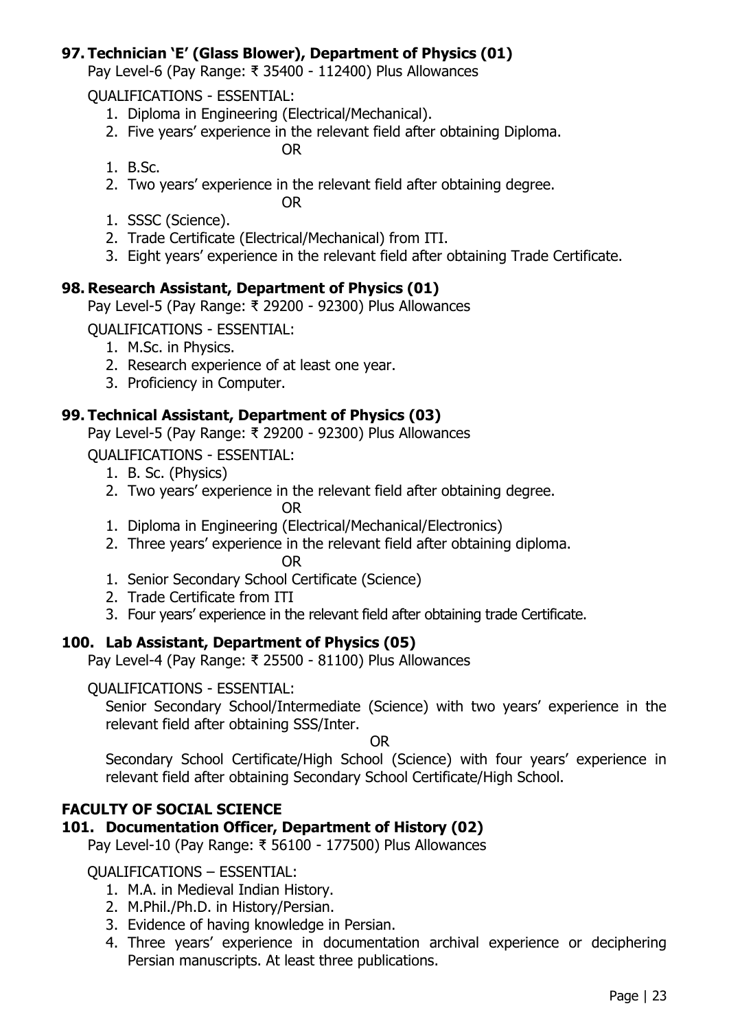### 97. Technician 'E' (Glass Blower), Department of Physics (01)

Pay Level-6 (Pay Range: ₹ 35400 - 112400) Plus Allowances

QUALIFICATIONS - ESSENTIAL:

1. Diploma in Engineering (Electrical/Mechanical).
2. Five years' experience in the relevant field after obtaining Diploma.

OR

1. B.Sc.
2. Two years' experience in the relevant field after obtaining degree.

OR

1. SSSC (Science).
2. Trade Certificate (Electrical/Mechanical) from ITI.
3. Eight years' experience in the relevant field after obtaining Trade Certificate.

### 98. Research Assistant, Department of Physics (01)

Pay Level-5 (Pay Range: ₹ 29200 - 92300) Plus Allowances

QUALIFICATIONS - ESSENTIAL:

1. M.Sc. in Physics.
2. Research experience of at least one year.
3. Proficiency in Computer.

### 99. Technical Assistant, Department of Physics (03)

Pay Level-5 (Pay Range: ₹ 29200 - 92300) Plus Allowances

QUALIFICATIONS - ESSENTIAL:

1. B. Sc. (Physics)
2. Two years' experience in the relevant field after obtaining degree.

OR

1. Diploma in Engineering (Electrical/Mechanical/Electronics)
2. Three years' experience in the relevant field after obtaining diploma.

OR

1. Senior Secondary School Certificate (Science)
2. Trade Certificate from ITI
3. Four years' experience in the relevant field after obtaining trade Certificate.

### 100. Lab Assistant, Department of Physics (05)

Pay Level-4 (Pay Range: ₹ 25500 - 81100) Plus Allowances

QUALIFICATIONS - ESSENTIAL:

Senior Secondary School/Intermediate (Science) with two years' experience in the relevant field after obtaining SSS/Inter.

OR

Secondary School Certificate/High School (Science) with four years' experience in relevant field after obtaining Secondary School Certificate/High School.

## FACULTY OF SOCIAL SCIENCE

### 101. Documentation Officer, Department of History (02)

Pay Level-10 (Pay Range: ₹ 56100 - 177500) Plus Allowances

QUALIFICATIONS – ESSENTIAL:

1. M.A. in Medieval Indian History.
2. M.Phil./Ph.D. in History/Persian.
3. Evidence of having knowledge in Persian.
4. Three years' experience in documentation archival experience or deciphering Persian manuscripts. At least three publications.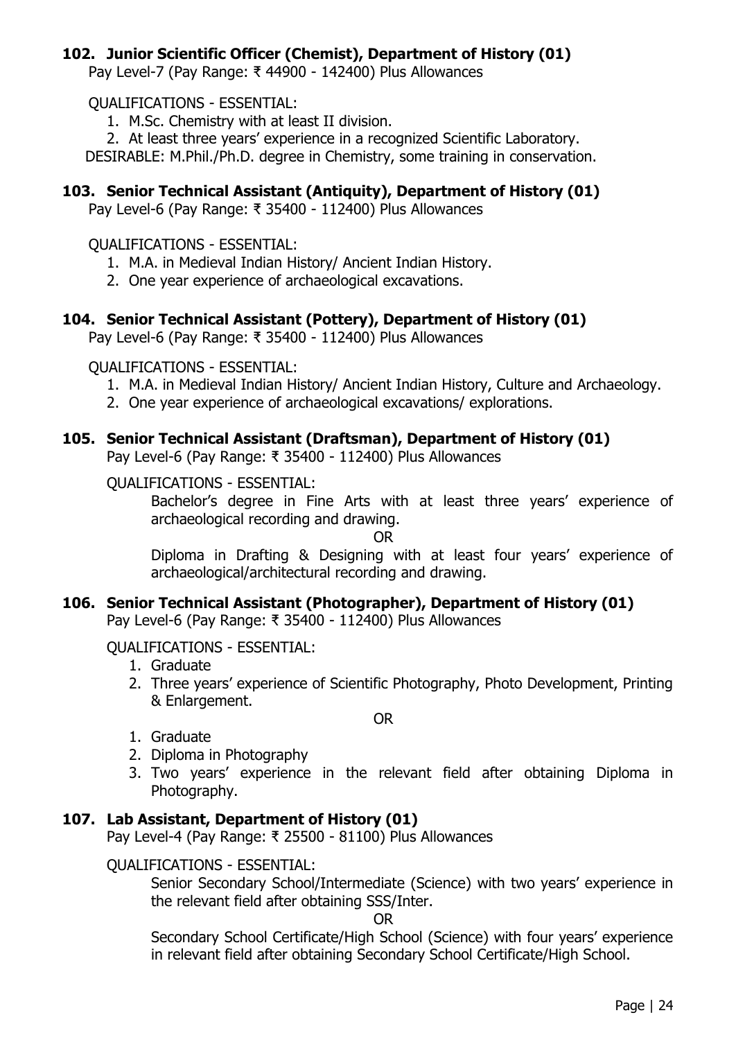### 102. Junior Scientific Officer (Chemist), Department of History (01)

Pay Level-7 (Pay Range: ₹ 44900 - 142400) Plus Allowances

QUALIFICATIONS - ESSENTIAL:

1. M.Sc. Chemistry with at least II division.
2. At least three years' experience in a recognized Scientific Laboratory.

DESIRABLE: M.Phil./Ph.D. degree in Chemistry, some training in conservation.

### 103. Senior Technical Assistant (Antiquity), Department of History (01)

Pay Level-6 (Pay Range: ₹ 35400 - 112400) Plus Allowances

QUALIFICATIONS - ESSENTIAL:

1. M.A. in Medieval Indian History/ Ancient Indian History.
2. One year experience of archaeological excavations.

### 104. Senior Technical Assistant (Pottery), Department of History (01)

Pay Level-6 (Pay Range: ₹ 35400 - 112400) Plus Allowances

QUALIFICATIONS - ESSENTIAL:

1. M.A. in Medieval Indian History/ Ancient Indian History, Culture and Archaeology.
2. One year experience of archaeological excavations/ explorations.

### 105. Senior Technical Assistant (Draftsman), Department of History (01)

Pay Level-6 (Pay Range: ₹ 35400 - 112400) Plus Allowances

QUALIFICATIONS - ESSENTIAL:

Bachelor's degree in Fine Arts with at least three years' experience of archaeological recording and drawing.

OR

Diploma in Drafting & Designing with at least four years' experience of archaeological/architectural recording and drawing.

### 106. Senior Technical Assistant (Photographer), Department of History (01)

Pay Level-6 (Pay Range: ₹ 35400 - 112400) Plus Allowances

QUALIFICATIONS - ESSENTIAL:

1. Graduate
2. Three years' experience of Scientific Photography, Photo Development, Printing & Enlargement.

OR

1. Graduate
2. Diploma in Photography
3. Two years' experience in the relevant field after obtaining Diploma in Photography.

### 107. Lab Assistant, Department of History (01)

Pay Level-4 (Pay Range: ₹ 25500 - 81100) Plus Allowances

QUALIFICATIONS - ESSENTIAL:

Senior Secondary School/Intermediate (Science) with two years' experience in the relevant field after obtaining SSS/Inter.

OR

Secondary School Certificate/High School (Science) with four years' experience in relevant field after obtaining Secondary School Certificate/High School.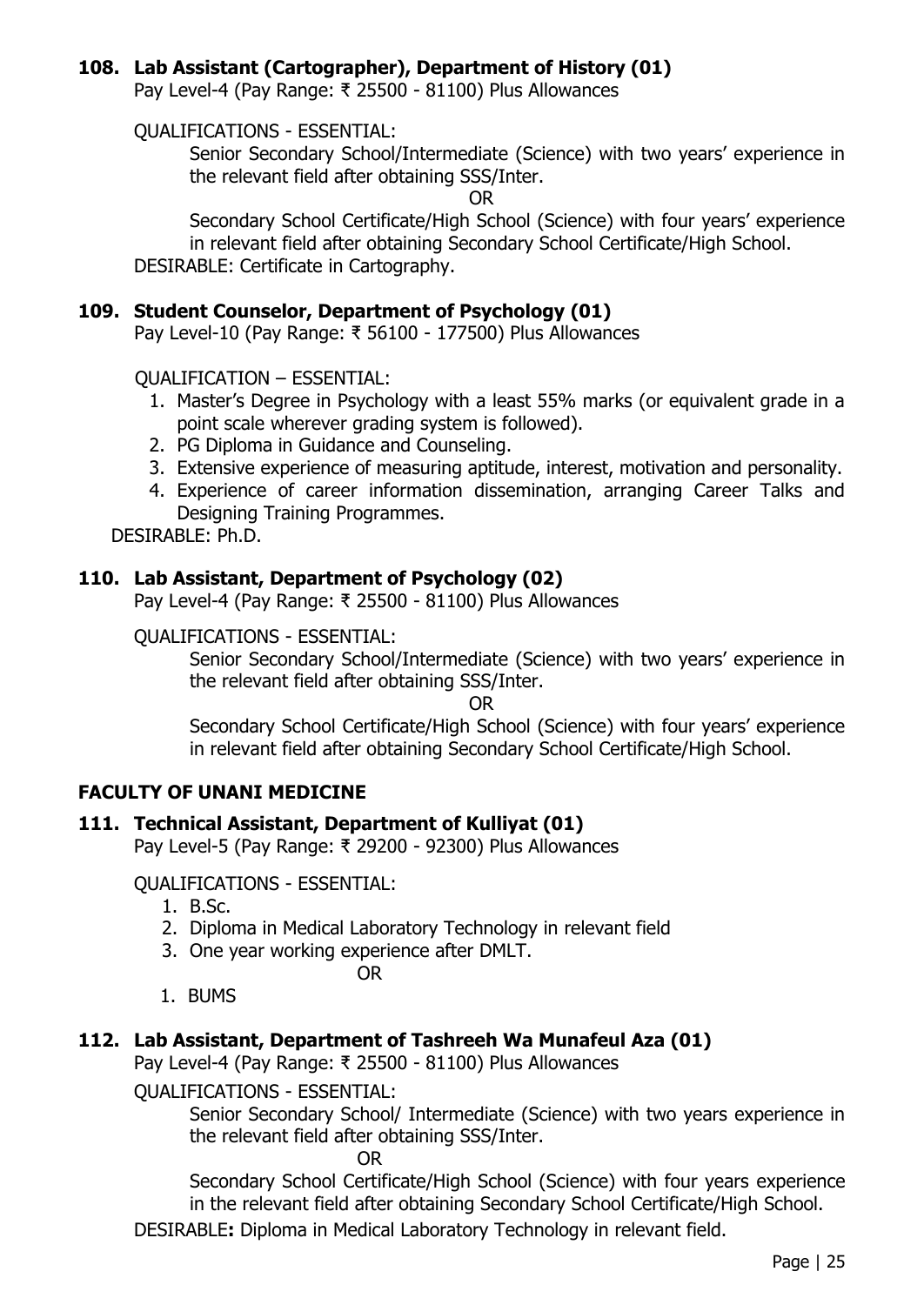### 108. Lab Assistant (Cartographer), Department of History (01)

Pay Level-4 (Pay Range: ₹ 25500 - 81100) Plus Allowances

QUALIFICATIONS - ESSENTIAL:

Senior Secondary School/Intermediate (Science) with two years' experience in the relevant field after obtaining SSS/Inter.

OR

Secondary School Certificate/High School (Science) with four years' experience in relevant field after obtaining Secondary School Certificate/High School.

DESIRABLE: Certificate in Cartography.

### 109. Student Counselor, Department of Psychology (01)

Pay Level-10 (Pay Range: ₹ 56100 - 177500) Plus Allowances

QUALIFICATION – ESSENTIAL:

1. Master's Degree in Psychology with a least 55% marks (or equivalent grade in a point scale wherever grading system is followed).
2. PG Diploma in Guidance and Counseling.
3. Extensive experience of measuring aptitude, interest, motivation and personality.
4. Experience of career information dissemination, arranging Career Talks and Designing Training Programmes.

DESIRABLE: Ph.D.

### 110. Lab Assistant, Department of Psychology (02)

Pay Level-4 (Pay Range: ₹ 25500 - 81100) Plus Allowances

QUALIFICATIONS - ESSENTIAL:

Senior Secondary School/Intermediate (Science) with two years' experience in the relevant field after obtaining SSS/Inter.

OR

Secondary School Certificate/High School (Science) with four years' experience in relevant field after obtaining Secondary School Certificate/High School.

## FACULTY OF UNANI MEDICINE

### 111. Technical Assistant, Department of Kulliyat (01)

Pay Level-5 (Pay Range: ₹ 29200 - 92300) Plus Allowances

QUALIFICATIONS - ESSENTIAL:

1. B.Sc.
2. Diploma in Medical Laboratory Technology in relevant field
3. One year working experience after DMLT.

OR

1. BUMS

### 112. Lab Assistant, Department of Tashreeh Wa Munafeul Aza (01)

Pay Level-4 (Pay Range: ₹ 25500 - 81100) Plus Allowances

QUALIFICATIONS - ESSENTIAL:

Senior Secondary School/ Intermediate (Science) with two years experience in the relevant field after obtaining SSS/Inter.

OR

Secondary School Certificate/High School (Science) with four years experience in the relevant field after obtaining Secondary School Certificate/High School.

DESIRABLE**:** Diploma in Medical Laboratory Technology in relevant field.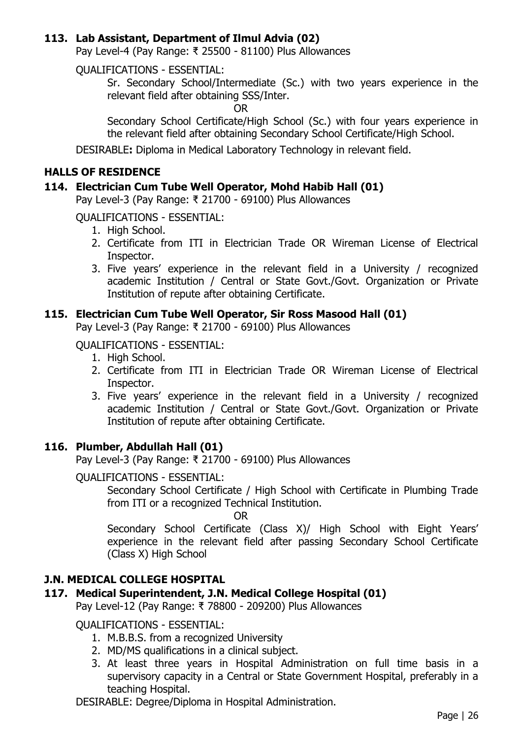### 113. Lab Assistant, Department of Ilmul Advia (02)

Pay Level-4 (Pay Range: ₹ 25500 - 81100) Plus Allowances

QUALIFICATIONS - ESSENTIAL:

Sr. Secondary School/Intermediate (Sc.) with two years experience in the relevant field after obtaining SSS/Inter.

OR

Secondary School Certificate/High School (Sc.) with four years experience in the relevant field after obtaining Secondary School Certificate/High School.

DESIRABLE**:** Diploma in Medical Laboratory Technology in relevant field.

## HALLS OF RESIDENCE

### 114. Electrician Cum Tube Well Operator, Mohd Habib Hall (01)

Pay Level-3 (Pay Range: ₹ 21700 - 69100) Plus Allowances

QUALIFICATIONS - ESSENTIAL:

1. High School.
2. Certificate from ITI in Electrician Trade OR Wireman License of Electrical Inspector.
3. Five years' experience in the relevant field in a University / recognized academic Institution / Central or State Govt./Govt. Organization or Private Institution of repute after obtaining Certificate.

### 115. Electrician Cum Tube Well Operator, Sir Ross Masood Hall (01)

Pay Level-3 (Pay Range: ₹ 21700 - 69100) Plus Allowances

QUALIFICATIONS - ESSENTIAL:

1. High School.
2. Certificate from ITI in Electrician Trade OR Wireman License of Electrical Inspector.
3. Five years' experience in the relevant field in a University / recognized academic Institution / Central or State Govt./Govt. Organization or Private Institution of repute after obtaining Certificate.

### 116. Plumber, Abdullah Hall (01)

Pay Level-3 (Pay Range: ₹ 21700 - 69100) Plus Allowances

QUALIFICATIONS - ESSENTIAL:

Secondary School Certificate / High School with Certificate in Plumbing Trade from ITI or a recognized Technical Institution.

OR

Secondary School Certificate (Class X)/ High School with Eight Years' experience in the relevant field after passing Secondary School Certificate (Class X) High School

## J.N. MEDICAL COLLEGE HOSPITAL

### 117. Medical Superintendent, J.N. Medical College Hospital (01)

Pay Level-12 (Pay Range: ₹ 78800 - 209200) Plus Allowances

QUALIFICATIONS - ESSENTIAL:

1. M.B.B.S. from a recognized University
2. MD/MS qualifications in a clinical subject.
3. At least three years in Hospital Administration on full time basis in a supervisory capacity in a Central or State Government Hospital, preferably in a teaching Hospital.

DESIRABLE: Degree/Diploma in Hospital Administration.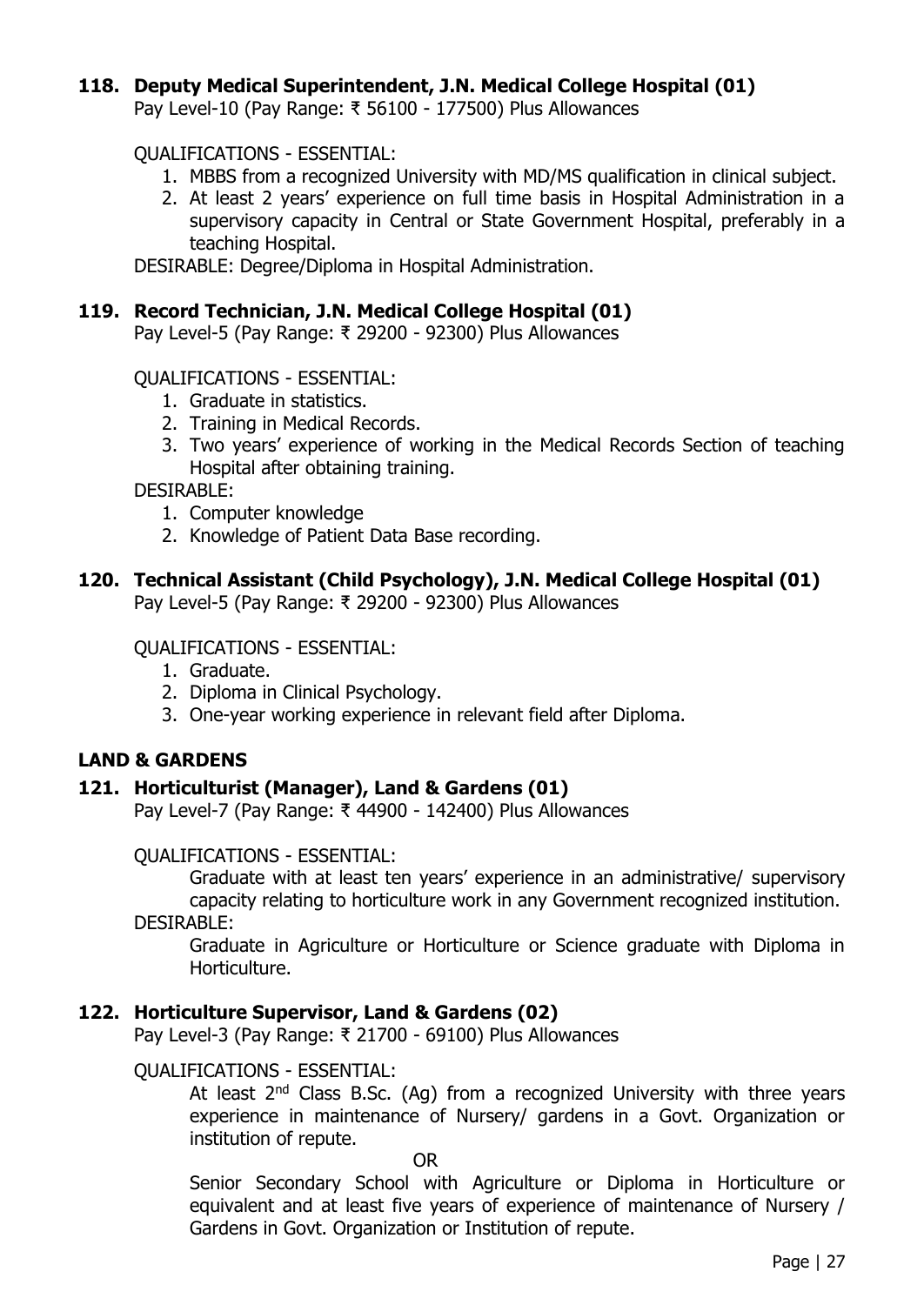### 118. Deputy Medical Superintendent, J.N. Medical College Hospital (01)

Pay Level-10 (Pay Range: ₹ 56100 - 177500) Plus Allowances

QUALIFICATIONS - ESSENTIAL:

1. MBBS from a recognized University with MD/MS qualification in clinical subject.
2. At least 2 years' experience on full time basis in Hospital Administration in a supervisory capacity in Central or State Government Hospital, preferably in a teaching Hospital.

DESIRABLE: Degree/Diploma in Hospital Administration.

### 119. Record Technician, J.N. Medical College Hospital (01)

Pay Level-5 (Pay Range: ₹ 29200 - 92300) Plus Allowances

QUALIFICATIONS - ESSENTIAL:

1. Graduate in statistics.
2. Training in Medical Records.
3. Two years' experience of working in the Medical Records Section of teaching Hospital after obtaining training.

DESIRABLE:

1. Computer knowledge
2. Knowledge of Patient Data Base recording.

### 120. Technical Assistant (Child Psychology), J.N. Medical College Hospital (01)

Pay Level-5 (Pay Range: ₹ 29200 - 92300) Plus Allowances

QUALIFICATIONS - ESSENTIAL:

1. Graduate.
2. Diploma in Clinical Psychology.
3. One-year working experience in relevant field after Diploma.

## LAND & GARDENS

### 121. Horticulturist (Manager), Land & Gardens (01)

Pay Level-7 (Pay Range: ₹ 44900 - 142400) Plus Allowances

QUALIFICATIONS - ESSENTIAL:

Graduate with at least ten years' experience in an administrative/ supervisory capacity relating to horticulture work in any Government recognized institution.

DESIRABLE:

Graduate in Agriculture or Horticulture or Science graduate with Diploma in Horticulture.

### 122. Horticulture Supervisor, Land & Gardens (02)

Pay Level-3 (Pay Range: ₹ 21700 - 69100) Plus Allowances

QUALIFICATIONS - ESSENTIAL:

At least 2nd Class B.Sc. (Ag) from a recognized University with three years experience in maintenance of Nursery/ gardens in a Govt. Organization or institution of repute.

OR

Senior Secondary School with Agriculture or Diploma in Horticulture or equivalent and at least five years of experience of maintenance of Nursery / Gardens in Govt. Organization or Institution of repute.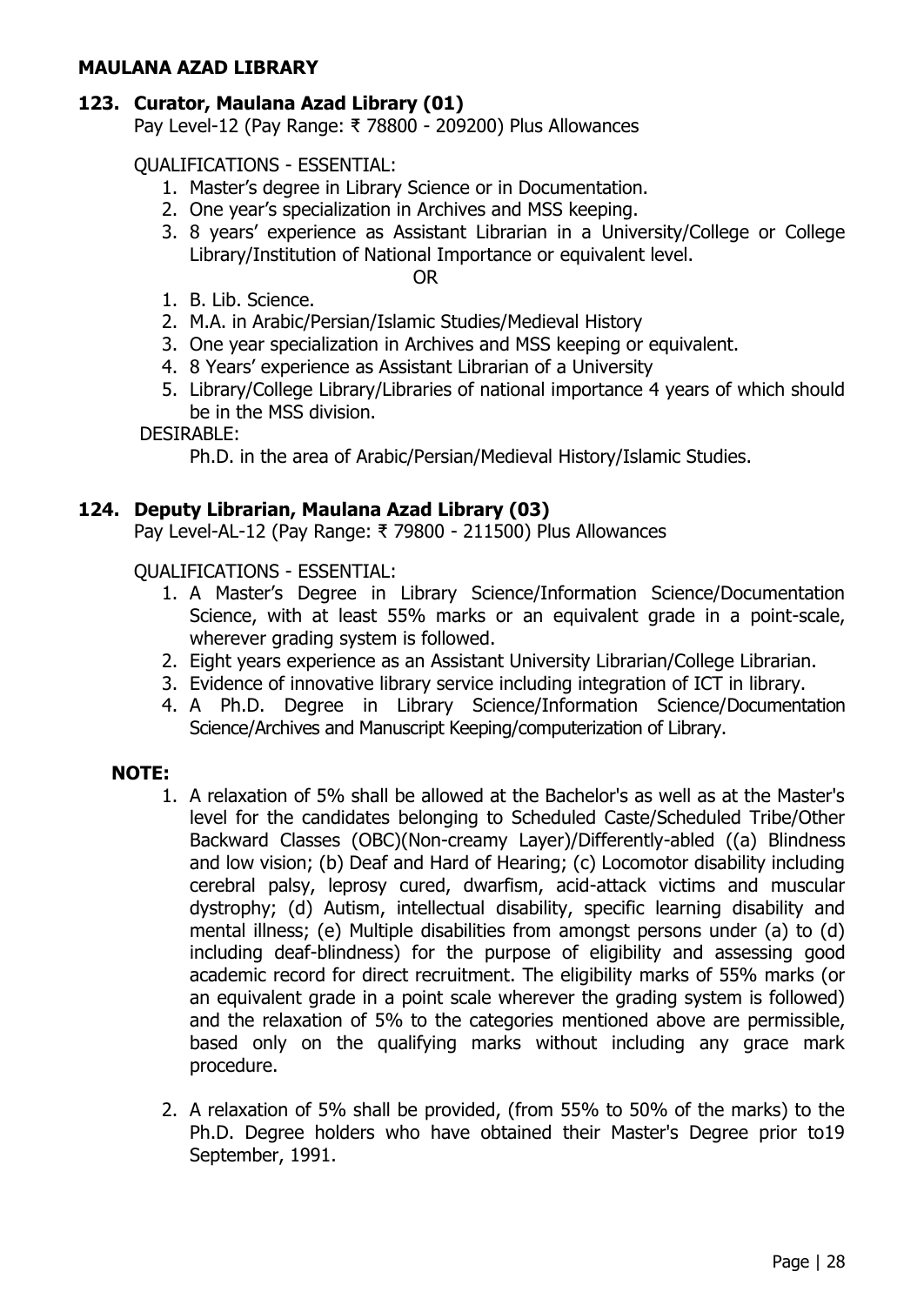**MAULANA AZAD LIBRARY**

### 123. Curator, Maulana Azad Library (01)

Pay Level-12 (Pay Range: ₹ 78800 - 209200) Plus Allowances

QUALIFICATIONS - ESSENTIAL:

1. Master's degree in Library Science or in Documentation.
2. One year's specialization in Archives and MSS keeping.
3. 8 years' experience as Assistant Librarian in a University/College or College Library/Institution of National Importance or equivalent level.

OR

1. B. Lib. Science.
2. M.A. in Arabic/Persian/Islamic Studies/Medieval History
3. One year specialization in Archives and MSS keeping or equivalent.
4. 8 Years' experience as Assistant Librarian of a University
5. Library/College Library/Libraries of national importance 4 years of which should be in the MSS division.

DESIRABLE:

Ph.D. in the area of Arabic/Persian/Medieval History/Islamic Studies.

### 124. Deputy Librarian, Maulana Azad Library (03)

Pay Level-AL-12 (Pay Range: ₹ 79800 - 211500) Plus Allowances

QUALIFICATIONS - ESSENTIAL:

1. A Master's Degree in Library Science/Information Science/Documentation Science, with at least 55% marks or an equivalent grade in a point-scale, wherever grading system is followed.
2. Eight years experience as an Assistant University Librarian/College Librarian.
3. Evidence of innovative library service including integration of ICT in library.
4. A Ph.D. Degree in Library Science/Information Science/Documentation Science/Archives and Manuscript Keeping/computerization of Library.

**NOTE:**

1. A relaxation of 5% shall be allowed at the Bachelor's as well as at the Master's level for the candidates belonging to Scheduled Caste/Scheduled Tribe/Other Backward Classes (OBC)(Non-creamy Layer)/Differently-abled ((a) Blindness and low vision; (b) Deaf and Hard of Hearing; (c) Locomotor disability including cerebral palsy, leprosy cured, dwarfism, acid-attack victims and muscular dystrophy; (d) Autism, intellectual disability, specific learning disability and mental illness; (e) Multiple disabilities from amongst persons under (a) to (d) including deaf-blindness) for the purpose of eligibility and assessing good academic record for direct recruitment. The eligibility marks of 55% marks (or an equivalent grade in a point scale wherever the grading system is followed) and the relaxation of 5% to the categories mentioned above are permissible, based only on the qualifying marks without including any grace mark procedure.

2. A relaxation of 5% shall be provided, (from 55% to 50% of the marks) to the Ph.D. Degree holders who have obtained their Master's Degree prior to19 September, 1991.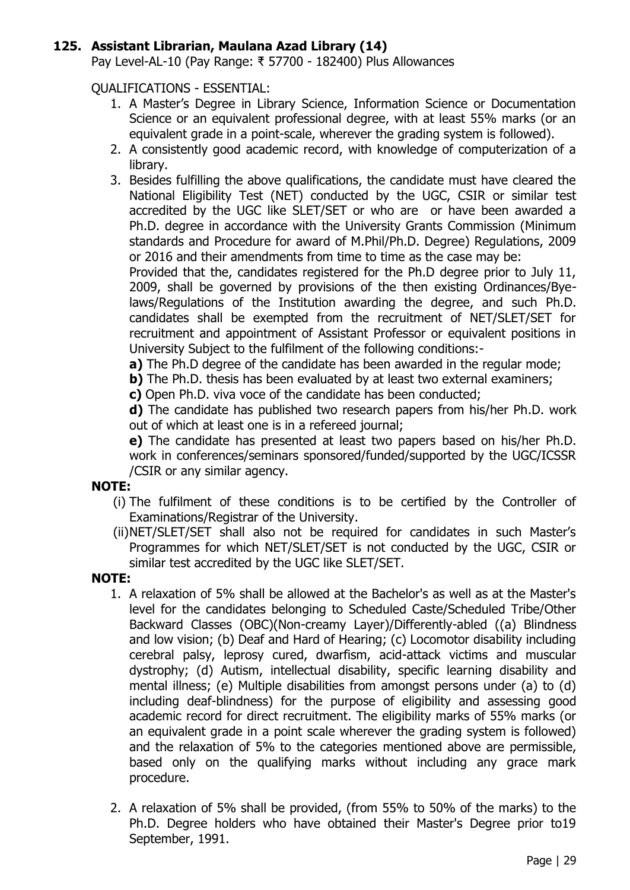### 125. Assistant Librarian, Maulana Azad Library (14)

Pay Level-AL-10 (Pay Range: ₹ 57700 - 182400) Plus Allowances

QUALIFICATIONS - ESSENTIAL:

1. A Master's Degree in Library Science, Information Science or Documentation Science or an equivalent professional degree, with at least 55% marks (or an equivalent grade in a point-scale, wherever the grading system is followed).
2. A consistently good academic record, with knowledge of computerization of a library.
3. Besides fulfilling the above qualifications, the candidate must have cleared the National Eligibility Test (NET) conducted by the UGC, CSIR or similar test accredited by the UGC like SLET/SET or who are or have been awarded a Ph.D. degree in accordance with the University Grants Commission (Minimum standards and Procedure for award of M.Phil/Ph.D. Degree) Regulations, 2009 or 2016 and their amendments from time to time as the case may be:

   Provided that the, candidates registered for the Ph.D degree prior to July 11, 2009, shall be governed by provisions of the then existing Ordinances/Bye-laws/Regulations of the Institution awarding the degree, and such Ph.D. candidates shall be exempted from the recruitment of NET/SLET/SET for recruitment and appointment of Assistant Professor or equivalent positions in University Subject to the fulfilment of the following conditions:-

   **a)** The Ph.D degree of the candidate has been awarded in the regular mode;

   **b)** The Ph.D. thesis has been evaluated by at least two external examiners;

   **c)** Open Ph.D. viva voce of the candidate has been conducted;

   **d)** The candidate has published two research papers from his/her Ph.D. work out of which at least one is in a refereed journal;

   **e)** The candidate has presented at least two papers based on his/her Ph.D. work in conferences/seminars sponsored/funded/supported by the UGC/ICSSR /CSIR or any similar agency.

**NOTE:**

(i) The fulfilment of these conditions is to be certified by the Controller of Examinations/Registrar of the University.

(ii) NET/SLET/SET shall also not be required for candidates in such Master's Programmes for which NET/SLET/SET is not conducted by the UGC, CSIR or similar test accredited by the UGC like SLET/SET.

**NOTE:**

1. A relaxation of 5% shall be allowed at the Bachelor's as well as at the Master's level for the candidates belonging to Scheduled Caste/Scheduled Tribe/Other Backward Classes (OBC)(Non-creamy Layer)/Differently-abled ((a) Blindness and low vision; (b) Deaf and Hard of Hearing; (c) Locomotor disability including cerebral palsy, leprosy cured, dwarfism, acid-attack victims and muscular dystrophy; (d) Autism, intellectual disability, specific learning disability and mental illness; (e) Multiple disabilities from amongst persons under (a) to (d) including deaf-blindness) for the purpose of eligibility and assessing good academic record for direct recruitment. The eligibility marks of 55% marks (or an equivalent grade in a point scale wherever the grading system is followed) and the relaxation of 5% to the categories mentioned above are permissible, based only on the qualifying marks without including any grace mark procedure.

2. A relaxation of 5% shall be provided, (from 55% to 50% of the marks) to the Ph.D. Degree holders who have obtained their Master's Degree prior to19 September, 1991.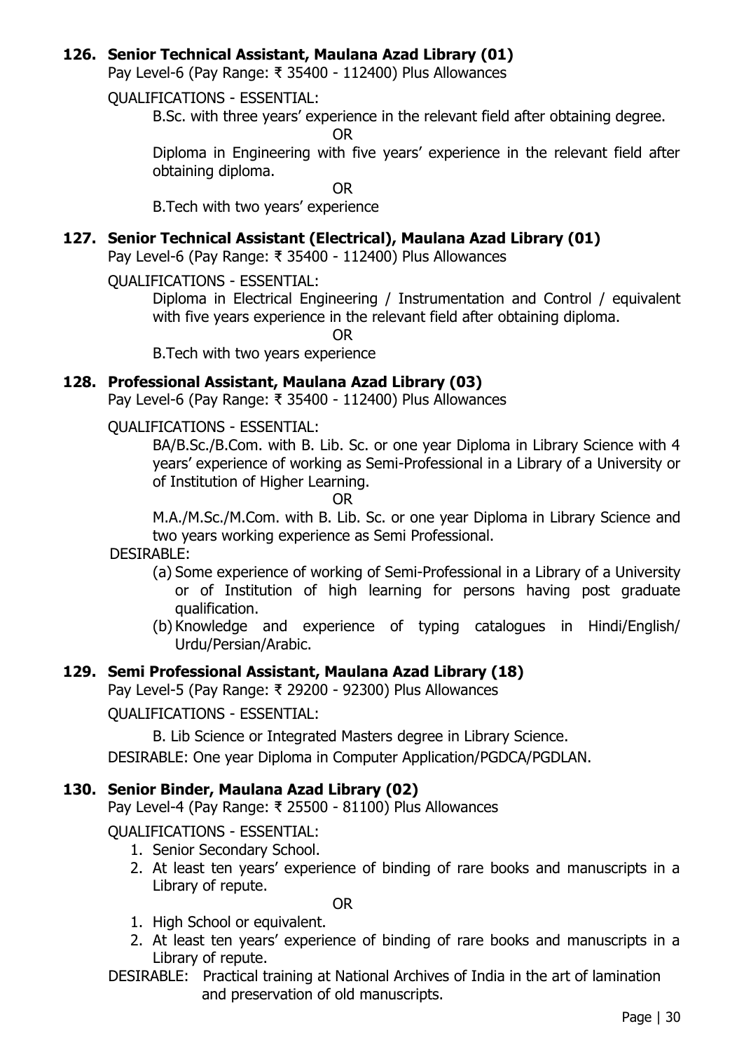### 126. Senior Technical Assistant, Maulana Azad Library (01)

Pay Level-6 (Pay Range: ₹ 35400 - 112400) Plus Allowances

QUALIFICATIONS - ESSENTIAL:

B.Sc. with three years' experience in the relevant field after obtaining degree.

OR

Diploma in Engineering with five years' experience in the relevant field after obtaining diploma.

OR

B.Tech with two years' experience

### 127. Senior Technical Assistant (Electrical), Maulana Azad Library (01)

Pay Level-6 (Pay Range: ₹ 35400 - 112400) Plus Allowances

QUALIFICATIONS - ESSENTIAL:

Diploma in Electrical Engineering / Instrumentation and Control / equivalent with five years experience in the relevant field after obtaining diploma.

OR

B.Tech with two years experience

### 128. Professional Assistant, Maulana Azad Library (03)

Pay Level-6 (Pay Range: ₹ 35400 - 112400) Plus Allowances

QUALIFICATIONS - ESSENTIAL:

BA/B.Sc./B.Com. with B. Lib. Sc. or one year Diploma in Library Science with 4 years' experience of working as Semi-Professional in a Library of a University or of Institution of Higher Learning.

OR

M.A./M.Sc./M.Com. with B. Lib. Sc. or one year Diploma in Library Science and two years working experience as Semi Professional.

DESIRABLE:

(a) Some experience of working of Semi-Professional in a Library of a University or of Institution of high learning for persons having post graduate qualification.

(b) Knowledge and experience of typing catalogues in Hindi/English/ Urdu/Persian/Arabic.

### 129. Semi Professional Assistant, Maulana Azad Library (18)

Pay Level-5 (Pay Range: ₹ 29200 - 92300) Plus Allowances

QUALIFICATIONS - ESSENTIAL:

B. Lib Science or Integrated Masters degree in Library Science.

DESIRABLE: One year Diploma in Computer Application/PGDCA/PGDLAN.

### 130. Senior Binder, Maulana Azad Library (02)

Pay Level-4 (Pay Range: ₹ 25500 - 81100) Plus Allowances

QUALIFICATIONS - ESSENTIAL:

1. Senior Secondary School.
2. At least ten years' experience of binding of rare books and manuscripts in a Library of repute.

OR

1. High School or equivalent.
2. At least ten years' experience of binding of rare books and manuscripts in a Library of repute.

DESIRABLE: Practical training at National Archives of India in the art of lamination and preservation of old manuscripts.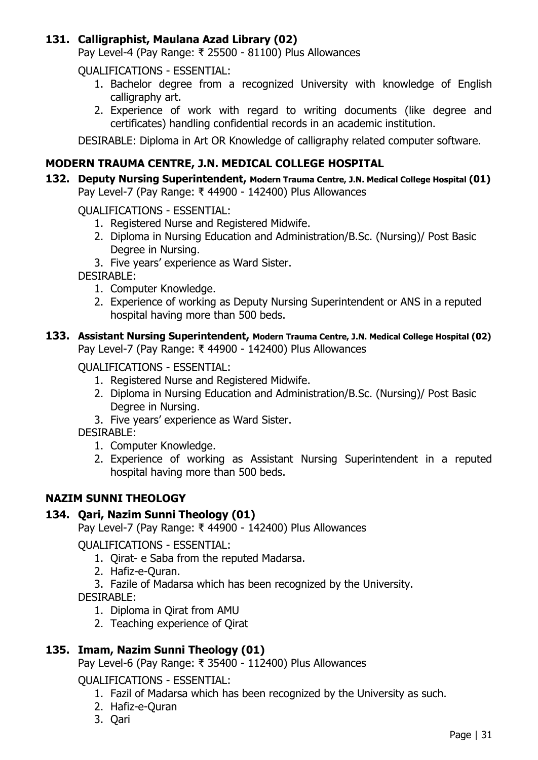### 131. Calligraphist, Maulana Azad Library (02)

Pay Level-4 (Pay Range: ₹ 25500 - 81100) Plus Allowances

QUALIFICATIONS - ESSENTIAL:

1. Bachelor degree from a recognized University with knowledge of English calligraphy art.
2. Experience of work with regard to writing documents (like degree and certificates) handling confidential records in an academic institution.

DESIRABLE: Diploma in Art OR Knowledge of calligraphy related computer software.

## MODERN TRAUMA CENTRE, J.N. MEDICAL COLLEGE HOSPITAL

### 132. Deputy Nursing Superintendent, Modern Trauma Centre, J.N. Medical College Hospital (01)

Pay Level-7 (Pay Range: ₹ 44900 - 142400) Plus Allowances

QUALIFICATIONS - ESSENTIAL:

1. Registered Nurse and Registered Midwife.
2. Diploma in Nursing Education and Administration/B.Sc. (Nursing)/ Post Basic Degree in Nursing.
3. Five years' experience as Ward Sister.

DESIRABLE:

1. Computer Knowledge.
2. Experience of working as Deputy Nursing Superintendent or ANS in a reputed hospital having more than 500 beds.

### 133. Assistant Nursing Superintendent, Modern Trauma Centre, J.N. Medical College Hospital (02)

Pay Level-7 (Pay Range: ₹ 44900 - 142400) Plus Allowances

QUALIFICATIONS - ESSENTIAL:

1. Registered Nurse and Registered Midwife.
2. Diploma in Nursing Education and Administration/B.Sc. (Nursing)/ Post Basic Degree in Nursing.
3. Five years' experience as Ward Sister.

DESIRABLE:

1. Computer Knowledge.
2. Experience of working as Assistant Nursing Superintendent in a reputed hospital having more than 500 beds.

## NAZIM SUNNI THEOLOGY

### 134. Qari, Nazim Sunni Theology (01)

Pay Level-7 (Pay Range: ₹ 44900 - 142400) Plus Allowances

QUALIFICATIONS - ESSENTIAL:

1. Qirat- e Saba from the reputed Madarsa.
2. Hafiz-e-Quran.
3. Fazile of Madarsa which has been recognized by the University.

DESIRABLE:

1. Diploma in Qirat from AMU
2. Teaching experience of Qirat

### 135. Imam, Nazim Sunni Theology (01)

Pay Level-6 (Pay Range: ₹ 35400 - 112400) Plus Allowances

QUALIFICATIONS - ESSENTIAL:

1. Fazil of Madarsa which has been recognized by the University as such.
2. Hafiz-e-Quran
3. Qari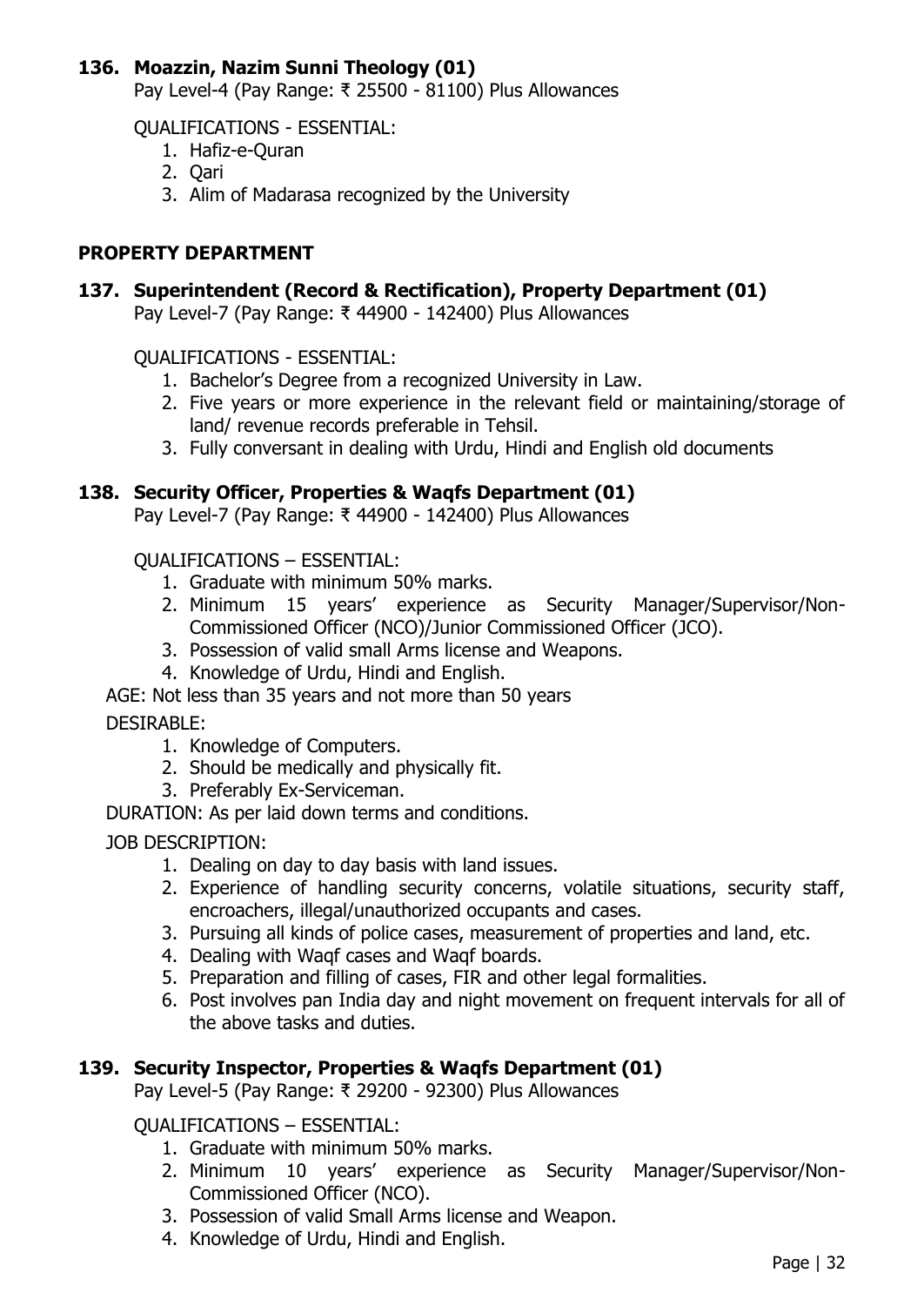### 136. Moazzin, Nazim Sunni Theology (01)

Pay Level-4 (Pay Range: ₹ 25500 - 81100) Plus Allowances

QUALIFICATIONS - ESSENTIAL:

1. Hafiz-e-Quran
2. Qari
3. Alim of Madarasa recognized by the University

## PROPERTY DEPARTMENT

### 137. Superintendent (Record & Rectification), Property Department (01)

Pay Level-7 (Pay Range: ₹ 44900 - 142400) Plus Allowances

QUALIFICATIONS - ESSENTIAL:

1. Bachelor's Degree from a recognized University in Law.
2. Five years or more experience in the relevant field or maintaining/storage of land/ revenue records preferable in Tehsil.
3. Fully conversant in dealing with Urdu, Hindi and English old documents

### 138. Security Officer, Properties & Waqfs Department (01)

Pay Level-7 (Pay Range: ₹ 44900 - 142400) Plus Allowances

QUALIFICATIONS – ESSENTIAL:

1. Graduate with minimum 50% marks.
2. Minimum 15 years' experience as Security Manager/Supervisor/Non-Commissioned Officer (NCO)/Junior Commissioned Officer (JCO).
3. Possession of valid small Arms license and Weapons.
4. Knowledge of Urdu, Hindi and English.

AGE: Not less than 35 years and not more than 50 years

DESIRABLE:

1. Knowledge of Computers.
2. Should be medically and physically fit.
3. Preferably Ex-Serviceman.

DURATION: As per laid down terms and conditions.

JOB DESCRIPTION:

1. Dealing on day to day basis with land issues.
2. Experience of handling security concerns, volatile situations, security staff, encroachers, illegal/unauthorized occupants and cases.
3. Pursuing all kinds of police cases, measurement of properties and land, etc.
4. Dealing with Waqf cases and Waqf boards.
5. Preparation and filling of cases, FIR and other legal formalities.
6. Post involves pan India day and night movement on frequent intervals for all of the above tasks and duties.

### 139. Security Inspector, Properties & Waqfs Department (01)

Pay Level-5 (Pay Range: ₹ 29200 - 92300) Plus Allowances

QUALIFICATIONS – ESSENTIAL:

1. Graduate with minimum 50% marks.
2. Minimum 10 years' experience as Security Manager/Supervisor/Non-Commissioned Officer (NCO).
3. Possession of valid Small Arms license and Weapon.
4. Knowledge of Urdu, Hindi and English.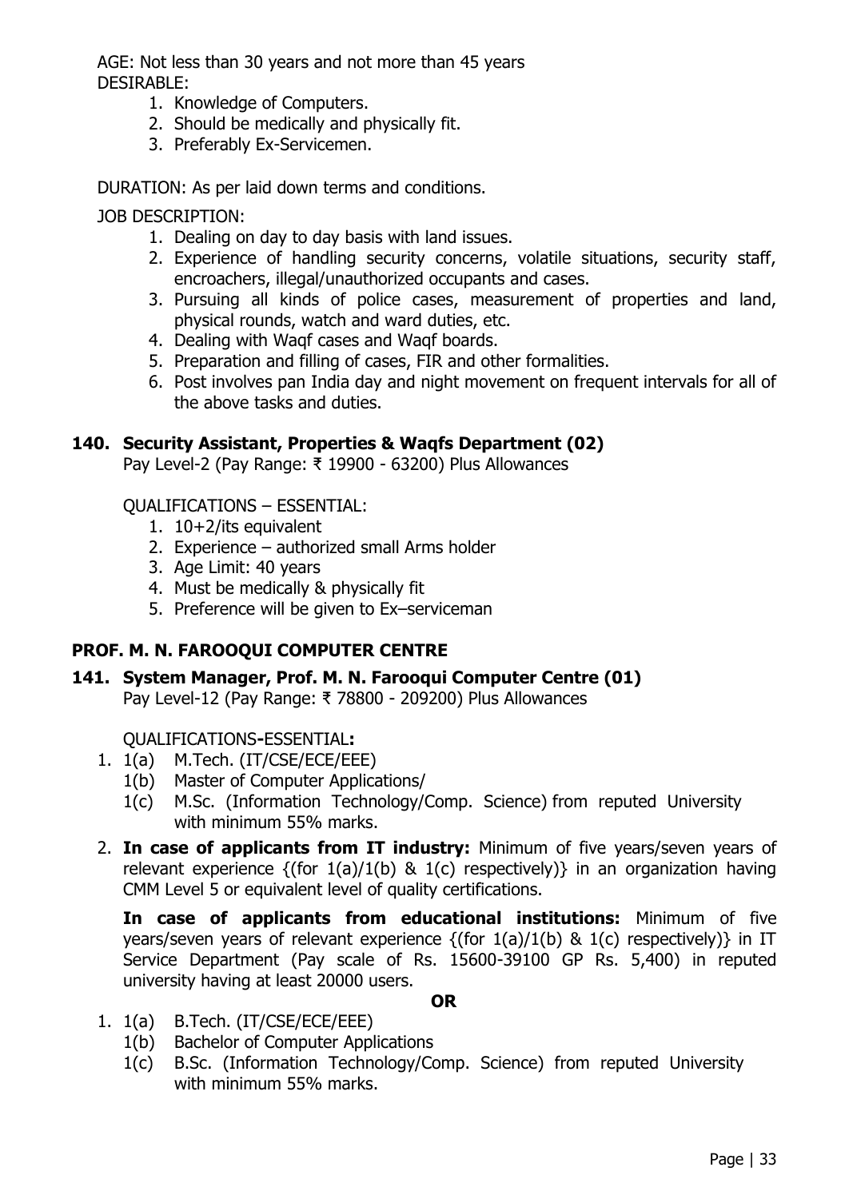AGE: Not less than 30 years and not more than 45 years
DESIRABLE:

1. Knowledge of Computers.
2. Should be medically and physically fit.
3. Preferably Ex-Servicemen.

DURATION: As per laid down terms and conditions.

JOB DESCRIPTION:

1. Dealing on day to day basis with land issues.
2. Experience of handling security concerns, volatile situations, security staff, encroachers, illegal/unauthorized occupants and cases.
3. Pursuing all kinds of police cases, measurement of properties and land, physical rounds, watch and ward duties, etc.
4. Dealing with Waqf cases and Waqf boards.
5. Preparation and filling of cases, FIR and other formalities.
6. Post involves pan India day and night movement on frequent intervals for all of the above tasks and duties.

**140. Security Assistant, Properties & Waqfs Department (02)**

Pay Level-2 (Pay Range: ₹ 19900 - 63200) Plus Allowances

QUALIFICATIONS – ESSENTIAL:

1. 10+2/its equivalent
2. Experience – authorized small Arms holder
3. Age Limit: 40 years
4. Must be medically & physically fit
5. Preference will be given to Ex–serviceman

## PROF. M. N. FAROOQUI COMPUTER CENTRE

**141. System Manager, Prof. M. N. Farooqui Computer Centre (01)**

Pay Level-12 (Pay Range: ₹ 78800 - 209200) Plus Allowances

QUALIFICATIONS-ESSENTIAL**:**

1. 1(a) M.Tech. (IT/CSE/ECE/EEE)
   1(b) Master of Computer Applications/
   1(c) M.Sc. (Information Technology/Comp. Science) from reputed University with minimum 55% marks.
2. **In case of applicants from IT industry:** Minimum of five years/seven years of relevant experience {(for 1(a)/1(b) & 1(c) respectively)} in an organization having CMM Level 5 or equivalent level of quality certifications.

   **In case of applicants from educational institutions:** Minimum of five years/seven years of relevant experience {(for 1(a)/1(b) & 1(c) respectively)} in IT Service Department (Pay scale of Rs. 15600-39100 GP Rs. 5,400) in reputed university having at least 20000 users.

**OR**

1. 1(a) B.Tech. (IT/CSE/ECE/EEE)
   1(b) Bachelor of Computer Applications
   1(c) B.Sc. (Information Technology/Comp. Science) from reputed University with minimum 55% marks.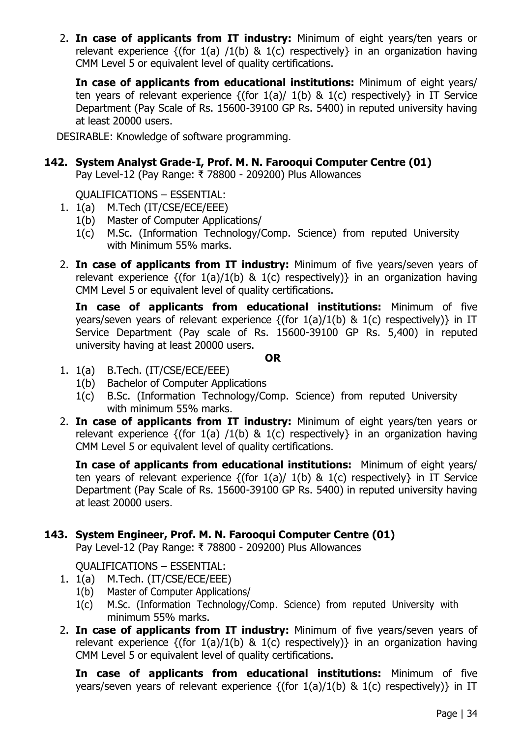2. **In case of applicants from IT industry:** Minimum of eight years/ten years or relevant experience {(for 1(a) /1(b) & 1(c) respectively} in an organization having CMM Level 5 or equivalent level of quality certifications.

   **In case of applicants from educational institutions:** Minimum of eight years/ ten years of relevant experience {(for 1(a)/ 1(b) & 1(c) respectively} in IT Service Department (Pay Scale of Rs. 15600-39100 GP Rs. 5400) in reputed university having at least 20000 users.

DESIRABLE: Knowledge of software programming.

### 142. System Analyst Grade-I, Prof. M. N. Farooqui Computer Centre (01)

Pay Level-12 (Pay Range: ₹ 78800 - 209200) Plus Allowances

QUALIFICATIONS – ESSENTIAL:

1. 1(a) M.Tech (IT/CSE/ECE/EEE)
   1(b) Master of Computer Applications/
   1(c) M.Sc. (Information Technology/Comp. Science) from reputed University with Minimum 55% marks.
2. **In case of applicants from IT industry:** Minimum of five years/seven years of relevant experience {(for 1(a)/1(b) & 1(c) respectively)} in an organization having CMM Level 5 or equivalent level of quality certifications.

   **In case of applicants from educational institutions:** Minimum of five years/seven years of relevant experience {(for 1(a)/1(b) & 1(c) respectively)} in IT Service Department (Pay scale of Rs. 15600-39100 GP Rs. 5,400) in reputed university having at least 20000 users.

**OR**

1. 1(a) B.Tech. (IT/CSE/ECE/EEE)
   1(b) Bachelor of Computer Applications
   1(c) B.Sc. (Information Technology/Comp. Science) from reputed University with minimum 55% marks.
2. **In case of applicants from IT industry:** Minimum of eight years/ten years or relevant experience {(for 1(a) /1(b) & 1(c) respectively} in an organization having CMM Level 5 or equivalent level of quality certifications.

   **In case of applicants from educational institutions:** Minimum of eight years/ ten years of relevant experience {(for 1(a)/ 1(b) & 1(c) respectively} in IT Service Department (Pay Scale of Rs. 15600-39100 GP Rs. 5400) in reputed university having at least 20000 users.

### 143. System Engineer, Prof. M. N. Farooqui Computer Centre (01)

Pay Level-12 (Pay Range: ₹ 78800 - 209200) Plus Allowances

QUALIFICATIONS – ESSENTIAL:

1. 1(a) M.Tech. (IT/CSE/ECE/EEE)
   1(b) Master of Computer Applications/
   1(c) M.Sc. (Information Technology/Comp. Science) from reputed University with minimum 55% marks.
2. **In case of applicants from IT industry:** Minimum of five years/seven years of relevant experience {(for 1(a)/1(b) & 1(c) respectively)} in an organization having CMM Level 5 or equivalent level of quality certifications.

   **In case of applicants from educational institutions:** Minimum of five years/seven years of relevant experience {(for 1(a)/1(b) & 1(c) respectively)} in IT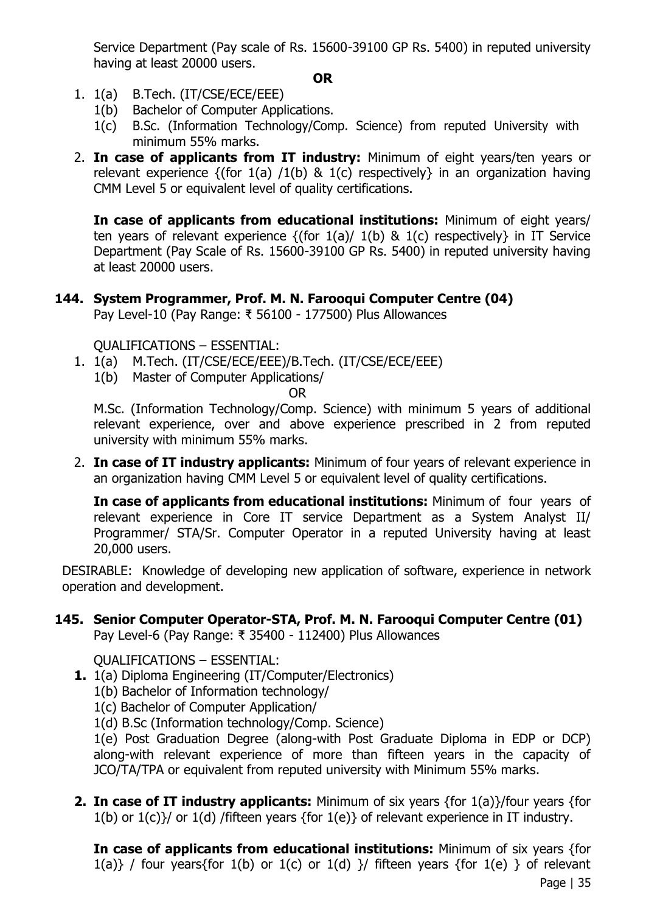Service Department (Pay scale of Rs. 15600-39100 GP Rs. 5400) in reputed university having at least 20000 users.

**OR**

1. 1(a) B.Tech. (IT/CSE/ECE/EEE)
   1(b) Bachelor of Computer Applications.
   1(c) B.Sc. (Information Technology/Comp. Science) from reputed University with minimum 55% marks.
2. **In case of applicants from IT industry:** Minimum of eight years/ten years or relevant experience {(for 1(a) /1(b) & 1(c) respectively} in an organization having CMM Level 5 or equivalent level of quality certifications.

   **In case of applicants from educational institutions:** Minimum of eight years/ ten years of relevant experience {(for 1(a)/ 1(b) & 1(c) respectively} in IT Service Department (Pay Scale of Rs. 15600-39100 GP Rs. 5400) in reputed university having at least 20000 users.

**144. System Programmer, Prof. M. N. Farooqui Computer Centre (04)**
Pay Level-10 (Pay Range: ₹ 56100 - 177500) Plus Allowances

QUALIFICATIONS – ESSENTIAL:

1. 1(a) M.Tech. (IT/CSE/ECE/EEE)/B.Tech. (IT/CSE/ECE/EEE)
   1(b) Master of Computer Applications/

   OR

   M.Sc. (Information Technology/Comp. Science) with minimum 5 years of additional relevant experience, over and above experience prescribed in 2 from reputed university with minimum 55% marks.
2. **In case of IT industry applicants:** Minimum of four years of relevant experience in an organization having CMM Level 5 or equivalent level of quality certifications.

   **In case of applicants from educational institutions:** Minimum of four years of relevant experience in Core IT service Department as a System Analyst II/ Programmer/ STA/Sr. Computer Operator in a reputed University having at least 20,000 users.

DESIRABLE: Knowledge of developing new application of software, experience in network operation and development.

**145. Senior Computer Operator-STA, Prof. M. N. Farooqui Computer Centre (01)**
Pay Level-6 (Pay Range: ₹ 35400 - 112400) Plus Allowances

QUALIFICATIONS – ESSENTIAL:

1. 1(a) Diploma Engineering (IT/Computer/Electronics)
   1(b) Bachelor of Information technology/
   1(c) Bachelor of Computer Application/
   1(d) B.Sc (Information technology/Comp. Science)
   1(e) Post Graduation Degree (along-with Post Graduate Diploma in EDP or DCP) along-with relevant experience of more than fifteen years in the capacity of JCO/TA/TPA or equivalent from reputed university with Minimum 55% marks.
2. **In case of IT industry applicants:** Minimum of six years {for 1(a)}/four years {for 1(b) or 1(c)}/ or 1(d) /fifteen years {for 1(e)} of relevant experience in IT industry.

   **In case of applicants from educational institutions:** Minimum of six years {for 1(a)} / four years{for 1(b) or 1(c) or 1(d) }/ fifteen years {for 1(e) } of relevant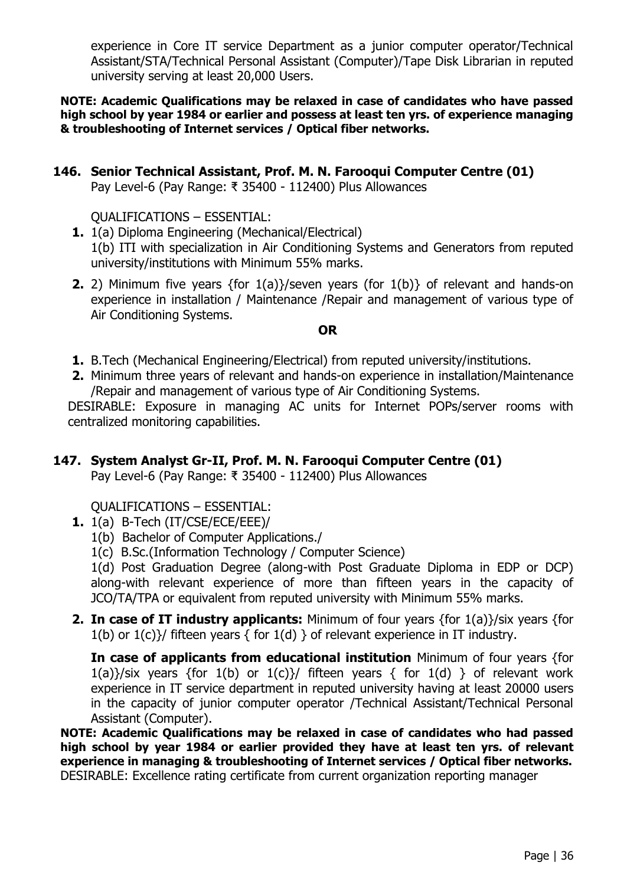experience in Core IT service Department as a junior computer operator/Technical Assistant/STA/Technical Personal Assistant (Computer)/Tape Disk Librarian in reputed university serving at least 20,000 Users.

**NOTE: Academic Qualifications may be relaxed in case of candidates who have passed high school by year 1984 or earlier and possess at least ten yrs. of experience managing & troubleshooting of Internet services / Optical fiber networks.**

### 146. Senior Technical Assistant, Prof. M. N. Farooqui Computer Centre (01)

Pay Level-6 (Pay Range: ₹ 35400 - 112400) Plus Allowances

QUALIFICATIONS – ESSENTIAL:

1. 1(a) Diploma Engineering (Mechanical/Electrical)
   1(b) ITI with specialization in Air Conditioning Systems and Generators from reputed university/institutions with Minimum 55% marks.
2. 2) Minimum five years {for 1(a)}/seven years (for 1(b)} of relevant and hands-on experience in installation / Maintenance /Repair and management of various type of Air Conditioning Systems.

**OR**

1. B.Tech (Mechanical Engineering/Electrical) from reputed university/institutions.
2. Minimum three years of relevant and hands-on experience in installation/Maintenance /Repair and management of various type of Air Conditioning Systems.

DESIRABLE: Exposure in managing AC units for Internet POPs/server rooms with centralized monitoring capabilities.

### 147. System Analyst Gr-II, Prof. M. N. Farooqui Computer Centre (01)

Pay Level-6 (Pay Range: ₹ 35400 - 112400) Plus Allowances

QUALIFICATIONS – ESSENTIAL:

1. 1(a) B-Tech (IT/CSE/ECE/EEE)/
   1(b) Bachelor of Computer Applications./
   1(c) B.Sc.(Information Technology / Computer Science)
   1(d) Post Graduation Degree (along-with Post Graduate Diploma in EDP or DCP) along-with relevant experience of more than fifteen years in the capacity of JCO/TA/TPA or equivalent from reputed university with Minimum 55% marks.
2. **In case of IT industry applicants:** Minimum of four years {for 1(a)}/six years {for 1(b) or 1(c)}/ fifteen years { for 1(d) } of relevant experience in IT industry.

   **In case of applicants from educational institution** Minimum of four years {for 1(a)}/six years {for 1(b) or 1(c)}/ fifteen years { for 1(d) } of relevant work experience in IT service department in reputed university having at least 20000 users in the capacity of junior computer operator /Technical Assistant/Technical Personal Assistant (Computer).

**NOTE: Academic Qualifications may be relaxed in case of candidates who had passed high school by year 1984 or earlier provided they have at least ten yrs. of relevant experience in managing & troubleshooting of Internet services / Optical fiber networks.**

DESIRABLE: Excellence rating certificate from current organization reporting manager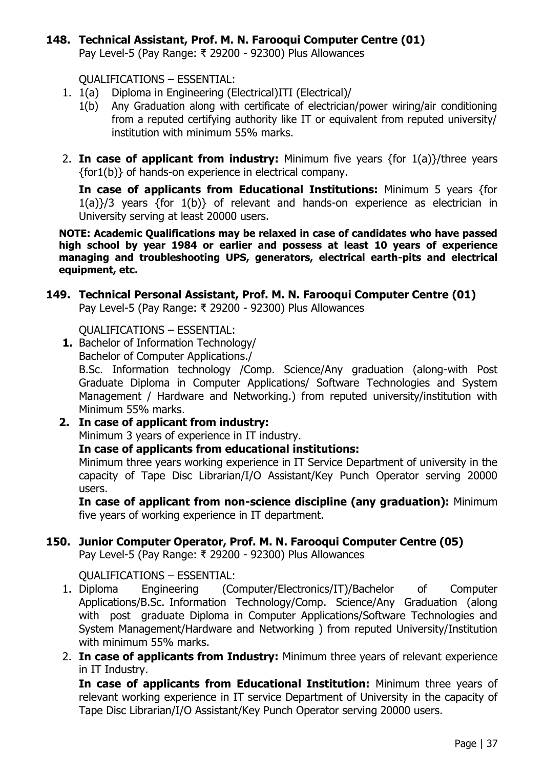### 148. Technical Assistant, Prof. M. N. Farooqui Computer Centre (01)

Pay Level-5 (Pay Range: ₹ 29200 - 92300) Plus Allowances

QUALIFICATIONS – ESSENTIAL:

1. 1(a) Diploma in Engineering (Electrical)ITI (Electrical)/
   1(b) Any Graduation along with certificate of electrician/power wiring/air conditioning from a reputed certifying authority like IT or equivalent from reputed university/ institution with minimum 55% marks.

2. **In case of applicant from industry:** Minimum five years {for 1(a)}/three years {for1(b)} of hands-on experience in electrical company.

   **In case of applicants from Educational Institutions:** Minimum 5 years {for 1(a)}/3 years {for 1(b)} of relevant and hands-on experience as electrician in University serving at least 20000 users.

**NOTE: Academic Qualifications may be relaxed in case of candidates who have passed high school by year 1984 or earlier and possess at least 10 years of experience managing and troubleshooting UPS, generators, electrical earth-pits and electrical equipment, etc.**

### 149. Technical Personal Assistant, Prof. M. N. Farooqui Computer Centre (01)

Pay Level-5 (Pay Range: ₹ 29200 - 92300) Plus Allowances

QUALIFICATIONS – ESSENTIAL:

1. Bachelor of Information Technology/
   Bachelor of Computer Applications./
   B.Sc. Information technology /Comp. Science/Any graduation (along-with Post Graduate Diploma in Computer Applications/ Software Technologies and System Management / Hardware and Networking.) from reputed university/institution with Minimum 55% marks.
2. **In case of applicant from industry:**
   Minimum 3 years of experience in IT industry.
   **In case of applicants from educational institutions:**
   Minimum three years working experience in IT Service Department of university in the capacity of Tape Disc Librarian/I/O Assistant/Key Punch Operator serving 20000 users.
   **In case of applicant from non-science discipline (any graduation):** Minimum five years of working experience in IT department.

### 150. Junior Computer Operator, Prof. M. N. Farooqui Computer Centre (05)

Pay Level-5 (Pay Range: ₹ 29200 - 92300) Plus Allowances

QUALIFICATIONS – ESSENTIAL:

1. Diploma Engineering (Computer/Electronics/IT)/Bachelor of Computer Applications/B.Sc. Information Technology/Comp. Science/Any Graduation (along with post graduate Diploma in Computer Applications/Software Technologies and System Management/Hardware and Networking ) from reputed University/Institution with minimum 55% marks.
2. **In case of applicants from Industry:** Minimum three years of relevant experience in IT Industry.

   **In case of applicants from Educational Institution:** Minimum three years of relevant working experience in IT service Department of University in the capacity of Tape Disc Librarian/I/O Assistant/Key Punch Operator serving 20000 users.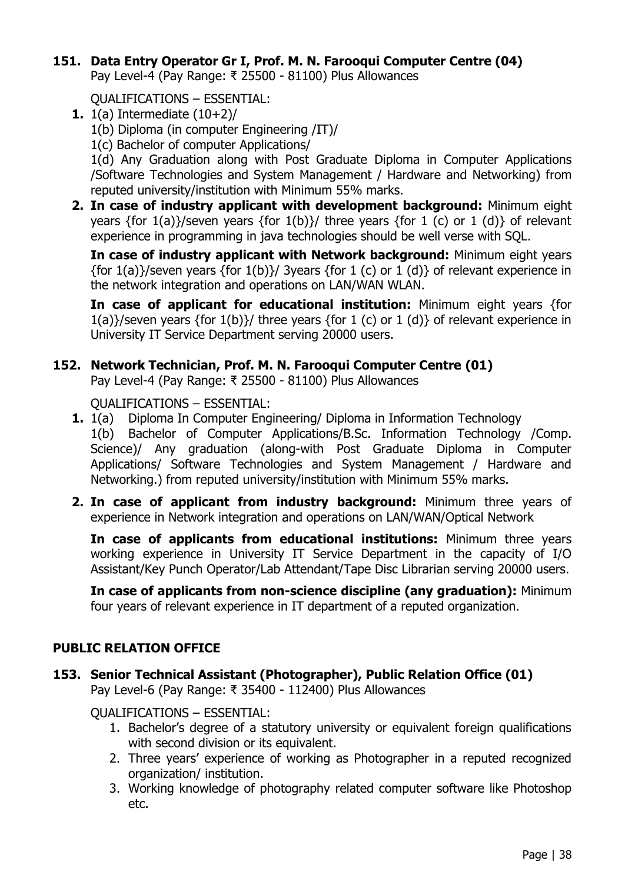**151. Data Entry Operator Gr I, Prof. M. N. Farooqui Computer Centre (04)**
Pay Level-4 (Pay Range: ₹ 25500 - 81100) Plus Allowances

QUALIFICATIONS – ESSENTIAL:

**1.** 1(a) Intermediate (10+2)/
1(b) Diploma (in computer Engineering /IT)/
1(c) Bachelor of computer Applications/
1(d) Any Graduation along with Post Graduate Diploma in Computer Applications /Software Technologies and System Management / Hardware and Networking) from reputed university/institution with Minimum 55% marks.

**2. In case of industry applicant with development background:** Minimum eight years {for 1(a)}/seven years {for 1(b)}/ three years {for 1 (c) or 1 (d)} of relevant experience in programming in java technologies should be well verse with SQL.

**In case of industry applicant with Network background:** Minimum eight years {for 1(a)}/seven years {for 1(b)}/ 3years {for 1 (c) or 1 (d)} of relevant experience in the network integration and operations on LAN/WAN WLAN.

**In case of applicant for educational institution:** Minimum eight years {for 1(a)}/seven years {for 1(b)}/ three years {for 1 (c) or 1 (d)} of relevant experience in University IT Service Department serving 20000 users.

**152. Network Technician, Prof. M. N. Farooqui Computer Centre (01)**
Pay Level-4 (Pay Range: ₹ 25500 - 81100) Plus Allowances

QUALIFICATIONS – ESSENTIAL:

**1.** 1(a) Diploma In Computer Engineering/ Diploma in Information Technology
1(b) Bachelor of Computer Applications/B.Sc. Information Technology /Comp. Science)/ Any graduation (along-with Post Graduate Diploma in Computer Applications/ Software Technologies and System Management / Hardware and Networking.) from reputed university/institution with Minimum 55% marks.

**2. In case of applicant from industry background:** Minimum three years of experience in Network integration and operations on LAN/WAN/Optical Network

**In case of applicants from educational institutions:** Minimum three years working experience in University IT Service Department in the capacity of I/O Assistant/Key Punch Operator/Lab Attendant/Tape Disc Librarian serving 20000 users.

**In case of applicants from non-science discipline (any graduation):** Minimum four years of relevant experience in IT department of a reputed organization.

## PUBLIC RELATION OFFICE

**153. Senior Technical Assistant (Photographer), Public Relation Office (01)**
Pay Level-6 (Pay Range: ₹ 35400 - 112400) Plus Allowances

QUALIFICATIONS – ESSENTIAL:

1. Bachelor's degree of a statutory university or equivalent foreign qualifications with second division or its equivalent.
2. Three years' experience of working as Photographer in a reputed recognized organization/ institution.
3. Working knowledge of photography related computer software like Photoshop etc.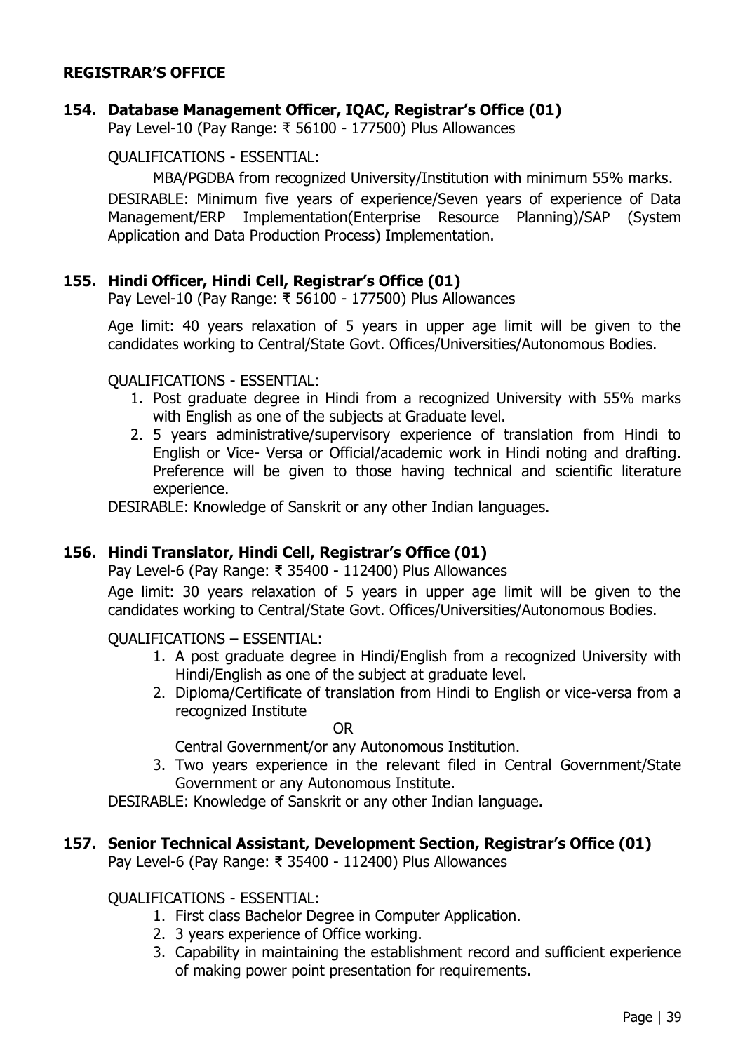## REGISTRAR'S OFFICE

### 154. Database Management Officer, IQAC, Registrar's Office (01)

Pay Level-10 (Pay Range: ₹ 56100 - 177500) Plus Allowances

QUALIFICATIONS - ESSENTIAL:

MBA/PGDBA from recognized University/Institution with minimum 55% marks.

DESIRABLE: Minimum five years of experience/Seven years of experience of Data Management/ERP Implementation(Enterprise Resource Planning)/SAP (System Application and Data Production Process) Implementation.

### 155. Hindi Officer, Hindi Cell, Registrar's Office (01)

Pay Level-10 (Pay Range: ₹ 56100 - 177500) Plus Allowances

Age limit: 40 years relaxation of 5 years in upper age limit will be given to the candidates working to Central/State Govt. Offices/Universities/Autonomous Bodies.

QUALIFICATIONS - ESSENTIAL:

1. Post graduate degree in Hindi from a recognized University with 55% marks with English as one of the subjects at Graduate level.
2. 5 years administrative/supervisory experience of translation from Hindi to English or Vice- Versa or Official/academic work in Hindi noting and drafting. Preference will be given to those having technical and scientific literature experience.

DESIRABLE: Knowledge of Sanskrit or any other Indian languages.

### 156. Hindi Translator, Hindi Cell, Registrar's Office (01)

Pay Level-6 (Pay Range: ₹ 35400 - 112400) Plus Allowances

Age limit: 30 years relaxation of 5 years in upper age limit will be given to the candidates working to Central/State Govt. Offices/Universities/Autonomous Bodies.

QUALIFICATIONS – ESSENTIAL:

1. A post graduate degree in Hindi/English from a recognized University with Hindi/English as one of the subject at graduate level.
2. Diploma/Certificate of translation from Hindi to English or vice-versa from a recognized Institute

   OR

   Central Government/or any Autonomous Institution.
3. Two years experience in the relevant filed in Central Government/State Government or any Autonomous Institute.

DESIRABLE: Knowledge of Sanskrit or any other Indian language.

### 157. Senior Technical Assistant, Development Section, Registrar's Office (01)

Pay Level-6 (Pay Range: ₹ 35400 - 112400) Plus Allowances

QUALIFICATIONS - ESSENTIAL:

1. First class Bachelor Degree in Computer Application.
2. 3 years experience of Office working.
3. Capability in maintaining the establishment record and sufficient experience of making power point presentation for requirements.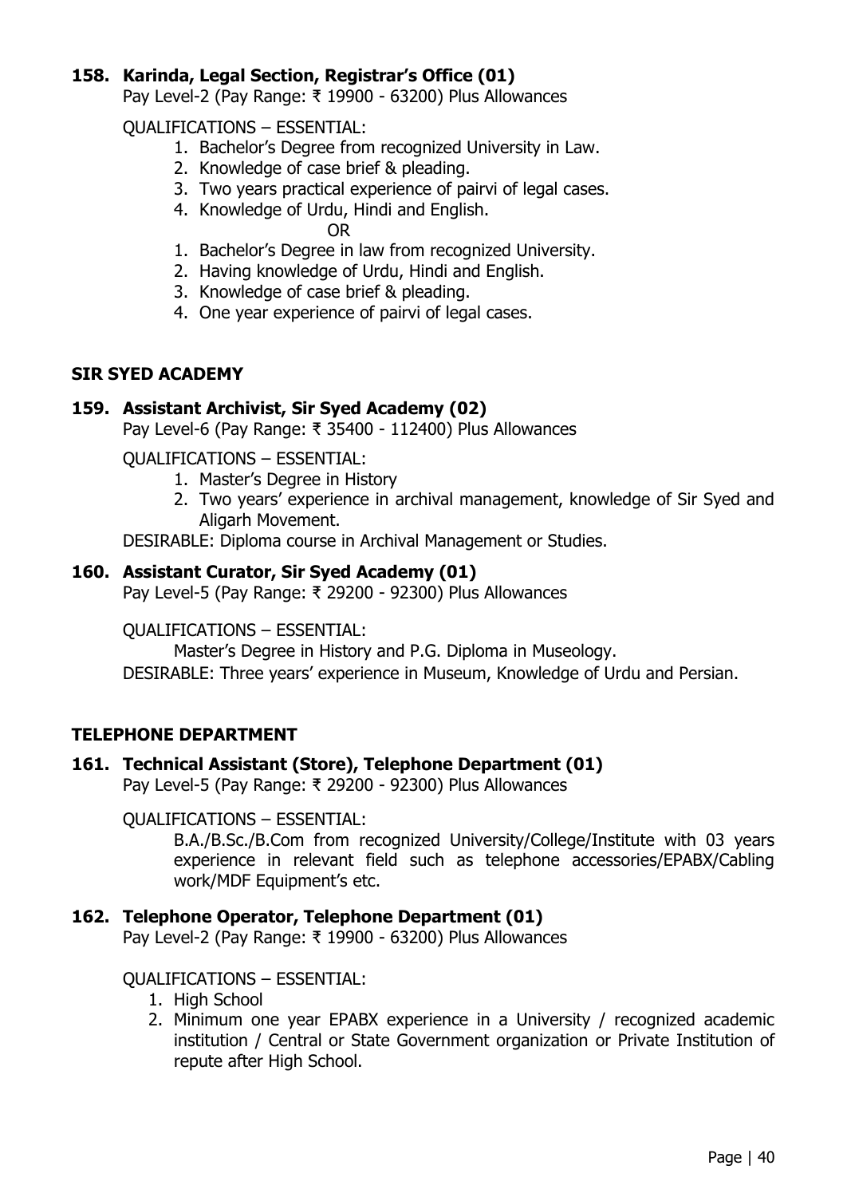**158. Karinda, Legal Section, Registrar's Office (01)**

Pay Level-2 (Pay Range: ₹ 19900 - 63200) Plus Allowances

QUALIFICATIONS – ESSENTIAL:

1. Bachelor's Degree from recognized University in Law.
2. Knowledge of case brief & pleading.
3. Two years practical experience of pairvi of legal cases.
4. Knowledge of Urdu, Hindi and English.

OR

1. Bachelor's Degree in law from recognized University.
2. Having knowledge of Urdu, Hindi and English.
3. Knowledge of case brief & pleading.
4. One year experience of pairvi of legal cases.

## SIR SYED ACADEMY

**159. Assistant Archivist, Sir Syed Academy (02)**

Pay Level-6 (Pay Range: ₹ 35400 - 112400) Plus Allowances

QUALIFICATIONS – ESSENTIAL:

1. Master's Degree in History
2. Two years' experience in archival management, knowledge of Sir Syed and Aligarh Movement.

DESIRABLE: Diploma course in Archival Management or Studies.

**160. Assistant Curator, Sir Syed Academy (01)**

Pay Level-5 (Pay Range: ₹ 29200 - 92300) Plus Allowances

QUALIFICATIONS – ESSENTIAL:

Master's Degree in History and P.G. Diploma in Museology.

DESIRABLE: Three years' experience in Museum, Knowledge of Urdu and Persian.

## TELEPHONE DEPARTMENT

**161. Technical Assistant (Store), Telephone Department (01)**

Pay Level-5 (Pay Range: ₹ 29200 - 92300) Plus Allowances

QUALIFICATIONS – ESSENTIAL:

B.A./B.Sc./B.Com from recognized University/College/Institute with 03 years experience in relevant field such as telephone accessories/EPABX/Cabling work/MDF Equipment's etc.

**162. Telephone Operator, Telephone Department (01)**

Pay Level-2 (Pay Range: ₹ 19900 - 63200) Plus Allowances

QUALIFICATIONS – ESSENTIAL:

1. High School
2. Minimum one year EPABX experience in a University / recognized academic institution / Central or State Government organization or Private Institution of repute after High School.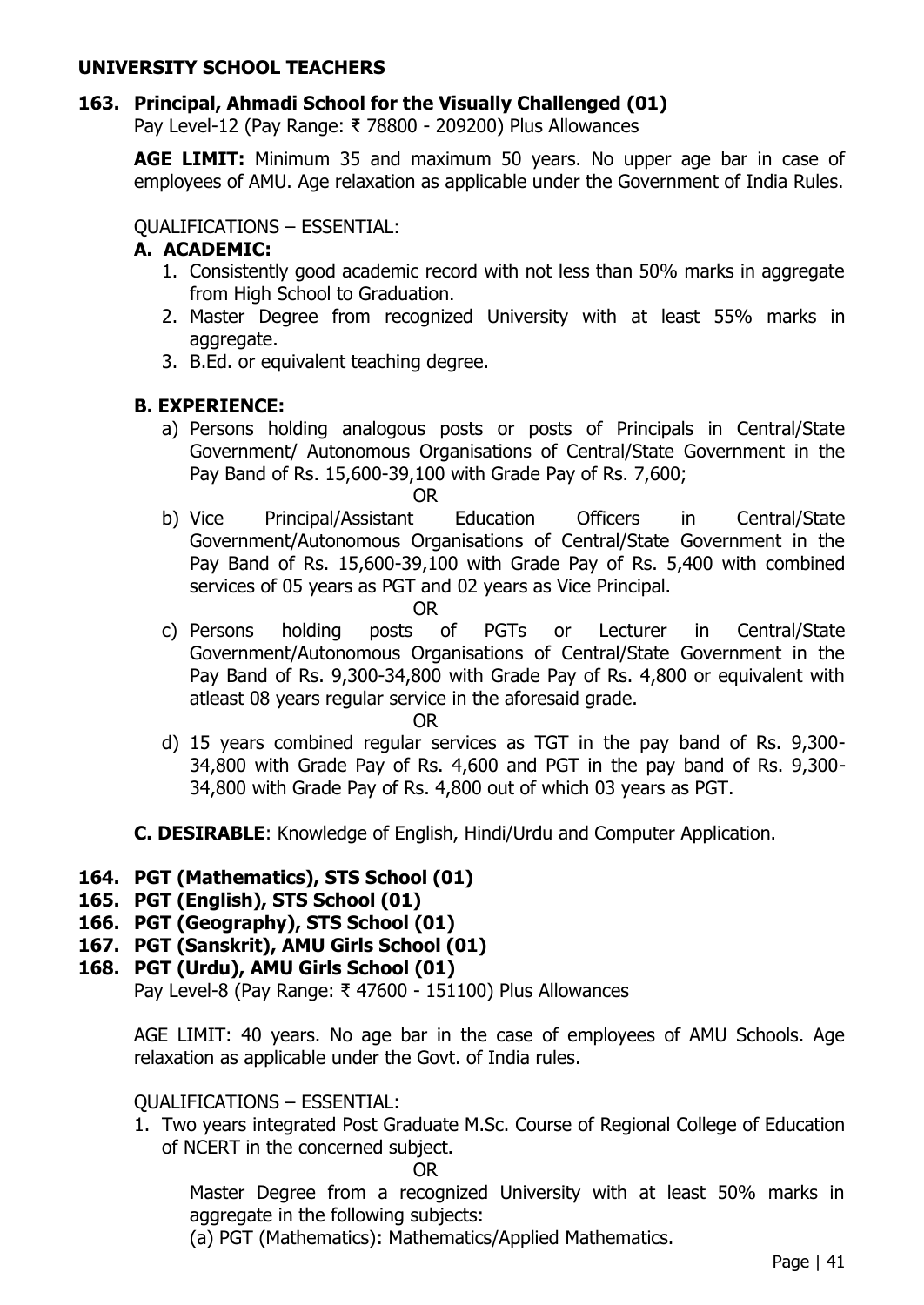## UNIVERSITY SCHOOL TEACHERS

### 163. Principal, Ahmadi School for the Visually Challenged (01)

Pay Level-12 (Pay Range: ₹ 78800 - 209200) Plus Allowances

**AGE LIMIT:** Minimum 35 and maximum 50 years. No upper age bar in case of employees of AMU. Age relaxation as applicable under the Government of India Rules.

QUALIFICATIONS – ESSENTIAL:

**A. ACADEMIC:**

1. Consistently good academic record with not less than 50% marks in aggregate from High School to Graduation.
2. Master Degree from recognized University with at least 55% marks in aggregate.
3. B.Ed. or equivalent teaching degree.

**B. EXPERIENCE:**

a) Persons holding analogous posts or posts of Principals in Central/State Government/ Autonomous Organisations of Central/State Government in the Pay Band of Rs. 15,600-39,100 with Grade Pay of Rs. 7,600;

OR

b) Vice Principal/Assistant Education Officers in Central/State Government/Autonomous Organisations of Central/State Government in the Pay Band of Rs. 15,600-39,100 with Grade Pay of Rs. 5,400 with combined services of 05 years as PGT and 02 years as Vice Principal.

OR

c) Persons holding posts of PGTs or Lecturer in Central/State Government/Autonomous Organisations of Central/State Government in the Pay Band of Rs. 9,300-34,800 with Grade Pay of Rs. 4,800 or equivalent with atleast 08 years regular service in the aforesaid grade.

OR

d) 15 years combined regular services as TGT in the pay band of Rs. 9,300-34,800 with Grade Pay of Rs. 4,600 and PGT in the pay band of Rs. 9,300-34,800 with Grade Pay of Rs. 4,800 out of which 03 years as PGT.

**C. DESIRABLE**: Knowledge of English, Hindi/Urdu and Computer Application.

### 164. PGT (Mathematics), STS School (01)
### 165. PGT (English), STS School (01)
### 166. PGT (Geography), STS School (01)
### 167. PGT (Sanskrit), AMU Girls School (01)
### 168. PGT (Urdu), AMU Girls School (01)

Pay Level-8 (Pay Range: ₹ 47600 - 151100) Plus Allowances

AGE LIMIT: 40 years. No age bar in the case of employees of AMU Schools. Age relaxation as applicable under the Govt. of India rules.

QUALIFICATIONS – ESSENTIAL:

1. Two years integrated Post Graduate M.Sc. Course of Regional College of Education of NCERT in the concerned subject.

   OR

   Master Degree from a recognized University with at least 50% marks in aggregate in the following subjects:

   (a) PGT (Mathematics): Mathematics/Applied Mathematics.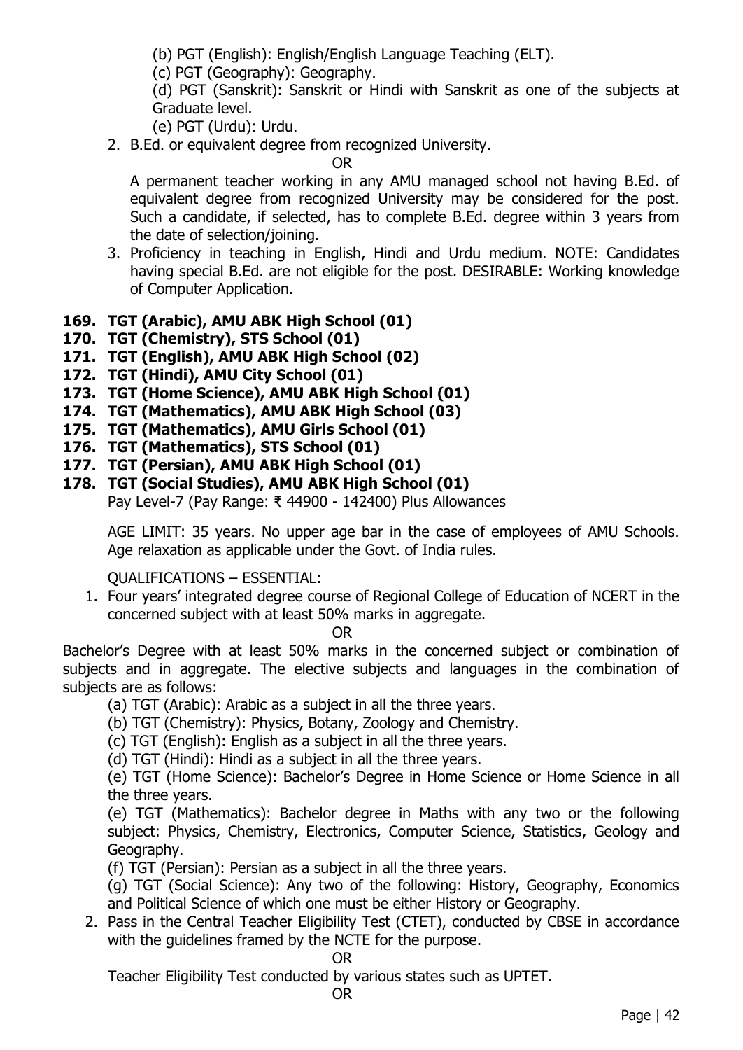(b) PGT (English): English/English Language Teaching (ELT).

(c) PGT (Geography): Geography.

(d) PGT (Sanskrit): Sanskrit or Hindi with Sanskrit as one of the subjects at Graduate level.

(e) PGT (Urdu): Urdu.

2. B.Ed. or equivalent degree from recognized University.

   OR

   A permanent teacher working in any AMU managed school not having B.Ed. of equivalent degree from recognized University may be considered for the post. Such a candidate, if selected, has to complete B.Ed. degree within 3 years from the date of selection/joining.

3. Proficiency in teaching in English, Hindi and Urdu medium. NOTE: Candidates having special B.Ed. are not eligible for the post. DESIRABLE: Working knowledge of Computer Application.

**169. TGT (Arabic), AMU ABK High School (01)**
**170. TGT (Chemistry), STS School (01)**
**171. TGT (English), AMU ABK High School (02)**
**172. TGT (Hindi), AMU City School (01)**
**173. TGT (Home Science), AMU ABK High School (01)**
**174. TGT (Mathematics), AMU ABK High School (03)**
**175. TGT (Mathematics), AMU Girls School (01)**
**176. TGT (Mathematics), STS School (01)**
**177. TGT (Persian), AMU ABK High School (01)**
**178. TGT (Social Studies), AMU ABK High School (01)**

Pay Level-7 (Pay Range: ₹ 44900 - 142400) Plus Allowances

AGE LIMIT: 35 years. No upper age bar in the case of employees of AMU Schools. Age relaxation as applicable under the Govt. of India rules.

QUALIFICATIONS – ESSENTIAL:

1. Four years' integrated degree course of Regional College of Education of NCERT in the concerned subject with at least 50% marks in aggregate.

   OR

Bachelor's Degree with at least 50% marks in the concerned subject or combination of subjects and in aggregate. The elective subjects and languages in the combination of subjects are as follows:

(a) TGT (Arabic): Arabic as a subject in all the three years.

(b) TGT (Chemistry): Physics, Botany, Zoology and Chemistry.

(c) TGT (English): English as a subject in all the three years.

(d) TGT (Hindi): Hindi as a subject in all the three years.

(e) TGT (Home Science): Bachelor's Degree in Home Science or Home Science in all the three years.

(e) TGT (Mathematics): Bachelor degree in Maths with any two or the following subject: Physics, Chemistry, Electronics, Computer Science, Statistics, Geology and Geography.

(f) TGT (Persian): Persian as a subject in all the three years.

(g) TGT (Social Science): Any two of the following: History, Geography, Economics and Political Science of which one must be either History or Geography.

2. Pass in the Central Teacher Eligibility Test (CTET), conducted by CBSE in accordance with the guidelines framed by the NCTE for the purpose.

   OR

   Teacher Eligibility Test conducted by various states such as UPTET.

   OR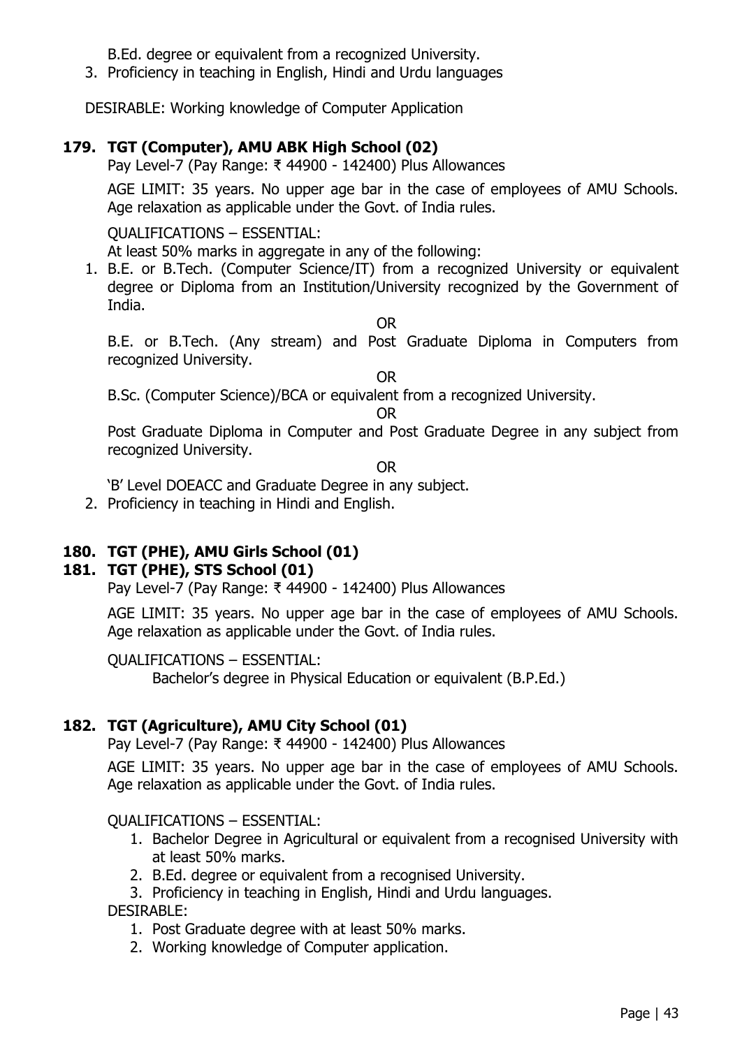B.Ed. degree or equivalent from a recognized University.

3. Proficiency in teaching in English, Hindi and Urdu languages

DESIRABLE: Working knowledge of Computer Application

### 179. TGT (Computer), AMU ABK High School (02)

Pay Level-7 (Pay Range: ₹ 44900 - 142400) Plus Allowances

AGE LIMIT: 35 years. No upper age bar in the case of employees of AMU Schools. Age relaxation as applicable under the Govt. of India rules.

QUALIFICATIONS – ESSENTIAL:

At least 50% marks in aggregate in any of the following:

1. B.E. or B.Tech. (Computer Science/IT) from a recognized University or equivalent degree or Diploma from an Institution/University recognized by the Government of India.

   OR

   B.E. or B.Tech. (Any stream) and Post Graduate Diploma in Computers from recognized University.

   OR

   B.Sc. (Computer Science)/BCA or equivalent from a recognized University.

   OR

   Post Graduate Diploma in Computer and Post Graduate Degree in any subject from recognized University.

   OR

   'B' Level DOEACC and Graduate Degree in any subject.

2. Proficiency in teaching in Hindi and English.

### 180. TGT (PHE), AMU Girls School (01)

### 181. TGT (PHE), STS School (01)

Pay Level-7 (Pay Range: ₹ 44900 - 142400) Plus Allowances

AGE LIMIT: 35 years. No upper age bar in the case of employees of AMU Schools. Age relaxation as applicable under the Govt. of India rules.

QUALIFICATIONS – ESSENTIAL:

Bachelor's degree in Physical Education or equivalent (B.P.Ed.)

### 182. TGT (Agriculture), AMU City School (01)

Pay Level-7 (Pay Range: ₹ 44900 - 142400) Plus Allowances

AGE LIMIT: 35 years. No upper age bar in the case of employees of AMU Schools. Age relaxation as applicable under the Govt. of India rules.

QUALIFICATIONS – ESSENTIAL:

1. Bachelor Degree in Agricultural or equivalent from a recognised University with at least 50% marks.
2. B.Ed. degree or equivalent from a recognised University.
3. Proficiency in teaching in English, Hindi and Urdu languages.

DESIRABLE:

1. Post Graduate degree with at least 50% marks.
2. Working knowledge of Computer application.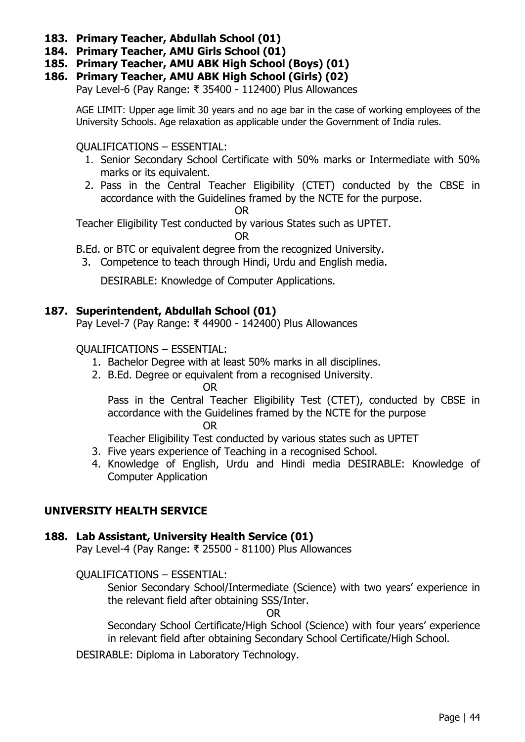**183. Primary Teacher, Abdullah School (01)**

**184. Primary Teacher, AMU Girls School (01)**

**185. Primary Teacher, AMU ABK High School (Boys) (01)**

**186. Primary Teacher, AMU ABK High School (Girls) (02)**

Pay Level-6 (Pay Range: ₹ 35400 - 112400) Plus Allowances

AGE LIMIT: Upper age limit 30 years and no age bar in the case of working employees of the University Schools. Age relaxation as applicable under the Government of India rules.

QUALIFICATIONS – ESSENTIAL:

1. Senior Secondary School Certificate with 50% marks or Intermediate with 50% marks or its equivalent.
2. Pass in the Central Teacher Eligibility (CTET) conducted by the CBSE in accordance with the Guidelines framed by the NCTE for the purpose.

OR

Teacher Eligibility Test conducted by various States such as UPTET.

OR

B.Ed. or BTC or equivalent degree from the recognized University.

3. Competence to teach through Hindi, Urdu and English media.

DESIRABLE: Knowledge of Computer Applications.

**187. Superintendent, Abdullah School (01)**

Pay Level-7 (Pay Range: ₹ 44900 - 142400) Plus Allowances

QUALIFICATIONS – ESSENTIAL:

1. Bachelor Degree with at least 50% marks in all disciplines.
2. B.Ed. Degree or equivalent from a recognised University.

   OR

   Pass in the Central Teacher Eligibility Test (CTET), conducted by CBSE in accordance with the Guidelines framed by the NCTE for the purpose

   OR

   Teacher Eligibility Test conducted by various states such as UPTET
3. Five years experience of Teaching in a recognised School.
4. Knowledge of English, Urdu and Hindi media DESIRABLE: Knowledge of Computer Application

## UNIVERSITY HEALTH SERVICE

**188. Lab Assistant, University Health Service (01)**

Pay Level-4 (Pay Range: ₹ 25500 - 81100) Plus Allowances

QUALIFICATIONS – ESSENTIAL:

Senior Secondary School/Intermediate (Science) with two years' experience in the relevant field after obtaining SSS/Inter.

OR

Secondary School Certificate/High School (Science) with four years' experience in relevant field after obtaining Secondary School Certificate/High School.

DESIRABLE: Diploma in Laboratory Technology.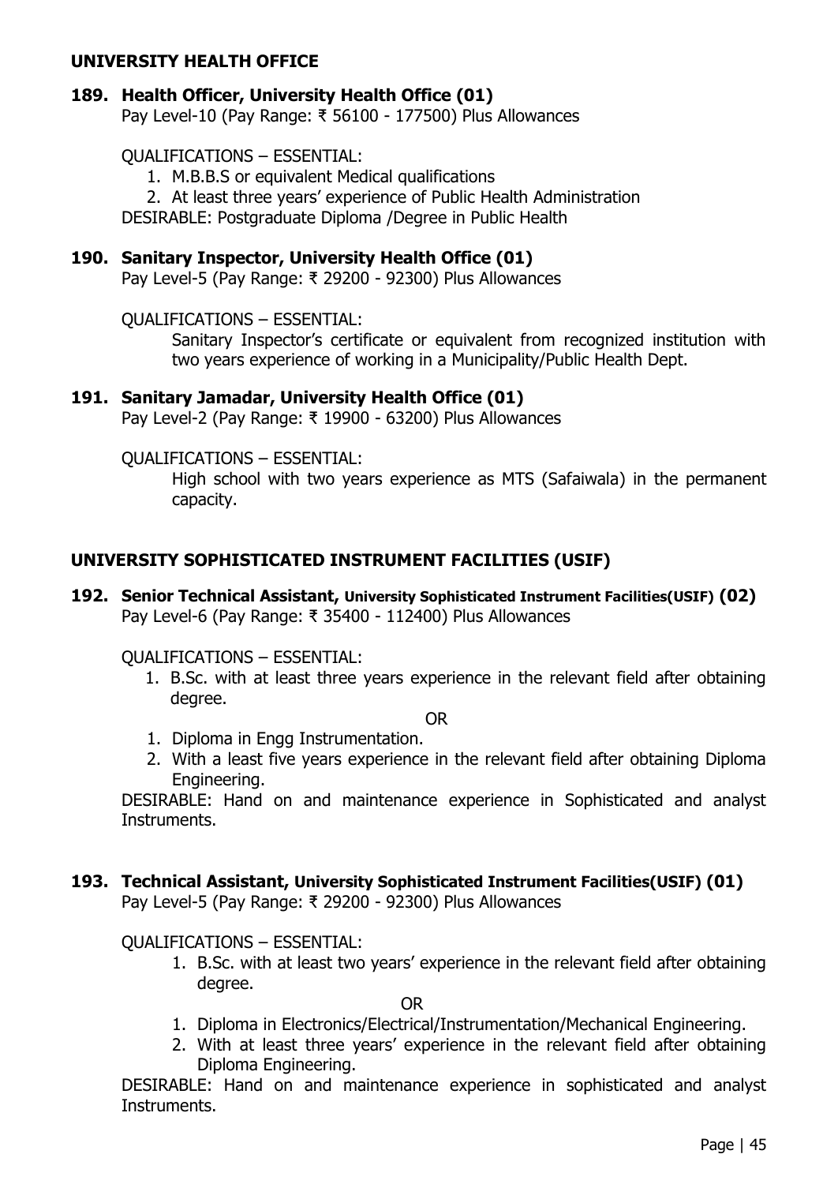## UNIVERSITY HEALTH OFFICE

### 189. Health Officer, University Health Office (01)

Pay Level-10 (Pay Range: ₹ 56100 - 177500) Plus Allowances

QUALIFICATIONS – ESSENTIAL:

1. M.B.B.S or equivalent Medical qualifications
2. At least three years' experience of Public Health Administration

DESIRABLE: Postgraduate Diploma /Degree in Public Health

### 190. Sanitary Inspector, University Health Office (01)

Pay Level-5 (Pay Range: ₹ 29200 - 92300) Plus Allowances

QUALIFICATIONS – ESSENTIAL:

Sanitary Inspector's certificate or equivalent from recognized institution with two years experience of working in a Municipality/Public Health Dept.

### 191. Sanitary Jamadar, University Health Office (01)

Pay Level-2 (Pay Range: ₹ 19900 - 63200) Plus Allowances

QUALIFICATIONS – ESSENTIAL:

High school with two years experience as MTS (Safaiwala) in the permanent capacity.

## UNIVERSITY SOPHISTICATED INSTRUMENT FACILITIES (USIF)

### 192. Senior Technical Assistant, University Sophisticated Instrument Facilities(USIF) (02)

Pay Level-6 (Pay Range: ₹ 35400 - 112400) Plus Allowances

QUALIFICATIONS – ESSENTIAL:

1. B.Sc. with at least three years experience in the relevant field after obtaining degree.

OR

1. Diploma in Engg Instrumentation.
2. With a least five years experience in the relevant field after obtaining Diploma Engineering.

DESIRABLE: Hand on and maintenance experience in Sophisticated and analyst Instruments.

### 193. Technical Assistant, University Sophisticated Instrument Facilities(USIF) (01)

Pay Level-5 (Pay Range: ₹ 29200 - 92300) Plus Allowances

QUALIFICATIONS – ESSENTIAL:

1. B.Sc. with at least two years' experience in the relevant field after obtaining degree.

OR

1. Diploma in Electronics/Electrical/Instrumentation/Mechanical Engineering.
2. With at least three years' experience in the relevant field after obtaining Diploma Engineering.

DESIRABLE: Hand on and maintenance experience in sophisticated and analyst Instruments.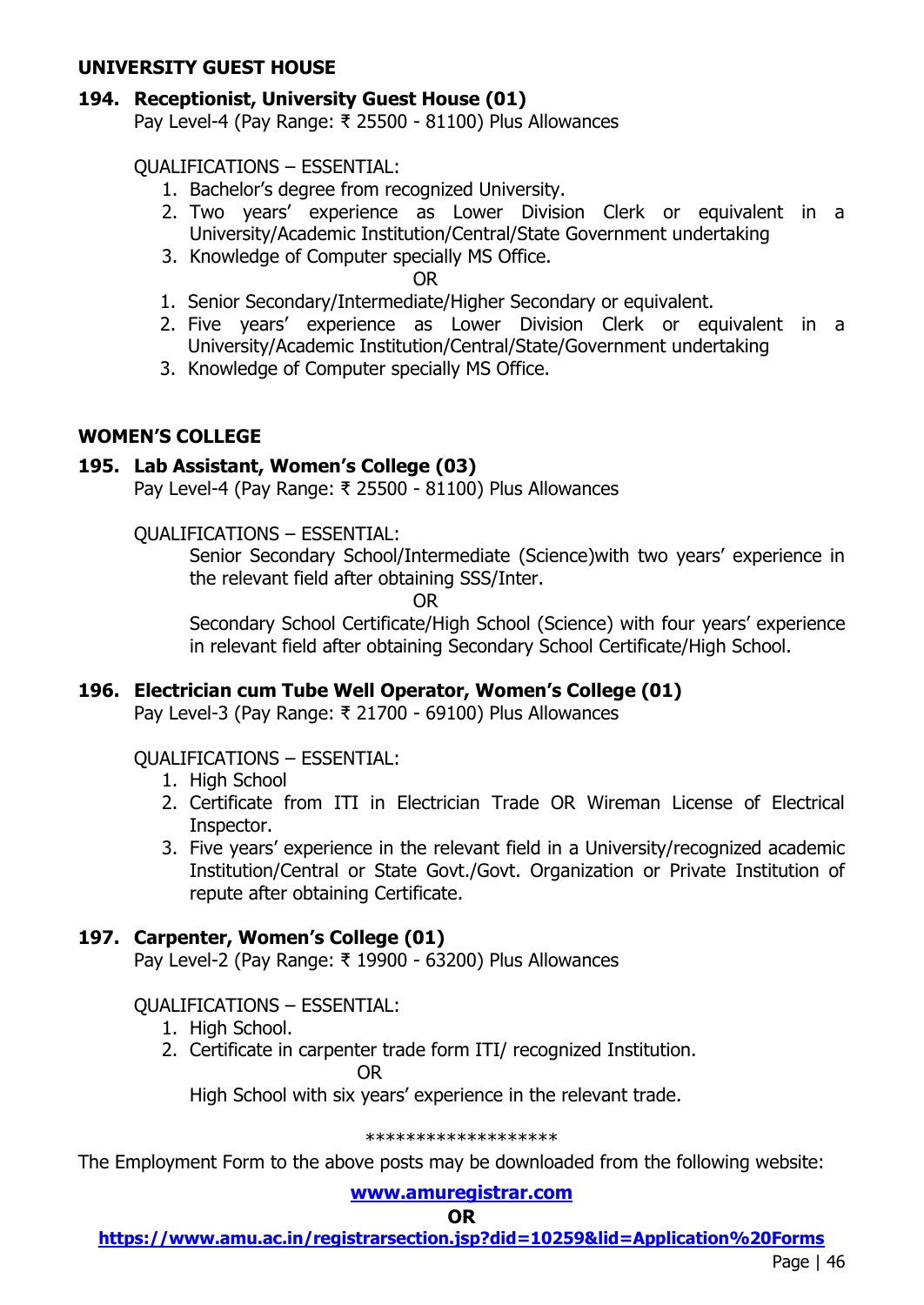## UNIVERSITY GUEST HOUSE

### 194. Receptionist, University Guest House (01)

Pay Level-4 (Pay Range: ₹ 25500 - 81100) Plus Allowances

QUALIFICATIONS – ESSENTIAL:

1. Bachelor's degree from recognized University.
2. Two years' experience as Lower Division Clerk or equivalent in a University/Academic Institution/Central/State Government undertaking
3. Knowledge of Computer specially MS Office.

OR

1. Senior Secondary/Intermediate/Higher Secondary or equivalent.
2. Five years' experience as Lower Division Clerk or equivalent in a University/Academic Institution/Central/State/Government undertaking
3. Knowledge of Computer specially MS Office.

## WOMEN'S COLLEGE

### 195. Lab Assistant, Women's College (03)

Pay Level-4 (Pay Range: ₹ 25500 - 81100) Plus Allowances

QUALIFICATIONS – ESSENTIAL:

Senior Secondary School/Intermediate (Science)with two years' experience in the relevant field after obtaining SSS/Inter.

OR

Secondary School Certificate/High School (Science) with four years' experience in relevant field after obtaining Secondary School Certificate/High School.

### 196. Electrician cum Tube Well Operator, Women's College (01)

Pay Level-3 (Pay Range: ₹ 21700 - 69100) Plus Allowances

QUALIFICATIONS – ESSENTIAL:

1. High School
2. Certificate from ITI in Electrician Trade OR Wireman License of Electrical Inspector.
3. Five years' experience in the relevant field in a University/recognized academic Institution/Central or State Govt./Govt. Organization or Private Institution of repute after obtaining Certificate.

### 197. Carpenter, Women's College (01)

Pay Level-2 (Pay Range: ₹ 19900 - 63200) Plus Allowances

QUALIFICATIONS – ESSENTIAL:

1. High School.
2. Certificate in carpenter trade form ITI/ recognized Institution.

OR

High School with six years' experience in the relevant trade.

*******************

The Employment Form to the above posts may be downloaded from the following website:

**www.amuregistrar.com**

**OR**

**https://www.amu.ac.in/registrarsection.jsp?did=10259&lid=Application%20Forms**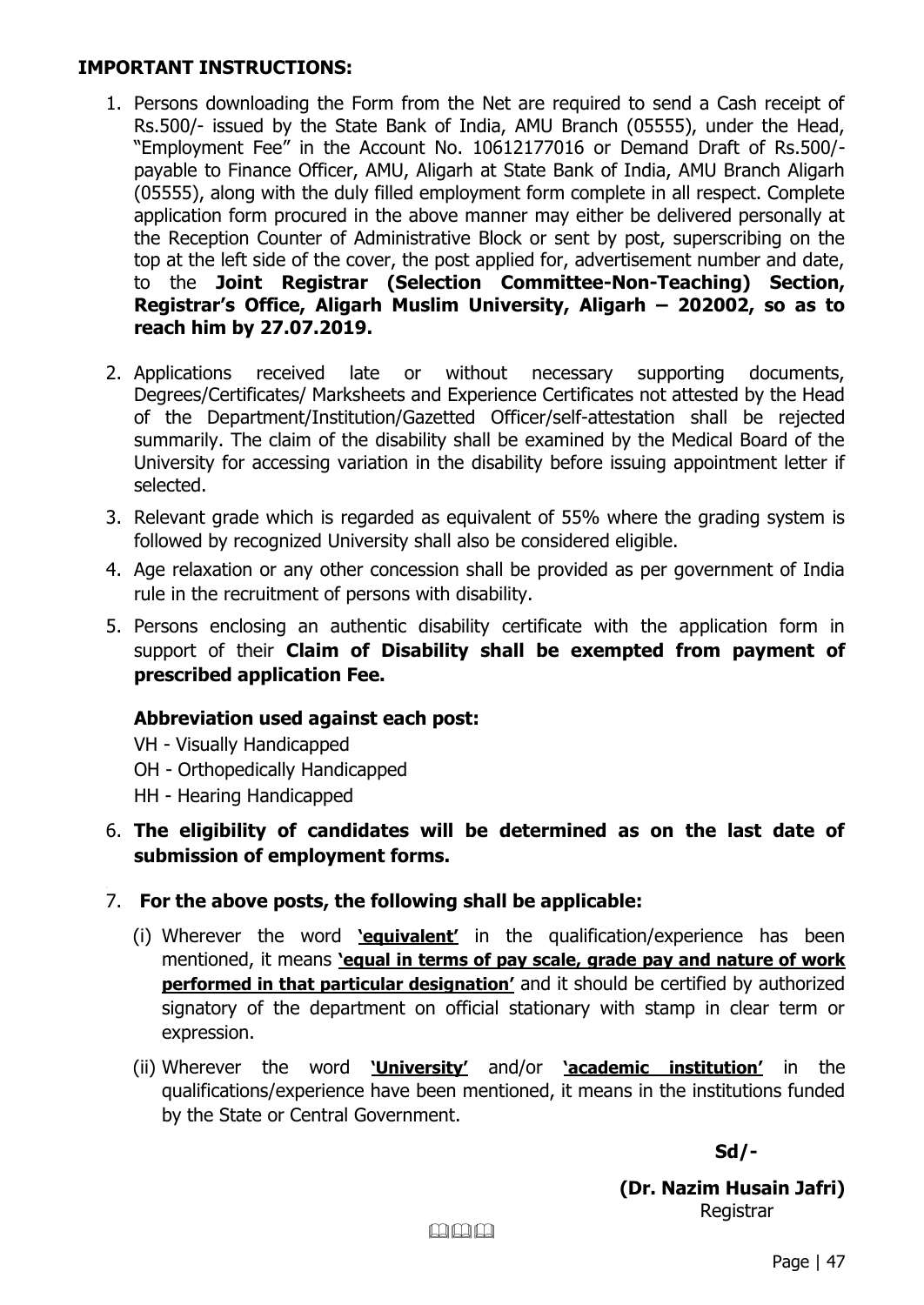**IMPORTANT INSTRUCTIONS:**

1. Persons downloading the Form from the Net are required to send a Cash receipt of Rs.500/- issued by the State Bank of India, AMU Branch (05555), under the Head, "Employment Fee" in the Account No. 10612177016 or Demand Draft of Rs.500/- payable to Finance Officer, AMU, Aligarh at State Bank of India, AMU Branch Aligarh (05555), along with the duly filled employment form complete in all respect. Complete application form procured in the above manner may either be delivered personally at the Reception Counter of Administrative Block or sent by post, superscribing on the top at the left side of the cover, the post applied for, advertisement number and date, to the **Joint Registrar (Selection Committee-Non-Teaching) Section, Registrar's Office, Aligarh Muslim University, Aligarh – 202002, so as to reach him by 27.07.2019.**

2. Applications received late or without necessary supporting documents, Degrees/Certificates/ Marksheets and Experience Certificates not attested by the Head of the Department/Institution/Gazetted Officer/self-attestation shall be rejected summarily. The claim of the disability shall be examined by the Medical Board of the University for accessing variation in the disability before issuing appointment letter if selected.

3. Relevant grade which is regarded as equivalent of 55% where the grading system is followed by recognized University shall also be considered eligible.

4. Age relaxation or any other concession shall be provided as per government of India rule in the recruitment of persons with disability.

5. Persons enclosing an authentic disability certificate with the application form in support of their **Claim of Disability shall be exempted from payment of prescribed application Fee.**

   **Abbreviation used against each post:**

   VH - Visually Handicapped
   OH - Orthopedically Handicapped
   HH - Hearing Handicapped

6. **The eligibility of candidates will be determined as on the last date of submission of employment forms.**

7. **For the above posts, the following shall be applicable:**

   (i) Wherever the word **'equivalent'** in the qualification/experience has been mentioned, it means **'equal in terms of pay scale, grade pay and nature of work performed in that particular designation'** and it should be certified by authorized signatory of the department on official stationary with stamp in clear term or expression.

   (ii) Wherever the word **'University'** and/or **'academic institution'** in the qualifications/experience have been mentioned, it means in the institutions funded by the State or Central Government.

**Sd/-**

**(Dr. Nazim Husain Jafri)**
Registrar